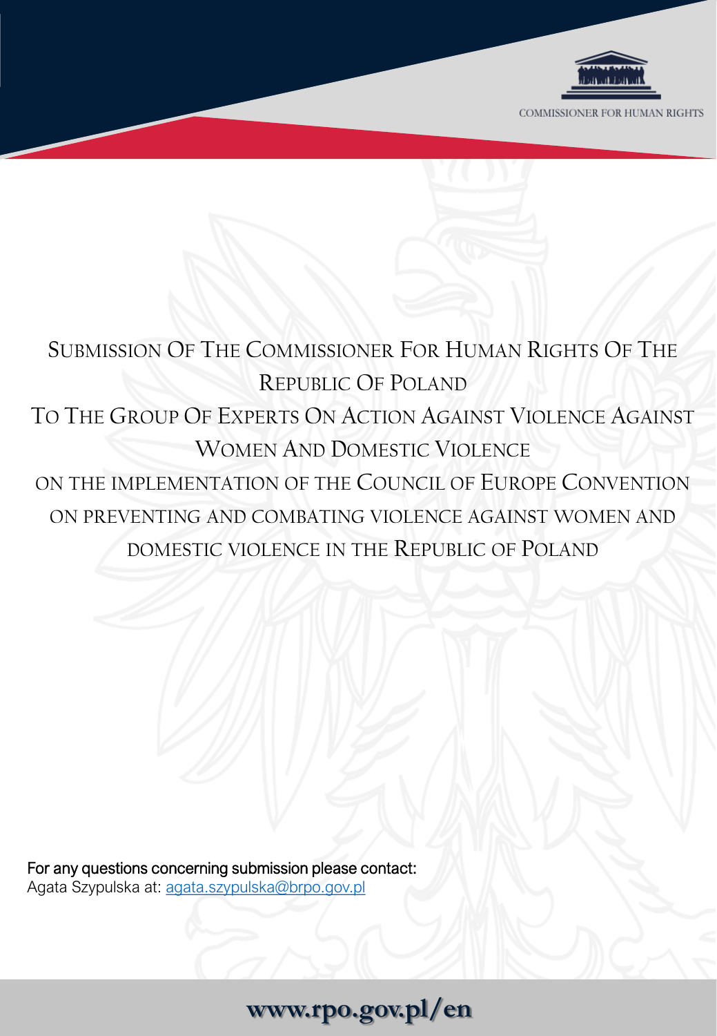COMMISSIONER FOR HUMAN RIGHTS

# Submission Of The Commissioner For Human Rights Of The Republic Of Poland To The Group Of Experts On Action Against Violence Against Women And Domestic Violence on the implementation of the Council of Europe Convention on preventing and combating violence against women and domestic violence in the Republic of Poland

For any questions concerning submission please contact:
Agata Szypulska at: agata.szypulska@brpo.gov.pl

**www.rpo.gov.pl/en**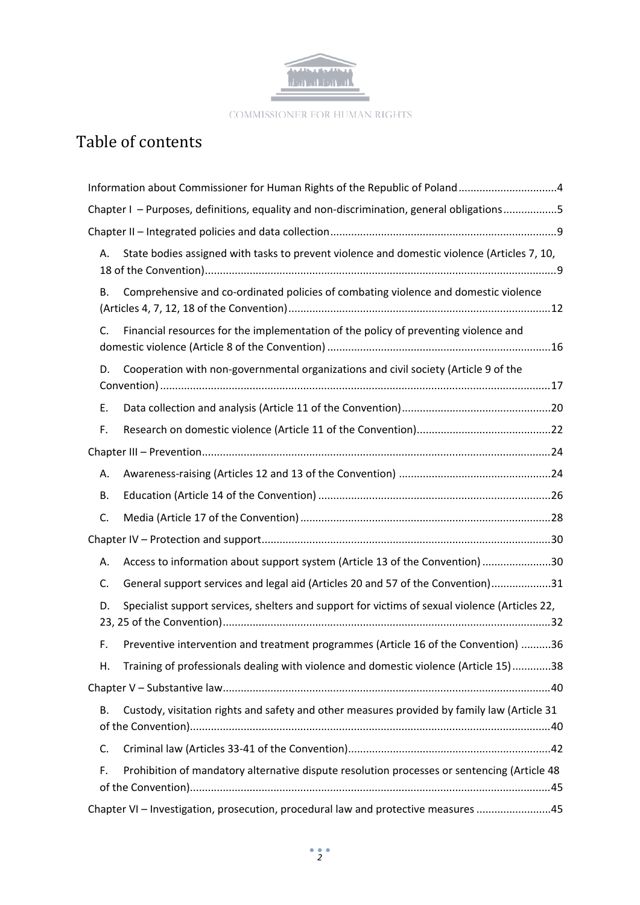# Table of contents

Information about Commissioner for Human Rights of the Republic of Poland ..... 4

Chapter I – Purposes, definitions, equality and non-discrimination, general obligations ..... 5

Chapter II – Integrated policies and data collection ..... 9

- A. State bodies assigned with tasks to prevent violence and domestic violence (Articles 7, 10, 18 of the Convention) ..... 9
- B. Comprehensive and co-ordinated policies of combating violence and domestic violence (Articles 4, 7, 12, 18 of the Convention) ..... 12
- C. Financial resources for the implementation of the policy of preventing violence and domestic violence (Article 8 of the Convention) ..... 16
- D. Cooperation with non-governmental organizations and civil society (Article 9 of the Convention) ..... 17
- E. Data collection and analysis (Article 11 of the Convention) ..... 20
- F. Research on domestic violence (Article 11 of the Convention) ..... 22

Chapter III – Prevention ..... 24

- A. Awareness-raising (Articles 12 and 13 of the Convention) ..... 24
- B. Education (Article 14 of the Convention) ..... 26
- C. Media (Article 17 of the Convention) ..... 28

Chapter IV – Protection and support ..... 30

- A. Access to information about support system (Article 13 of the Convention) ..... 30
- C. General support services and legal aid (Articles 20 and 57 of the Convention) ..... 31
- D. Specialist support services, shelters and support for victims of sexual violence (Articles 22, 23, 25 of the Convention) ..... 32
- F. Preventive intervention and treatment programmes (Article 16 of the Convention) ..... 36
- H. Training of professionals dealing with violence and domestic violence (Article 15) ..... 38

Chapter V – Substantive law ..... 40

- B. Custody, visitation rights and safety and other measures provided by family law (Article 31 of the Convention) ..... 40
- C. Criminal law (Articles 33-41 of the Convention) ..... 42
- F. Prohibition of mandatory alternative dispute resolution processes or sentencing (Article 48 of the Convention) ..... 45

Chapter VI – Investigation, prosecution, procedural law and protective measures ..... 45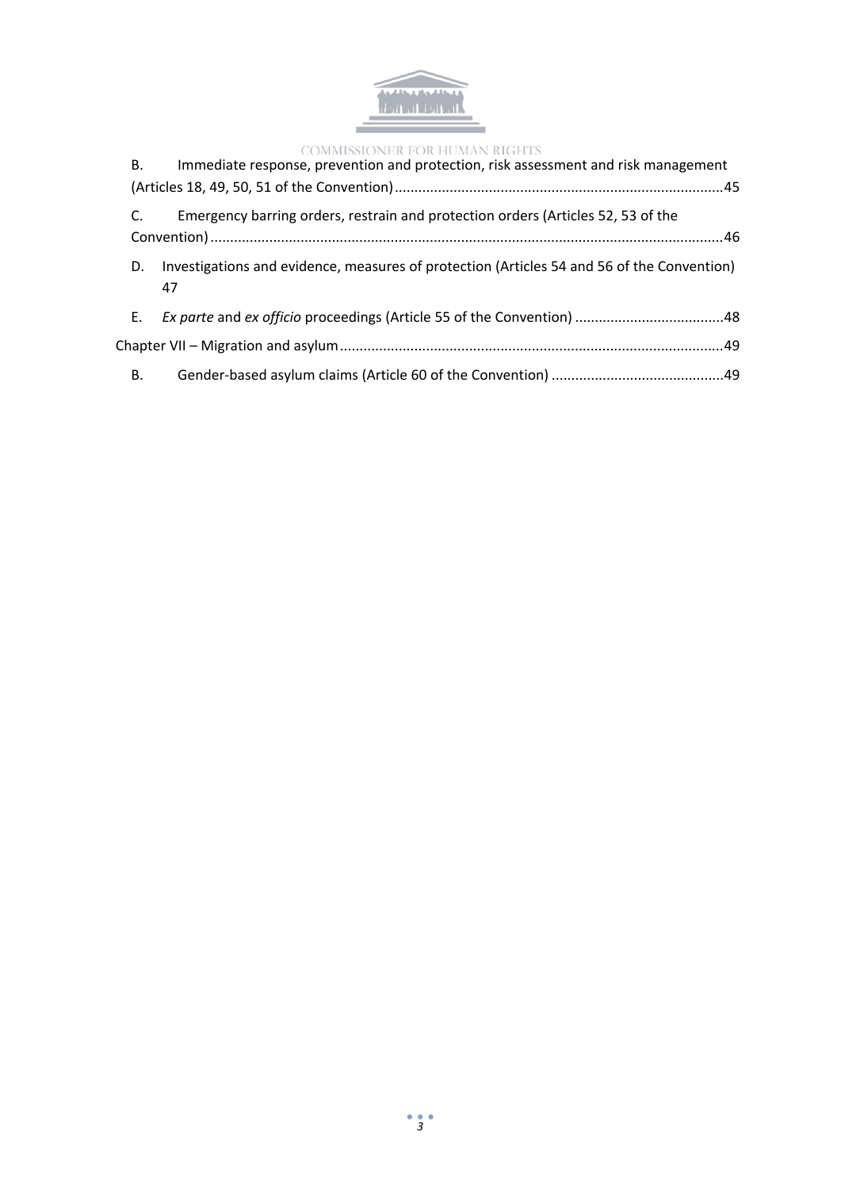B. Immediate response, prevention and protection, risk assessment and risk management (Articles 18, 49, 50, 51 of the Convention) ....................................................................................45

C. Emergency barring orders, restrain and protection orders (Articles 52, 53 of the Convention) ....................................................................................................................................46

D. Investigations and evidence, measures of protection (Articles 54 and 56 of the Convention) 47

E. *Ex parte* and *ex officio* proceedings (Article 55 of the Convention) .....................................48

Chapter VII – Migration and asylum ..................................................................................................49

B. Gender-based asylum claims (Article 60 of the Convention) ...........................................49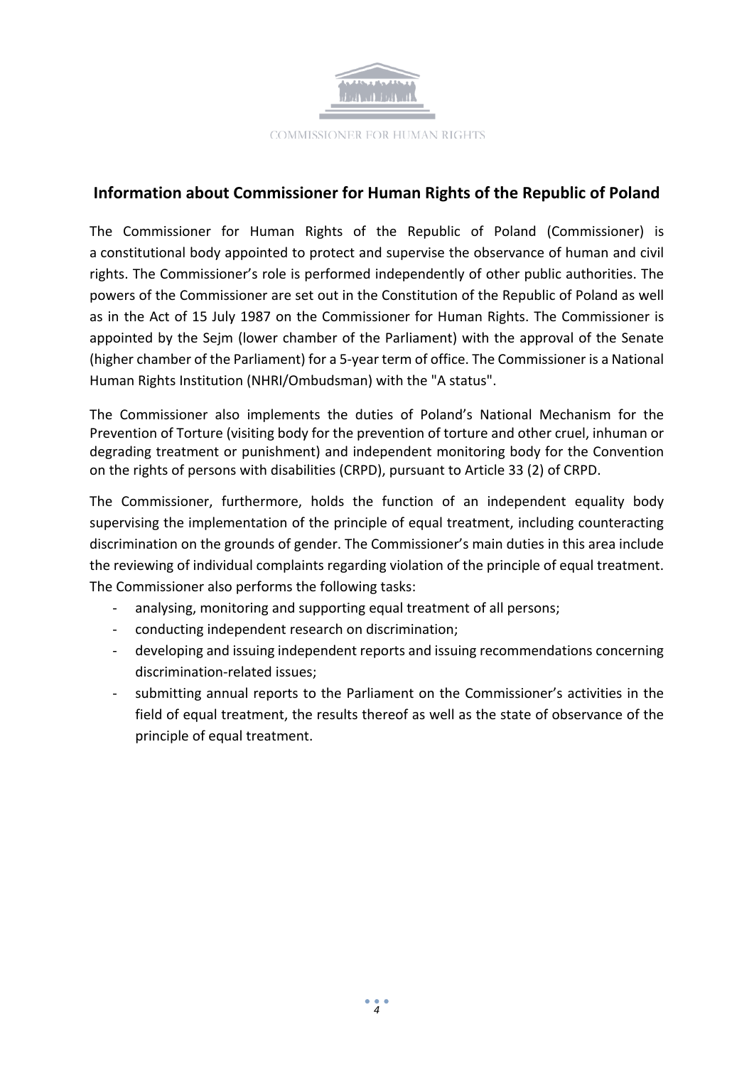## Information about Commissioner for Human Rights of the Republic of Poland

The Commissioner for Human Rights of the Republic of Poland (Commissioner) is a constitutional body appointed to protect and supervise the observance of human and civil rights. The Commissioner's role is performed independently of other public authorities. The powers of the Commissioner are set out in the Constitution of the Republic of Poland as well as in the Act of 15 July 1987 on the Commissioner for Human Rights. The Commissioner is appointed by the Sejm (lower chamber of the Parliament) with the approval of the Senate (higher chamber of the Parliament) for a 5-year term of office. The Commissioner is a National Human Rights Institution (NHRI/Ombudsman) with the "A status".

The Commissioner also implements the duties of Poland's National Mechanism for the Prevention of Torture (visiting body for the prevention of torture and other cruel, inhuman or degrading treatment or punishment) and independent monitoring body for the Convention on the rights of persons with disabilities (CRPD), pursuant to Article 33 (2) of CRPD.

The Commissioner, furthermore, holds the function of an independent equality body supervising the implementation of the principle of equal treatment, including counteracting discrimination on the grounds of gender. The Commissioner's main duties in this area include the reviewing of individual complaints regarding violation of the principle of equal treatment. The Commissioner also performs the following tasks:

- analysing, monitoring and supporting equal treatment of all persons;
- conducting independent research on discrimination;
- developing and issuing independent reports and issuing recommendations concerning discrimination-related issues;
- submitting annual reports to the Parliament on the Commissioner's activities in the field of equal treatment, the results thereof as well as the state of observance of the principle of equal treatment.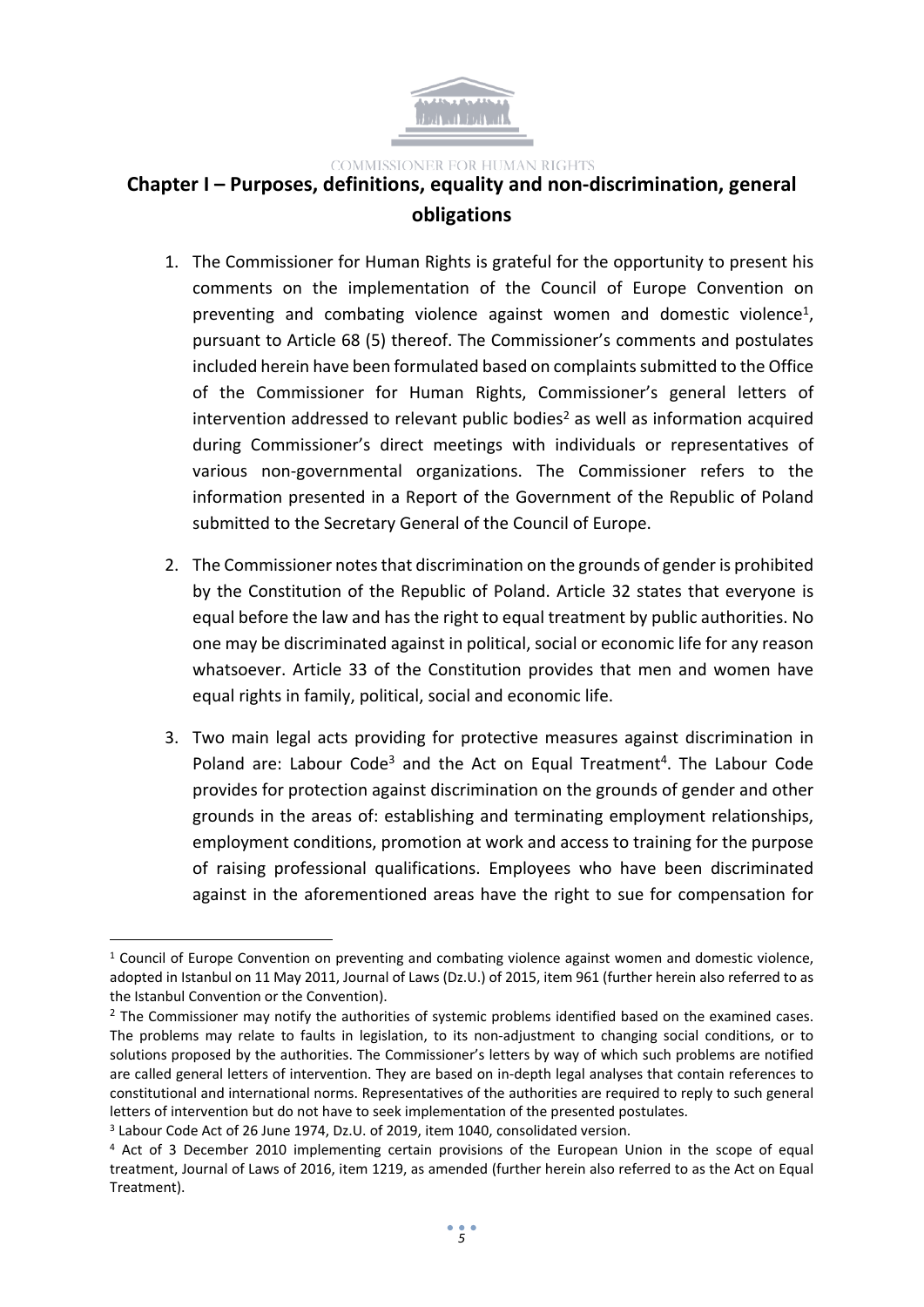## Chapter I – Purposes, definitions, equality and non-discrimination, general obligations

1. The Commissioner for Human Rights is grateful for the opportunity to present his comments on the implementation of the Council of Europe Convention on preventing and combating violence against women and domestic violence[1], pursuant to Article 68 (5) thereof. The Commissioner's comments and postulates included herein have been formulated based on complaints submitted to the Office of the Commissioner for Human Rights, Commissioner's general letters of intervention addressed to relevant public bodies[2] as well as information acquired during Commissioner's direct meetings with individuals or representatives of various non-governmental organizations. The Commissioner refers to the information presented in a Report of the Government of the Republic of Poland submitted to the Secretary General of the Council of Europe.

2. The Commissioner notes that discrimination on the grounds of gender is prohibited by the Constitution of the Republic of Poland. Article 32 states that everyone is equal before the law and has the right to equal treatment by public authorities. No one may be discriminated against in political, social or economic life for any reason whatsoever. Article 33 of the Constitution provides that men and women have equal rights in family, political, social and economic life.

3. Two main legal acts providing for protective measures against discrimination in Poland are: Labour Code[3] and the Act on Equal Treatment[4]. The Labour Code provides for protection against discrimination on the grounds of gender and other grounds in the areas of: establishing and terminating employment relationships, employment conditions, promotion at work and access to training for the purpose of raising professional qualifications. Employees who have been discriminated against in the aforementioned areas have the right to sue for compensation for

---

[1] Council of Europe Convention on preventing and combating violence against women and domestic violence, adopted in Istanbul on 11 May 2011, Journal of Laws (Dz.U.) of 2015, item 961 (further herein also referred to as the Istanbul Convention or the Convention).

[2] The Commissioner may notify the authorities of systemic problems identified based on the examined cases. The problems may relate to faults in legislation, to its non-adjustment to changing social conditions, or to solutions proposed by the authorities. The Commissioner's letters by way of which such problems are notified are called general letters of intervention. They are based on in-depth legal analyses that contain references to constitutional and international norms. Representatives of the authorities are required to reply to such general letters of intervention but do not have to seek implementation of the presented postulates.

[3] Labour Code Act of 26 June 1974, Dz.U. of 2019, item 1040, consolidated version.

[4] Act of 3 December 2010 implementing certain provisions of the European Union in the scope of equal treatment, Journal of Laws of 2016, item 1219, as amended (further herein also referred to as the Act on Equal Treatment).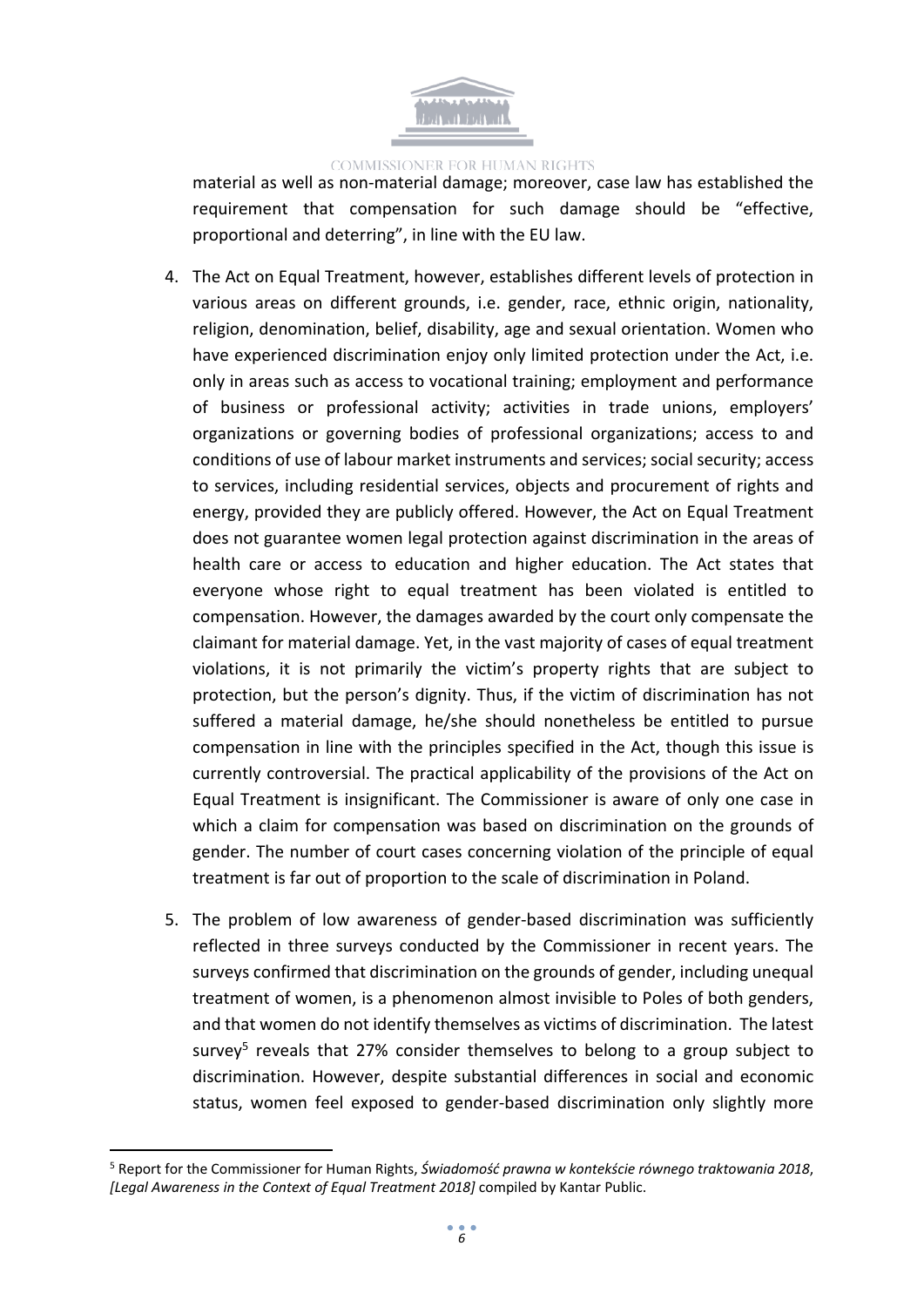material as well as non-material damage; moreover, case law has established the requirement that compensation for such damage should be "effective, proportional and deterring", in line with the EU law.

4. The Act on Equal Treatment, however, establishes different levels of protection in various areas on different grounds, i.e. gender, race, ethnic origin, nationality, religion, denomination, belief, disability, age and sexual orientation. Women who have experienced discrimination enjoy only limited protection under the Act, i.e. only in areas such as access to vocational training; employment and performance of business or professional activity; activities in trade unions, employers' organizations or governing bodies of professional organizations; access to and conditions of use of labour market instruments and services; social security; access to services, including residential services, objects and procurement of rights and energy, provided they are publicly offered. However, the Act on Equal Treatment does not guarantee women legal protection against discrimination in the areas of health care or access to education and higher education. The Act states that everyone whose right to equal treatment has been violated is entitled to compensation. However, the damages awarded by the court only compensate the claimant for material damage. Yet, in the vast majority of cases of equal treatment violations, it is not primarily the victim's property rights that are subject to protection, but the person's dignity. Thus, if the victim of discrimination has not suffered a material damage, he/she should nonetheless be entitled to pursue compensation in line with the principles specified in the Act, though this issue is currently controversial. The practical applicability of the provisions of the Act on Equal Treatment is insignificant. The Commissioner is aware of only one case in which a claim for compensation was based on discrimination on the grounds of gender. The number of court cases concerning violation of the principle of equal treatment is far out of proportion to the scale of discrimination in Poland.

5. The problem of low awareness of gender-based discrimination was sufficiently reflected in three surveys conducted by the Commissioner in recent years. The surveys confirmed that discrimination on the grounds of gender, including unequal treatment of women, is a phenomenon almost invisible to Poles of both genders, and that women do not identify themselves as victims of discrimination. The latest survey[5] reveals that 27% consider themselves to belong to a group subject to discrimination. However, despite substantial differences in social and economic status, women feel exposed to gender-based discrimination only slightly more

[5] Report for the Commissioner for Human Rights, *Świadomość prawna w kontekście równego traktowania 2018*, *[Legal Awareness in the Context of Equal Treatment 2018]* compiled by Kantar Public.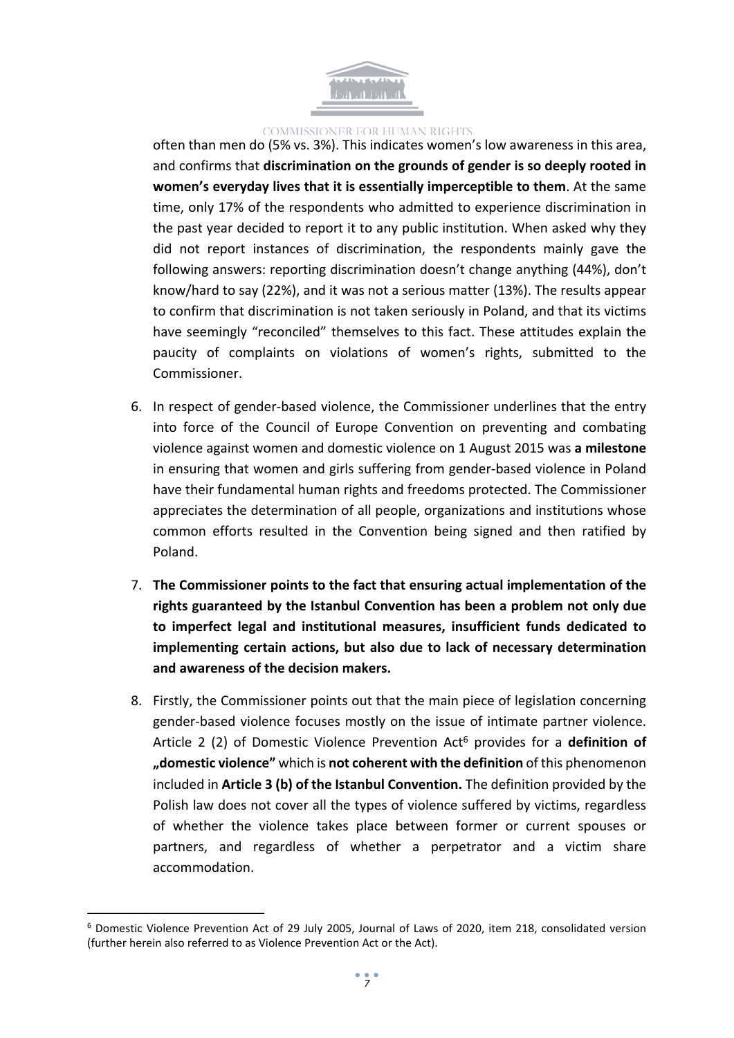often than men do (5% vs. 3%). This indicates women's low awareness in this area, and confirms that **discrimination on the grounds of gender is so deeply rooted in women's everyday lives that it is essentially imperceptible to them**. At the same time, only 17% of the respondents who admitted to experience discrimination in the past year decided to report it to any public institution. When asked why they did not report instances of discrimination, the respondents mainly gave the following answers: reporting discrimination doesn't change anything (44%), don't know/hard to say (22%), and it was not a serious matter (13%). The results appear to confirm that discrimination is not taken seriously in Poland, and that its victims have seemingly "reconciled" themselves to this fact. These attitudes explain the paucity of complaints on violations of women's rights, submitted to the Commissioner.

6. In respect of gender-based violence, the Commissioner underlines that the entry into force of the Council of Europe Convention on preventing and combating violence against women and domestic violence on 1 August 2015 was **a milestone** in ensuring that women and girls suffering from gender-based violence in Poland have their fundamental human rights and freedoms protected. The Commissioner appreciates the determination of all people, organizations and institutions whose common efforts resulted in the Convention being signed and then ratified by Poland.

7. **The Commissioner points to the fact that ensuring actual implementation of the rights guaranteed by the Istanbul Convention has been a problem not only due to imperfect legal and institutional measures, insufficient funds dedicated to implementing certain actions, but also due to lack of necessary determination and awareness of the decision makers.**

8. Firstly, the Commissioner points out that the main piece of legislation concerning gender-based violence focuses mostly on the issue of intimate partner violence. Article 2 (2) of Domestic Violence Prevention Act[6] provides for a **definition of „domestic violence"** which is **not coherent with the definition** of this phenomenon included in **Article 3 (b) of the Istanbul Convention.** The definition provided by the Polish law does not cover all the types of violence suffered by victims, regardless of whether the violence takes place between former or current spouses or partners, and regardless of whether a perpetrator and a victim share accommodation.

[6] Domestic Violence Prevention Act of 29 July 2005, Journal of Laws of 2020, item 218, consolidated version (further herein also referred to as Violence Prevention Act or the Act).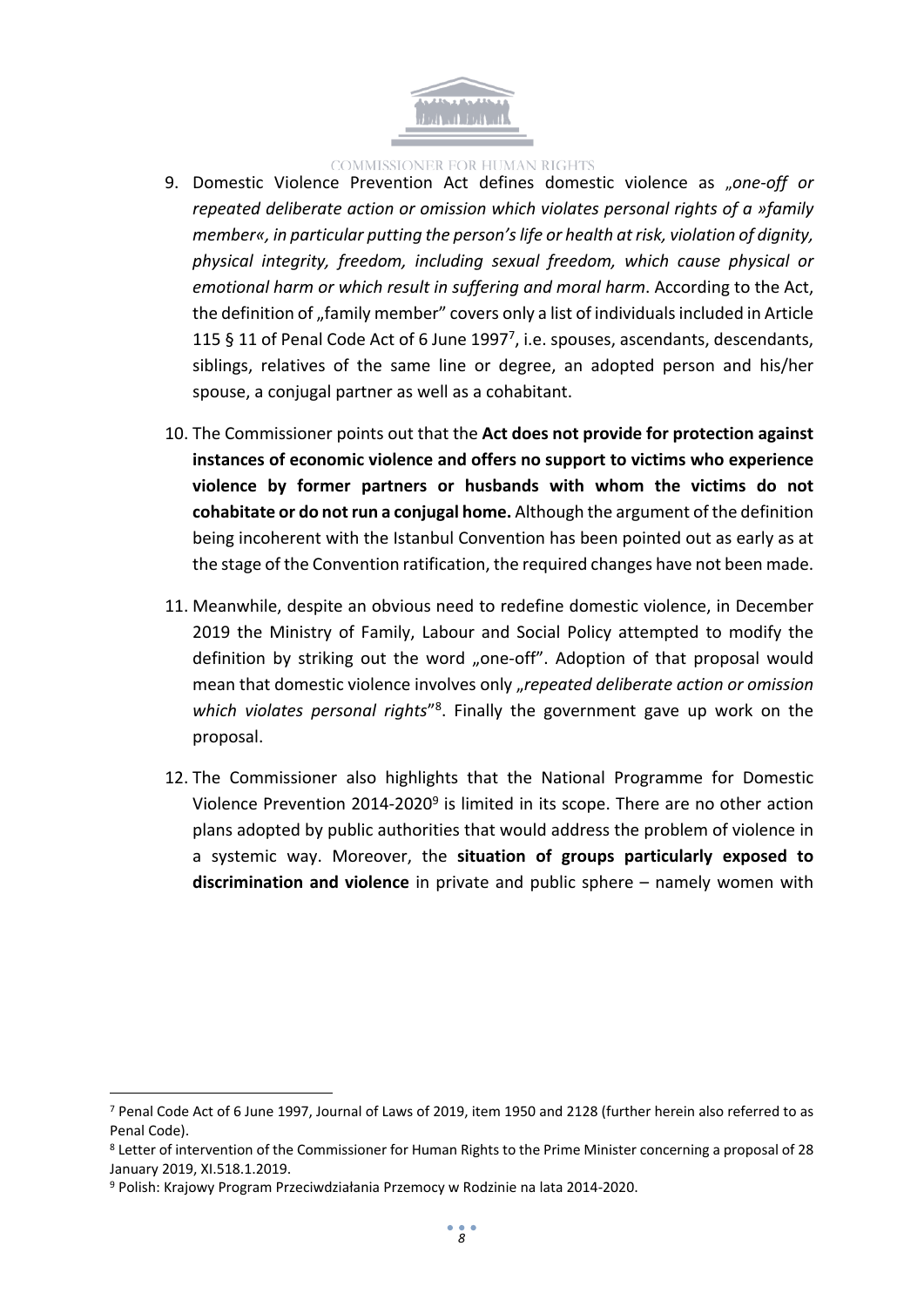9. Domestic Violence Prevention Act defines domestic violence as „*one-off or repeated deliberate action or omission which violates personal rights of a »family member«, in particular putting the person's life or health at risk, violation of dignity, physical integrity, freedom, including sexual freedom, which cause physical or emotional harm or which result in suffering and moral harm*. According to the Act, the definition of „family member" covers only a list of individuals included in Article 115 § 11 of Penal Code Act of 6 June 1997[7], i.e. spouses, ascendants, descendants, siblings, relatives of the same line or degree, an adopted person and his/her spouse, a conjugal partner as well as a cohabitant.

10. The Commissioner points out that the **Act does not provide for protection against instances of economic violence and offers no support to victims who experience violence by former partners or husbands with whom the victims do not cohabitate or do not run a conjugal home.** Although the argument of the definition being incoherent with the Istanbul Convention has been pointed out as early as at the stage of the Convention ratification, the required changes have not been made.

11. Meanwhile, despite an obvious need to redefine domestic violence, in December 2019 the Ministry of Family, Labour and Social Policy attempted to modify the definition by striking out the word „one-off". Adoption of that proposal would mean that domestic violence involves only „*repeated deliberate action or omission which violates personal rights*"[8]. Finally the government gave up work on the proposal.

12. The Commissioner also highlights that the National Programme for Domestic Violence Prevention 2014-2020[9] is limited in its scope. There are no other action plans adopted by public authorities that would address the problem of violence in a systemic way. Moreover, the **situation of groups particularly exposed to discrimination and violence** in private and public sphere – namely women with

---

[7] Penal Code Act of 6 June 1997, Journal of Laws of 2019, item 1950 and 2128 (further herein also referred to as Penal Code).

[8] Letter of intervention of the Commissioner for Human Rights to the Prime Minister concerning a proposal of 28 January 2019, XI.518.1.2019.

[9] Polish: Krajowy Program Przeciwdziałania Przemocy w Rodzinie na lata 2014-2020.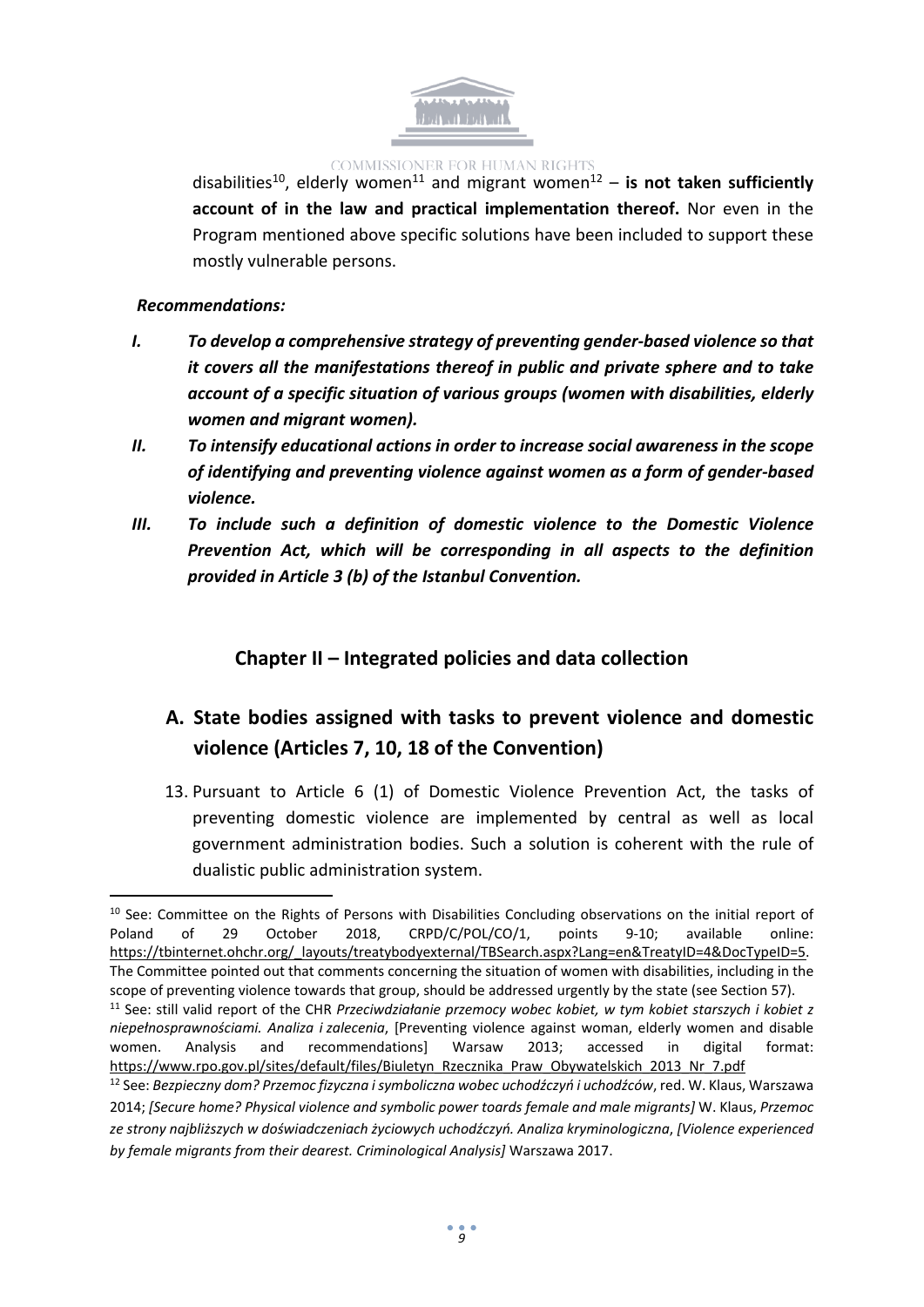disabilities[10], elderly women[11] and migrant women[12] – **is not taken sufficiently account of in the law and practical implementation thereof.** Nor even in the Program mentioned above specific solutions have been included to support these mostly vulnerable persons.

***Recommendations:***

- ***I. To develop a comprehensive strategy of preventing gender-based violence so that it covers all the manifestations thereof in public and private sphere and to take account of a specific situation of various groups (women with disabilities, elderly women and migrant women).***
- ***II. To intensify educational actions in order to increase social awareness in the scope of identifying and preventing violence against women as a form of gender-based violence.***
- ***III. To include such a definition of domestic violence to the Domestic Violence Prevention Act, which will be corresponding in all aspects to the definition provided in Article 3 (b) of the Istanbul Convention.***

## Chapter II – Integrated policies and data collection

### A. State bodies assigned with tasks to prevent violence and domestic violence (Articles 7, 10, 18 of the Convention)

13. Pursuant to Article 6 (1) of Domestic Violence Prevention Act, the tasks of preventing domestic violence are implemented by central as well as local government administration bodies. Such a solution is coherent with the rule of dualistic public administration system.

---

[10] See: Committee on the Rights of Persons with Disabilities Concluding observations on the initial report of Poland of 29 October 2018, CRPD/C/POL/CO/1, points 9-10; available online: https://tbinternet.ohchr.org/_layouts/treatybodyexternal/TBSearch.aspx?Lang=en&TreatyID=4&DocTypeID=5. The Committee pointed out that comments concerning the situation of women with disabilities, including in the scope of preventing violence towards that group, should be addressed urgently by the state (see Section 57).

[11] See: still valid report of the CHR *Przeciwdziałanie przemocy wobec kobiet, w tym kobiet starszych i kobiet z niepełnosprawnościami. Analiza i zalecenia*, [Preventing violence against woman, elderly women and disable women. Analysis and recommendations] Warsaw 2013; accessed in digital format: https://www.rpo.gov.pl/sites/default/files/Biuletyn_Rzecznika_Praw_Obywatelskich_2013_Nr_7.pdf

[12] See: *Bezpieczny dom? Przemoc fizyczna i symboliczna wobec uchodźczyń i uchodźców*, red. W. Klaus, Warszawa 2014; *[Secure home? Physical violence and symbolic power toards female and male migrants]* W. Klaus, *Przemoc ze strony najbliższych w doświadczeniach życiowych uchodźczyń. Analiza kryminologiczna*, *[Violence experienced by female migrants from their dearest. Criminological Analysis]* Warszawa 2017.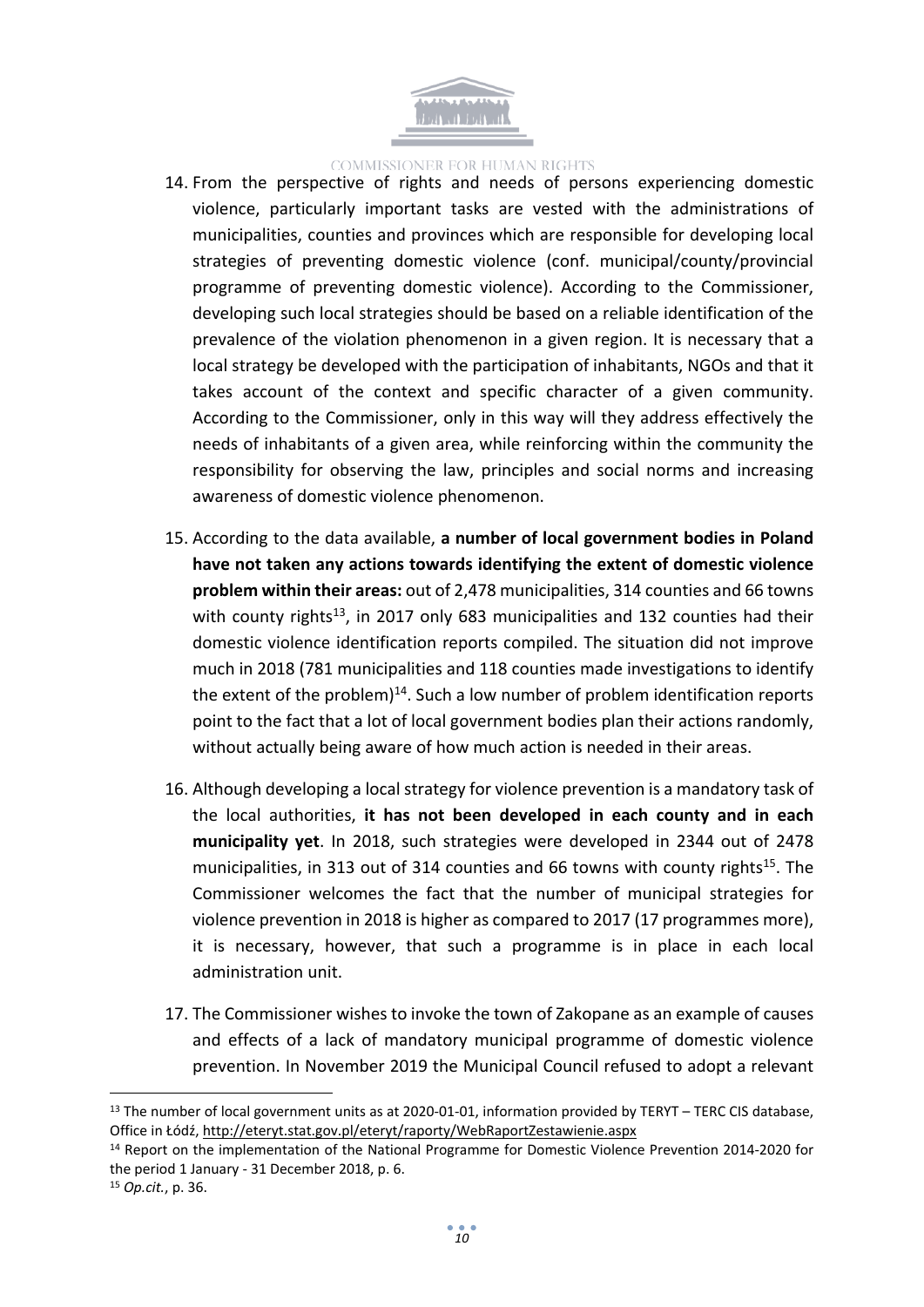14. From the perspective of rights and needs of persons experiencing domestic violence, particularly important tasks are vested with the administrations of municipalities, counties and provinces which are responsible for developing local strategies of preventing domestic violence (conf. municipal/county/provincial programme of preventing domestic violence). According to the Commissioner, developing such local strategies should be based on a reliable identification of the prevalence of the violation phenomenon in a given region. It is necessary that a local strategy be developed with the participation of inhabitants, NGOs and that it takes account of the context and specific character of a given community. According to the Commissioner, only in this way will they address effectively the needs of inhabitants of a given area, while reinforcing within the community the responsibility for observing the law, principles and social norms and increasing awareness of domestic violence phenomenon.

15. According to the data available, **a number of local government bodies in Poland have not taken any actions towards identifying the extent of domestic violence problem within their areas:** out of 2,478 municipalities, 314 counties and 66 towns with county rights[13], in 2017 only 683 municipalities and 132 counties had their domestic violence identification reports compiled. The situation did not improve much in 2018 (781 municipalities and 118 counties made investigations to identify the extent of the problem)[14]. Such a low number of problem identification reports point to the fact that a lot of local government bodies plan their actions randomly, without actually being aware of how much action is needed in their areas.

16. Although developing a local strategy for violence prevention is a mandatory task of the local authorities, **it has not been developed in each county and in each municipality yet**. In 2018, such strategies were developed in 2344 out of 2478 municipalities, in 313 out of 314 counties and 66 towns with county rights[15]. The Commissioner welcomes the fact that the number of municipal strategies for violence prevention in 2018 is higher as compared to 2017 (17 programmes more), it is necessary, however, that such a programme is in place in each local administration unit.

17. The Commissioner wishes to invoke the town of Zakopane as an example of causes and effects of a lack of mandatory municipal programme of domestic violence prevention. In November 2019 the Municipal Council refused to adopt a relevant

---

[13] The number of local government units as at 2020-01-01, information provided by TERYT – TERC CIS database, Office in Łódź, http://eteryt.stat.gov.pl/eteryt/raporty/WebRaportZestawienie.aspx

[14] Report on the implementation of the National Programme for Domestic Violence Prevention 2014-2020 for the period 1 January - 31 December 2018, p. 6.

[15] *Op.cit.*, p. 36.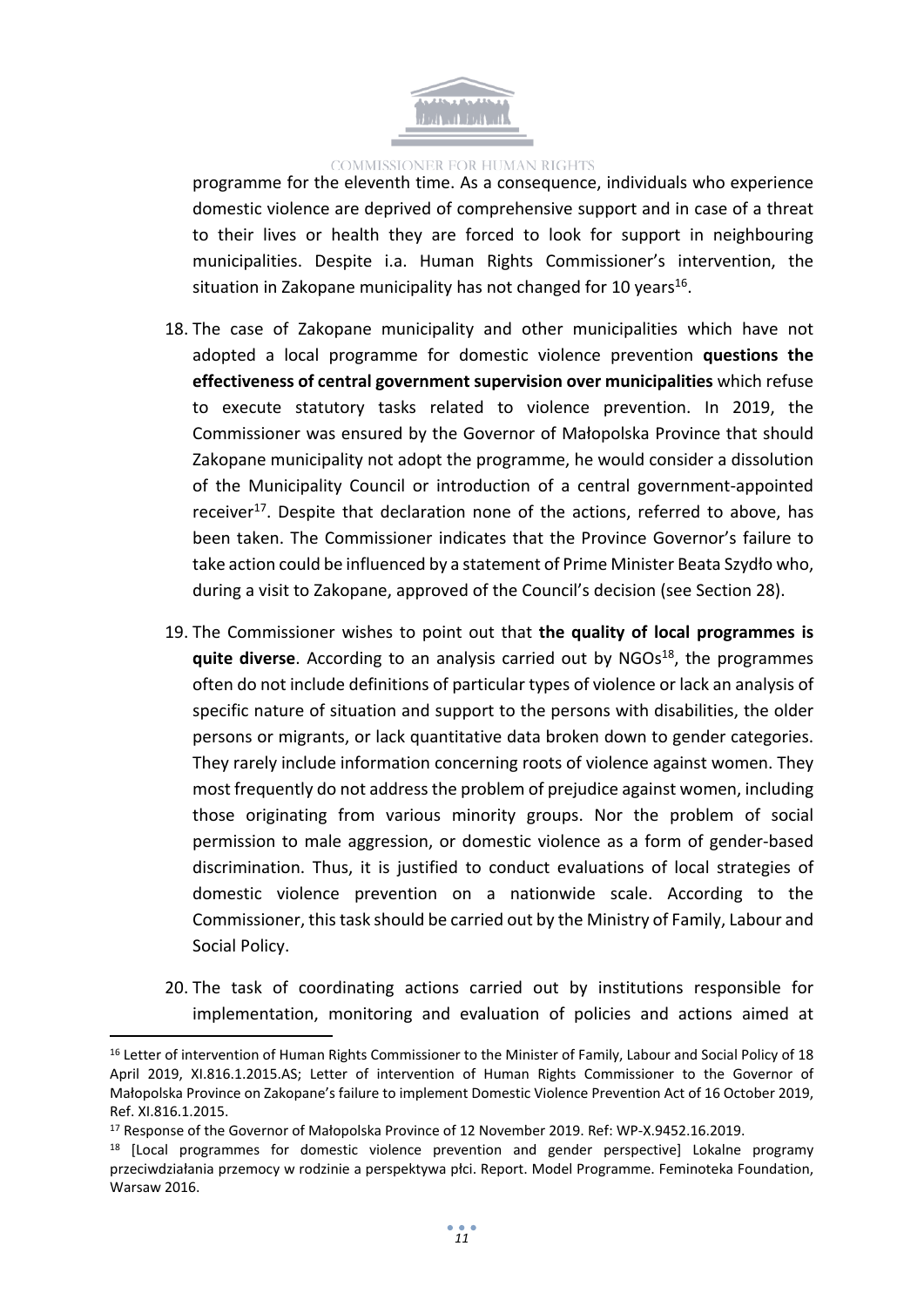programme for the eleventh time. As a consequence, individuals who experience domestic violence are deprived of comprehensive support and in case of a threat to their lives or health they are forced to look for support in neighbouring municipalities. Despite i.a. Human Rights Commissioner's intervention, the situation in Zakopane municipality has not changed for 10 years[16].

18. The case of Zakopane municipality and other municipalities which have not adopted a local programme for domestic violence prevention **questions the effectiveness of central government supervision over municipalities** which refuse to execute statutory tasks related to violence prevention. In 2019, the Commissioner was ensured by the Governor of Małopolska Province that should Zakopane municipality not adopt the programme, he would consider a dissolution of the Municipality Council or introduction of a central government-appointed receiver[17]. Despite that declaration none of the actions, referred to above, has been taken. The Commissioner indicates that the Province Governor's failure to take action could be influenced by a statement of Prime Minister Beata Szydło who, during a visit to Zakopane, approved of the Council's decision (see Section 28).

19. The Commissioner wishes to point out that **the quality of local programmes is quite diverse**. According to an analysis carried out by NGOs[18], the programmes often do not include definitions of particular types of violence or lack an analysis of specific nature of situation and support to the persons with disabilities, the older persons or migrants, or lack quantitative data broken down to gender categories. They rarely include information concerning roots of violence against women. They most frequently do not address the problem of prejudice against women, including those originating from various minority groups. Nor the problem of social permission to male aggression, or domestic violence as a form of gender-based discrimination. Thus, it is justified to conduct evaluations of local strategies of domestic violence prevention on a nationwide scale. According to the Commissioner, this task should be carried out by the Ministry of Family, Labour and Social Policy.

20. The task of coordinating actions carried out by institutions responsible for implementation, monitoring and evaluation of policies and actions aimed at

---

[16] Letter of intervention of Human Rights Commissioner to the Minister of Family, Labour and Social Policy of 18 April 2019, XI.816.1.2015.AS; Letter of intervention of Human Rights Commissioner to the Governor of Małopolska Province on Zakopane's failure to implement Domestic Violence Prevention Act of 16 October 2019, Ref. XI.816.1.2015.

[17] Response of the Governor of Małopolska Province of 12 November 2019. Ref: WP-X.9452.16.2019.

[18] [Local programmes for domestic violence prevention and gender perspective] Lokalne programy przeciwdziałania przemocy w rodzinie a perspektywa płci. Report. Model Programme. Feminoteka Foundation, Warsaw 2016.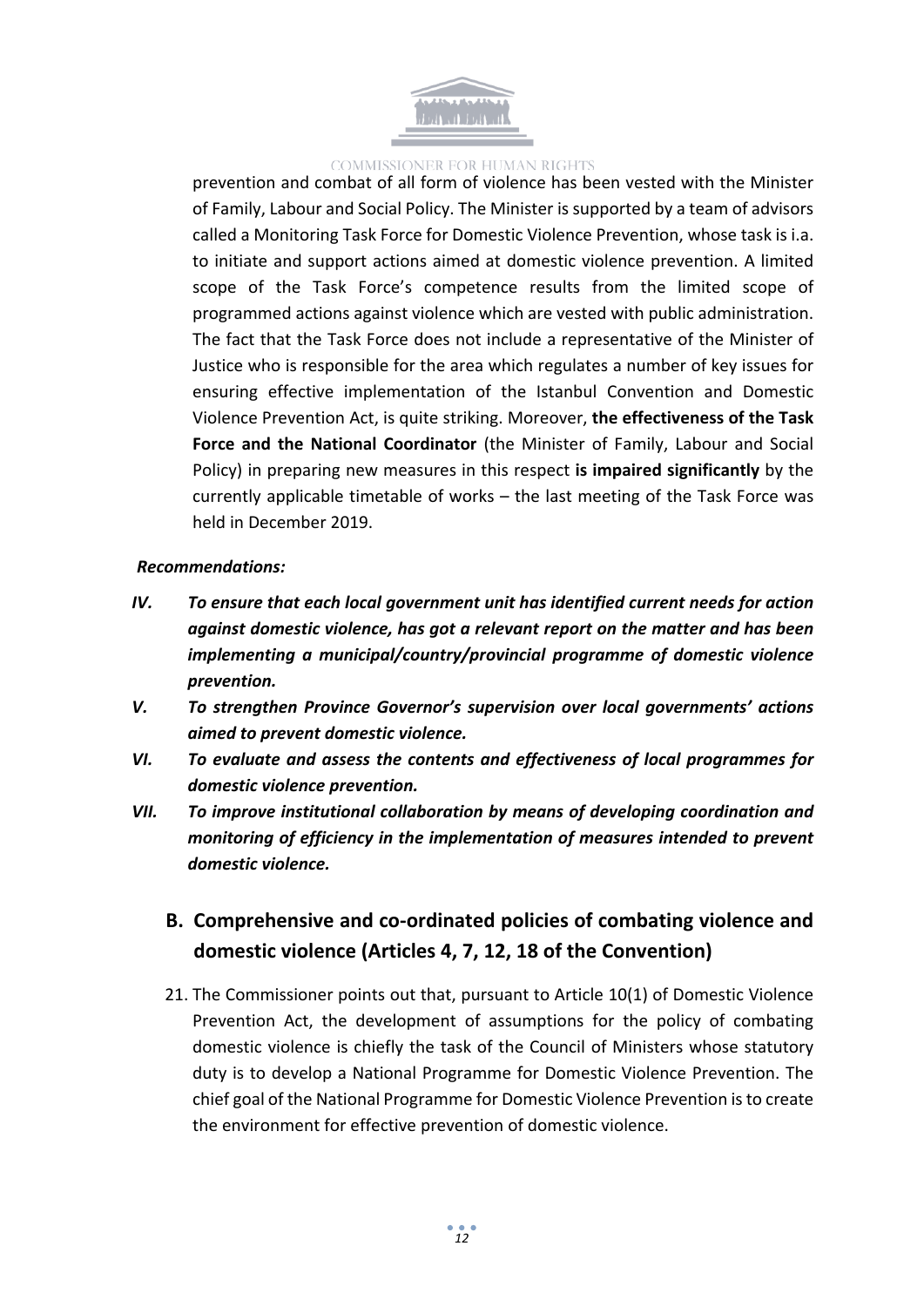prevention and combat of all form of violence has been vested with the Minister of Family, Labour and Social Policy. The Minister is supported by a team of advisors called a Monitoring Task Force for Domestic Violence Prevention, whose task is i.a. to initiate and support actions aimed at domestic violence prevention. A limited scope of the Task Force's competence results from the limited scope of programmed actions against violence which are vested with public administration. The fact that the Task Force does not include a representative of the Minister of Justice who is responsible for the area which regulates a number of key issues for ensuring effective implementation of the Istanbul Convention and Domestic Violence Prevention Act, is quite striking. Moreover, **the effectiveness of the Task Force and the National Coordinator** (the Minister of Family, Labour and Social Policy) in preparing new measures in this respect **is impaired significantly** by the currently applicable timetable of works – the last meeting of the Task Force was held in December 2019.

***Recommendations:***

- ***IV. To ensure that each local government unit has identified current needs for action against domestic violence, has got a relevant report on the matter and has been implementing a municipal/country/provincial programme of domestic violence prevention.***
- ***V. To strengthen Province Governor's supervision over local governments' actions aimed to prevent domestic violence.***
- ***VI. To evaluate and assess the contents and effectiveness of local programmes for domestic violence prevention.***
- ***VII. To improve institutional collaboration by means of developing coordination and monitoring of efficiency in the implementation of measures intended to prevent domestic violence.***

## B. Comprehensive and co-ordinated policies of combating violence and domestic violence (Articles 4, 7, 12, 18 of the Convention)

21. The Commissioner points out that, pursuant to Article 10(1) of Domestic Violence Prevention Act, the development of assumptions for the policy of combating domestic violence is chiefly the task of the Council of Ministers whose statutory duty is to develop a National Programme for Domestic Violence Prevention. The chief goal of the National Programme for Domestic Violence Prevention is to create the environment for effective prevention of domestic violence.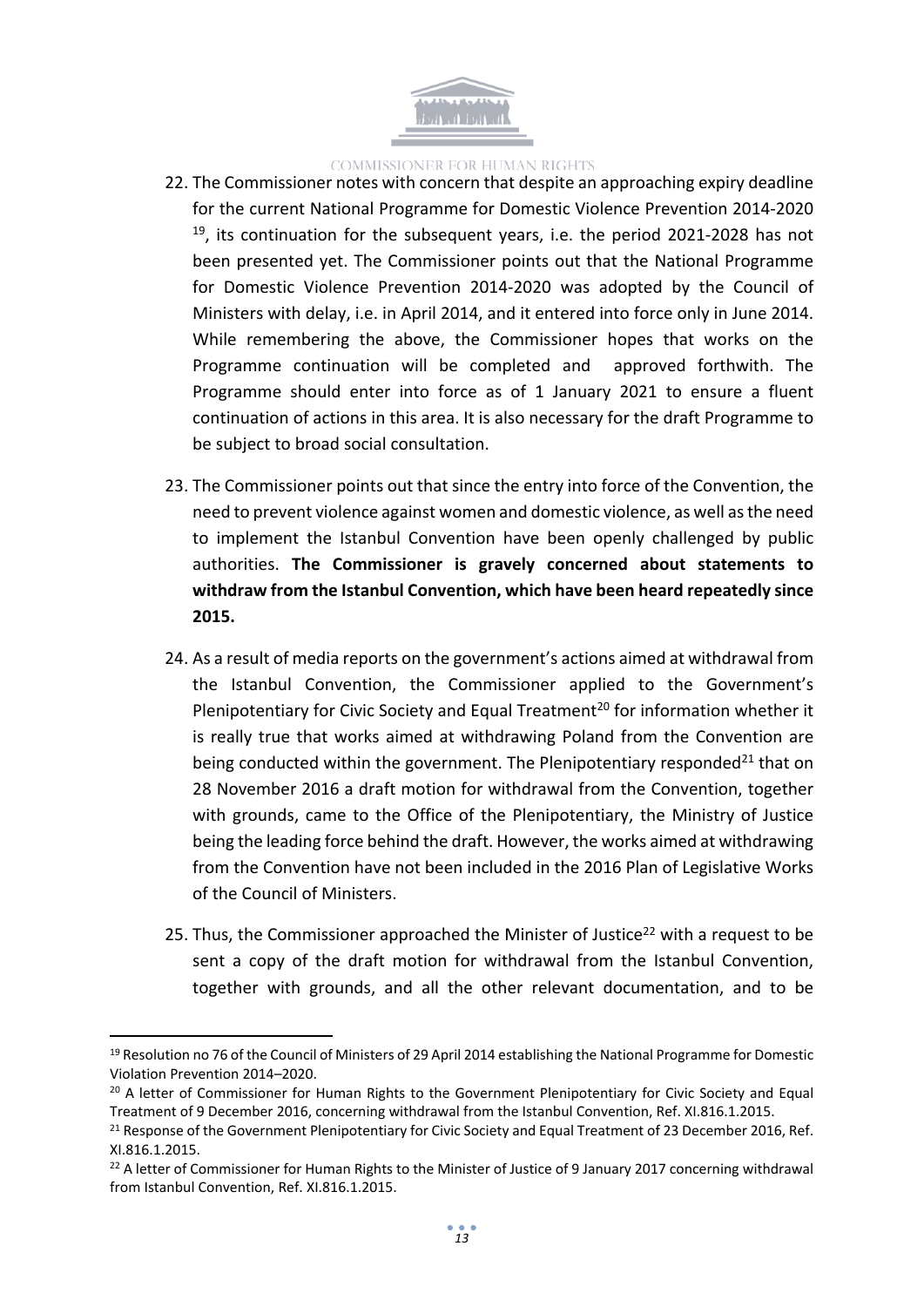22. The Commissioner notes with concern that despite an approaching expiry deadline for the current National Programme for Domestic Violence Prevention 2014-2020 [19], its continuation for the subsequent years, i.e. the period 2021-2028 has not been presented yet. The Commissioner points out that the National Programme for Domestic Violence Prevention 2014-2020 was adopted by the Council of Ministers with delay, i.e. in April 2014, and it entered into force only in June 2014. While remembering the above, the Commissioner hopes that works on the Programme continuation will be completed and approved forthwith. The Programme should enter into force as of 1 January 2021 to ensure a fluent continuation of actions in this area. It is also necessary for the draft Programme to be subject to broad social consultation.

23. The Commissioner points out that since the entry into force of the Convention, the need to prevent violence against women and domestic violence, as well as the need to implement the Istanbul Convention have been openly challenged by public authorities. **The Commissioner is gravely concerned about statements to withdraw from the Istanbul Convention, which have been heard repeatedly since 2015.**

24. As a result of media reports on the government's actions aimed at withdrawal from the Istanbul Convention, the Commissioner applied to the Government's Plenipotentiary for Civic Society and Equal Treatment[20] for information whether it is really true that works aimed at withdrawing Poland from the Convention are being conducted within the government. The Plenipotentiary responded[21] that on 28 November 2016 a draft motion for withdrawal from the Convention, together with grounds, came to the Office of the Plenipotentiary, the Ministry of Justice being the leading force behind the draft. However, the works aimed at withdrawing from the Convention have not been included in the 2016 Plan of Legislative Works of the Council of Ministers.

25. Thus, the Commissioner approached the Minister of Justice[22] with a request to be sent a copy of the draft motion for withdrawal from the Istanbul Convention, together with grounds, and all the other relevant documentation, and to be

---

[19] Resolution no 76 of the Council of Ministers of 29 April 2014 establishing the National Programme for Domestic Violation Prevention 2014–2020.

[20] A letter of Commissioner for Human Rights to the Government Plenipotentiary for Civic Society and Equal Treatment of 9 December 2016, concerning withdrawal from the Istanbul Convention, Ref. XI.816.1.2015.

[21] Response of the Government Plenipotentiary for Civic Society and Equal Treatment of 23 December 2016, Ref. XI.816.1.2015.

[22] A letter of Commissioner for Human Rights to the Minister of Justice of 9 January 2017 concerning withdrawal from Istanbul Convention, Ref. XI.816.1.2015.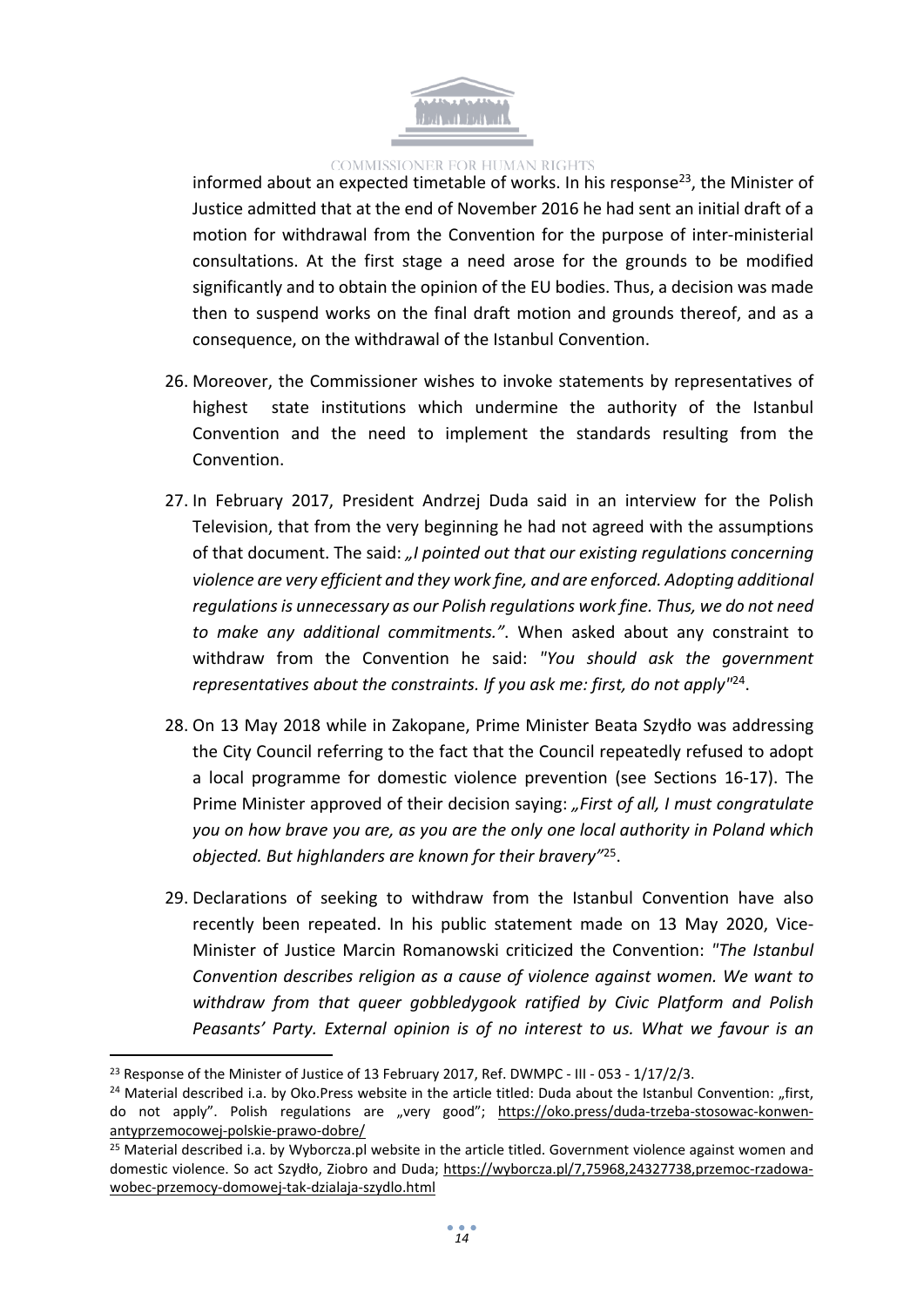informed about an expected timetable of works. In his response[23], the Minister of Justice admitted that at the end of November 2016 he had sent an initial draft of a motion for withdrawal from the Convention for the purpose of inter-ministerial consultations. At the first stage a need arose for the grounds to be modified significantly and to obtain the opinion of the EU bodies. Thus, a decision was made then to suspend works on the final draft motion and grounds thereof, and as a consequence, on the withdrawal of the Istanbul Convention.

26. Moreover, the Commissioner wishes to invoke statements by representatives of highest state institutions which undermine the authority of the Istanbul Convention and the need to implement the standards resulting from the Convention.

27. In February 2017, President Andrzej Duda said in an interview for the Polish Television, that from the very beginning he had not agreed with the assumptions of that document. The said: *„I pointed out that our existing regulations concerning violence are very efficient and they work fine, and are enforced. Adopting additional regulations is unnecessary as our Polish regulations work fine. Thus, we do not need to make any additional commitments."*. When asked about any constraint to withdraw from the Convention he said: *"You should ask the government representatives about the constraints. If you ask me: first, do not apply"*[24].

28. On 13 May 2018 while in Zakopane, Prime Minister Beata Szydło was addressing the City Council referring to the fact that the Council repeatedly refused to adopt a local programme for domestic violence prevention (see Sections 16-17). The Prime Minister approved of their decision saying: *„First of all, I must congratulate you on how brave you are, as you are the only one local authority in Poland which objected. But highlanders are known for their bravery"*[25].

29. Declarations of seeking to withdraw from the Istanbul Convention have also recently been repeated. In his public statement made on 13 May 2020, Vice-Minister of Justice Marcin Romanowski criticized the Convention: *"The Istanbul Convention describes religion as a cause of violence against women. We want to withdraw from that queer gobbledygook ratified by Civic Platform and Polish Peasants' Party. External opinion is of no interest to us. What we favour is an*

---

[23] Response of the Minister of Justice of 13 February 2017, Ref. DWMPC - III - 053 - 1/17/2/3.

[24] Material described i.a. by Oko.Press website in the article titled: Duda about the Istanbul Convention: „first, do not apply". Polish regulations are „very good"; https://oko.press/duda-trzeba-stosowac-konwen-antyprzemocowej-polskie-prawo-dobre/

[25] Material described i.a. by Wyborcza.pl website in the article titled. Government violence against women and domestic violence. So act Szydło, Ziobro and Duda; https://wyborcza.pl/7,75968,24327738,przemoc-rzadowa-wobec-przemocy-domowej-tak-dzialaja-szydlo.html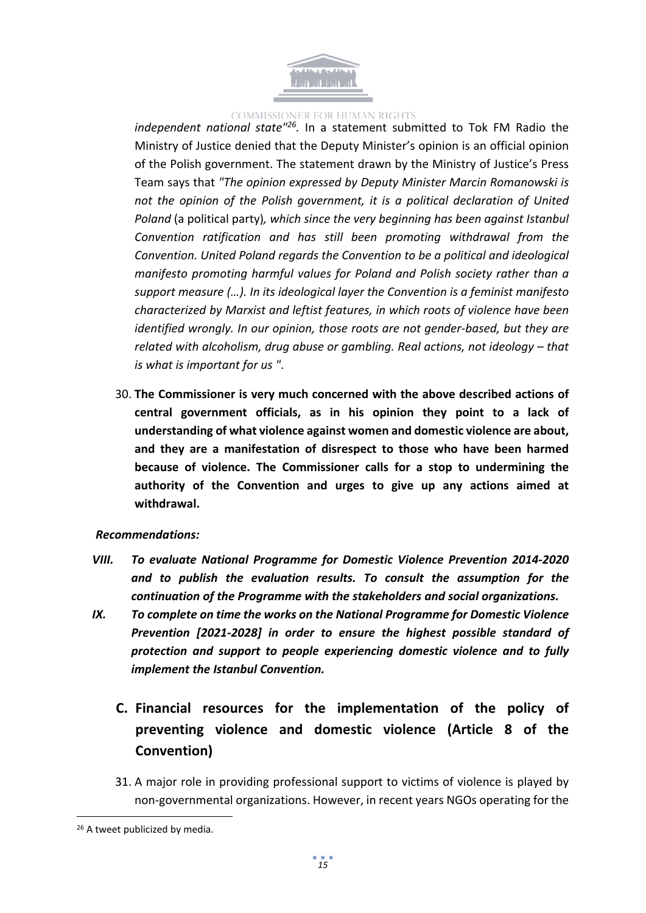*independent national state"*[26]. In a statement submitted to Tok FM Radio the Ministry of Justice denied that the Deputy Minister's opinion is an official opinion of the Polish government. The statement drawn by the Ministry of Justice's Press Team says that *"The opinion expressed by Deputy Minister Marcin Romanowski is not the opinion of the Polish government, it is a political declaration of United Poland* (a political party)*, which since the very beginning has been against Istanbul Convention ratification and has still been promoting withdrawal from the Convention. United Poland regards the Convention to be a political and ideological manifesto promoting harmful values for Poland and Polish society rather than a support measure (…). In its ideological layer the Convention is a feminist manifesto characterized by Marxist and leftist features, in which roots of violence have been identified wrongly. In our opinion, those roots are not gender-based, but they are related with alcoholism, drug abuse or gambling. Real actions, not ideology – that is what is important for us "*.

30. **The Commissioner is very much concerned with the above described actions of central government officials, as in his opinion they point to a lack of understanding of what violence against women and domestic violence are about, and they are a manifestation of disrespect to those who have been harmed because of violence. The Commissioner calls for a stop to undermining the authority of the Convention and urges to give up any actions aimed at withdrawal.**

***Recommendations:***

- ***VIII. To evaluate National Programme for Domestic Violence Prevention 2014-2020 and to publish the evaluation results. To consult the assumption for the continuation of the Programme with the stakeholders and social organizations.***
- ***IX. To complete on time the works on the National Programme for Domestic Violence Prevention [2021-2028] in order to ensure the highest possible standard of protection and support to people experiencing domestic violence and to fully implement the Istanbul Convention.***

## C. Financial resources for the implementation of the policy of preventing violence and domestic violence (Article 8 of the Convention)

31. A major role in providing professional support to victims of violence is played by non-governmental organizations. However, in recent years NGOs operating for the

[26] A tweet publicized by media.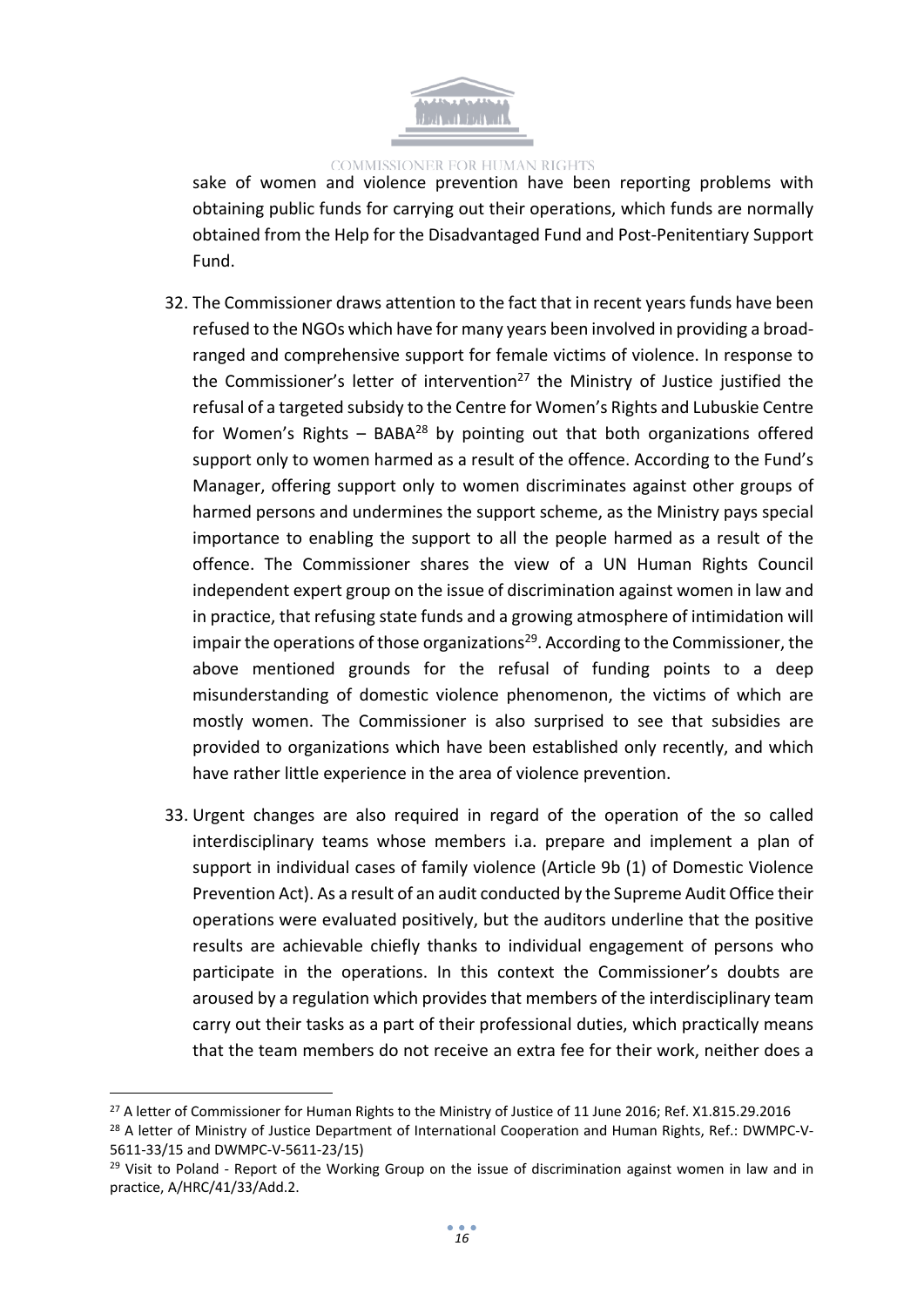sake of women and violence prevention have been reporting problems with obtaining public funds for carrying out their operations, which funds are normally obtained from the Help for the Disadvantaged Fund and Post-Penitentiary Support Fund.

32. The Commissioner draws attention to the fact that in recent years funds have been refused to the NGOs which have for many years been involved in providing a broad-ranged and comprehensive support for female victims of violence. In response to the Commissioner's letter of intervention[27] the Ministry of Justice justified the refusal of a targeted subsidy to the Centre for Women's Rights and Lubuskie Centre for Women's Rights – BABA[28] by pointing out that both organizations offered support only to women harmed as a result of the offence. According to the Fund's Manager, offering support only to women discriminates against other groups of harmed persons and undermines the support scheme, as the Ministry pays special importance to enabling the support to all the people harmed as a result of the offence. The Commissioner shares the view of a UN Human Rights Council independent expert group on the issue of discrimination against women in law and in practice, that refusing state funds and a growing atmosphere of intimidation will impair the operations of those organizations[29]. According to the Commissioner, the above mentioned grounds for the refusal of funding points to a deep misunderstanding of domestic violence phenomenon, the victims of which are mostly women. The Commissioner is also surprised to see that subsidies are provided to organizations which have been established only recently, and which have rather little experience in the area of violence prevention.

33. Urgent changes are also required in regard of the operation of the so called interdisciplinary teams whose members i.a. prepare and implement a plan of support in individual cases of family violence (Article 9b (1) of Domestic Violence Prevention Act). As a result of an audit conducted by the Supreme Audit Office their operations were evaluated positively, but the auditors underline that the positive results are achievable chiefly thanks to individual engagement of persons who participate in the operations. In this context the Commissioner's doubts are aroused by a regulation which provides that members of the interdisciplinary team carry out their tasks as a part of their professional duties, which practically means that the team members do not receive an extra fee for their work, neither does a

---

[27] A letter of Commissioner for Human Rights to the Ministry of Justice of 11 June 2016; Ref. X1.815.29.2016

[28] A letter of Ministry of Justice Department of International Cooperation and Human Rights, Ref.: DWMPC-V-5611-33/15 and DWMPC-V-5611-23/15)

[29] Visit to Poland - Report of the Working Group on the issue of discrimination against women in law and in practice, A/HRC/41/33/Add.2.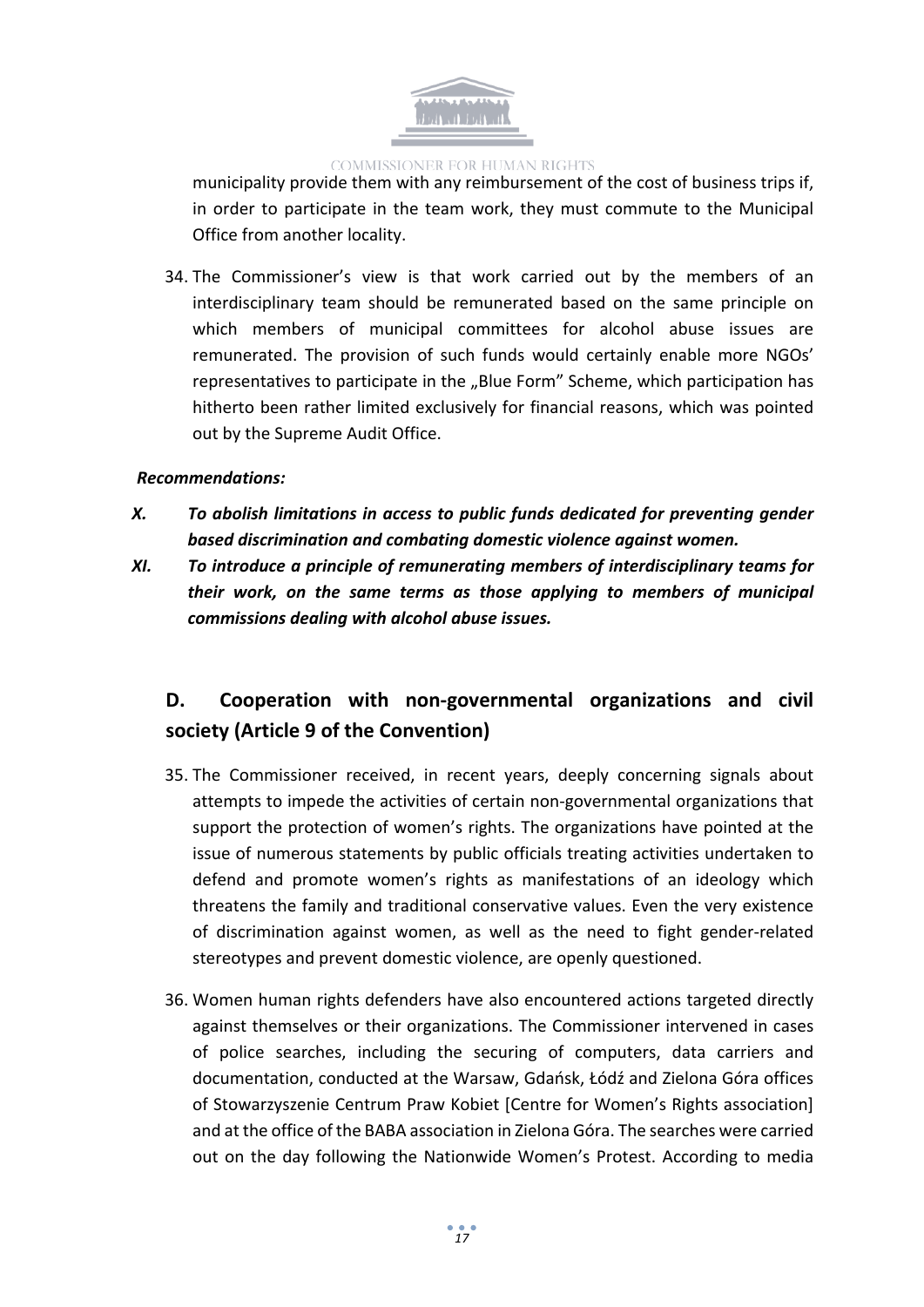municipality provide them with any reimbursement of the cost of business trips if, in order to participate in the team work, they must commute to the Municipal Office from another locality.

34. The Commissioner's view is that work carried out by the members of an interdisciplinary team should be remunerated based on the same principle on which members of municipal committees for alcohol abuse issues are remunerated. The provision of such funds would certainly enable more NGOs' representatives to participate in the „Blue Form" Scheme, which participation has hitherto been rather limited exclusively for financial reasons, which was pointed out by the Supreme Audit Office.

***Recommendations:***

***X. To abolish limitations in access to public funds dedicated for preventing gender based discrimination and combating domestic violence against women.***

***XI. To introduce a principle of remunerating members of interdisciplinary teams for their work, on the same terms as those applying to members of municipal commissions dealing with alcohol abuse issues.***

## D. Cooperation with non-governmental organizations and civil society (Article 9 of the Convention)

35. The Commissioner received, in recent years, deeply concerning signals about attempts to impede the activities of certain non-governmental organizations that support the protection of women's rights. The organizations have pointed at the issue of numerous statements by public officials treating activities undertaken to defend and promote women's rights as manifestations of an ideology which threatens the family and traditional conservative values. Even the very existence of discrimination against women, as well as the need to fight gender-related stereotypes and prevent domestic violence, are openly questioned.

36. Women human rights defenders have also encountered actions targeted directly against themselves or their organizations. The Commissioner intervened in cases of police searches, including the securing of computers, data carriers and documentation, conducted at the Warsaw, Gdańsk, Łódź and Zielona Góra offices of Stowarzyszenie Centrum Praw Kobiet [Centre for Women's Rights association] and at the office of the BABA association in Zielona Góra. The searches were carried out on the day following the Nationwide Women's Protest. According to media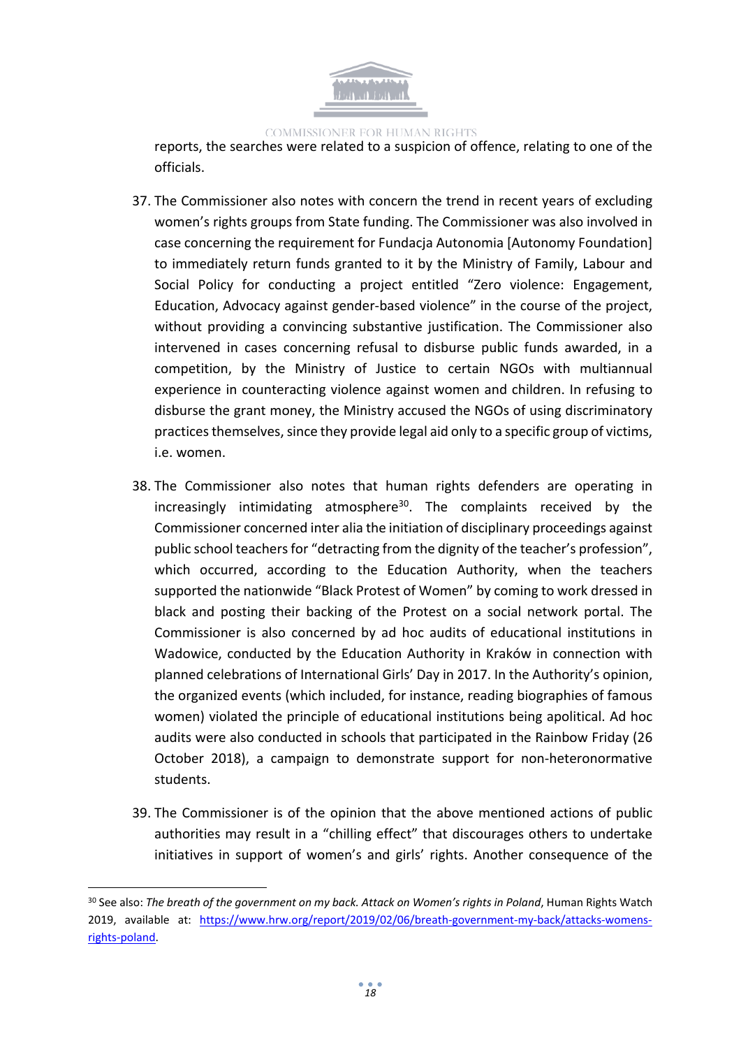reports, the searches were related to a suspicion of offence, relating to one of the officials.

37. The Commissioner also notes with concern the trend in recent years of excluding women's rights groups from State funding. The Commissioner was also involved in case concerning the requirement for Fundacja Autonomia [Autonomy Foundation] to immediately return funds granted to it by the Ministry of Family, Labour and Social Policy for conducting a project entitled "Zero violence: Engagement, Education, Advocacy against gender-based violence" in the course of the project, without providing a convincing substantive justification. The Commissioner also intervened in cases concerning refusal to disburse public funds awarded, in a competition, by the Ministry of Justice to certain NGOs with multiannual experience in counteracting violence against women and children. In refusing to disburse the grant money, the Ministry accused the NGOs of using discriminatory practices themselves, since they provide legal aid only to a specific group of victims, i.e. women.

38. The Commissioner also notes that human rights defenders are operating in increasingly intimidating atmosphere[30]. The complaints received by the Commissioner concerned inter alia the initiation of disciplinary proceedings against public school teachers for "detracting from the dignity of the teacher's profession", which occurred, according to the Education Authority, when the teachers supported the nationwide "Black Protest of Women" by coming to work dressed in black and posting their backing of the Protest on a social network portal. The Commissioner is also concerned by ad hoc audits of educational institutions in Wadowice, conducted by the Education Authority in Kraków in connection with planned celebrations of International Girls' Day in 2017. In the Authority's opinion, the organized events (which included, for instance, reading biographies of famous women) violated the principle of educational institutions being apolitical. Ad hoc audits were also conducted in schools that participated in the Rainbow Friday (26 October 2018), a campaign to demonstrate support for non-heteronormative students.

39. The Commissioner is of the opinion that the above mentioned actions of public authorities may result in a "chilling effect" that discourages others to undertake initiatives in support of women's and girls' rights. Another consequence of the

---

[30] See also: *The breath of the government on my back. Attack on Women's rights in Poland*, Human Rights Watch 2019, available at: https://www.hrw.org/report/2019/02/06/breath-government-my-back/attacks-womens-rights-poland.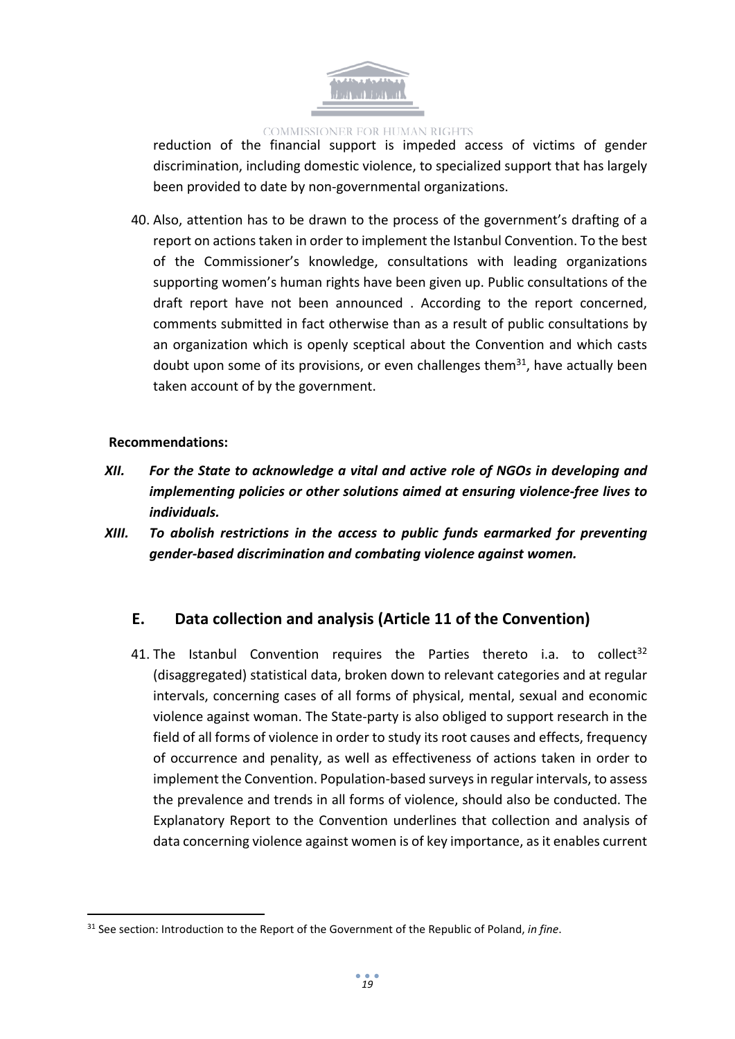reduction of the financial support is impeded access of victims of gender discrimination, including domestic violence, to specialized support that has largely been provided to date by non-governmental organizations.

40. Also, attention has to be drawn to the process of the government's drafting of a report on actions taken in order to implement the Istanbul Convention. To the best of the Commissioner's knowledge, consultations with leading organizations supporting women's human rights have been given up. Public consultations of the draft report have not been announced . According to the report concerned, comments submitted in fact otherwise than as a result of public consultations by an organization which is openly sceptical about the Convention and which casts doubt upon some of its provisions, or even challenges them[31], have actually been taken account of by the government.

**Recommendations:**

***XII. For the State to acknowledge a vital and active role of NGOs in developing and implementing policies or other solutions aimed at ensuring violence-free lives to individuals.***

***XIII. To abolish restrictions in the access to public funds earmarked for preventing gender-based discrimination and combating violence against women.***

## E. Data collection and analysis (Article 11 of the Convention)

41. The Istanbul Convention requires the Parties thereto i.a. to collect[32] (disaggregated) statistical data, broken down to relevant categories and at regular intervals, concerning cases of all forms of physical, mental, sexual and economic violence against woman. The State-party is also obliged to support research in the field of all forms of violence in order to study its root causes and effects, frequency of occurrence and penality, as well as effectiveness of actions taken in order to implement the Convention. Population-based surveys in regular intervals, to assess the prevalence and trends in all forms of violence, should also be conducted. The Explanatory Report to the Convention underlines that collection and analysis of data concerning violence against women is of key importance, as it enables current

[31] See section: Introduction to the Report of the Government of the Republic of Poland, *in fine*.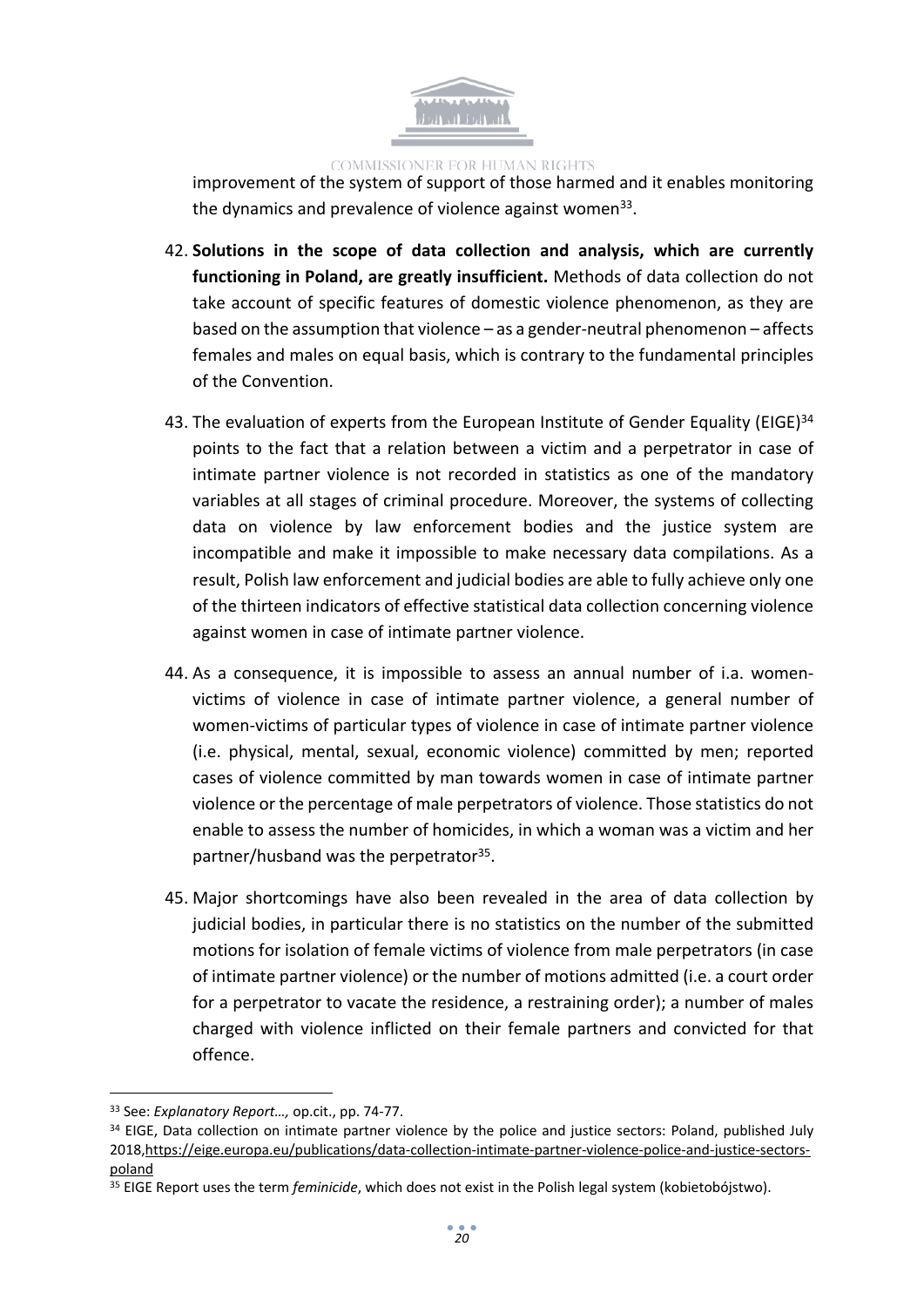improvement of the system of support of those harmed and it enables monitoring the dynamics and prevalence of violence against women[33].

42. **Solutions in the scope of data collection and analysis, which are currently functioning in Poland, are greatly insufficient.** Methods of data collection do not take account of specific features of domestic violence phenomenon, as they are based on the assumption that violence – as a gender-neutral phenomenon – affects females and males on equal basis, which is contrary to the fundamental principles of the Convention.

43. The evaluation of experts from the European Institute of Gender Equality (EIGE)[34] points to the fact that a relation between a victim and a perpetrator in case of intimate partner violence is not recorded in statistics as one of the mandatory variables at all stages of criminal procedure. Moreover, the systems of collecting data on violence by law enforcement bodies and the justice system are incompatible and make it impossible to make necessary data compilations. As a result, Polish law enforcement and judicial bodies are able to fully achieve only one of the thirteen indicators of effective statistical data collection concerning violence against women in case of intimate partner violence.

44. As a consequence, it is impossible to assess an annual number of i.a. women-victims of violence in case of intimate partner violence, a general number of women-victims of particular types of violence in case of intimate partner violence (i.e. physical, mental, sexual, economic violence) committed by men; reported cases of violence committed by man towards women in case of intimate partner violence or the percentage of male perpetrators of violence. Those statistics do not enable to assess the number of homicides, in which a woman was a victim and her partner/husband was the perpetrator[35].

45. Major shortcomings have also been revealed in the area of data collection by judicial bodies, in particular there is no statistics on the number of the submitted motions for isolation of female victims of violence from male perpetrators (in case of intimate partner violence) or the number of motions admitted (i.e. a court order for a perpetrator to vacate the residence, a restraining order); a number of males charged with violence inflicted on their female partners and convicted for that offence.

---

[33] See: *Explanatory Report…,* op.cit., pp. 74-77.

[34] EIGE, Data collection on intimate partner violence by the police and justice sectors: Poland, published July 2018,https://eige.europa.eu/publications/data-collection-intimate-partner-violence-police-and-justice-sectors-poland

[35] EIGE Report uses the term *feminicide*, which does not exist in the Polish legal system (kobietobójstwo).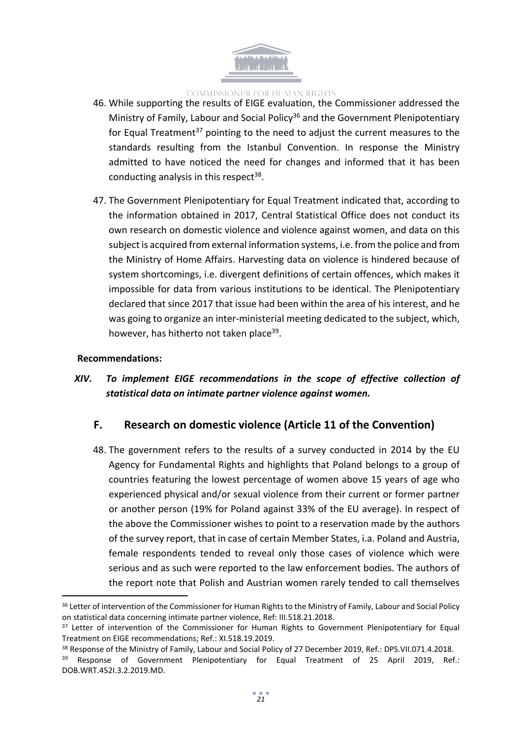46. While supporting the results of EIGE evaluation, the Commissioner addressed the Ministry of Family, Labour and Social Policy[36] and the Government Plenipotentiary for Equal Treatment[37] pointing to the need to adjust the current measures to the standards resulting from the Istanbul Convention. In response the Ministry admitted to have noticed the need for changes and informed that it has been conducting analysis in this respect[38].

47. The Government Plenipotentiary for Equal Treatment indicated that, according to the information obtained in 2017, Central Statistical Office does not conduct its own research on domestic violence and violence against women, and data on this subject is acquired from external information systems, i.e. from the police and from the Ministry of Home Affairs. Harvesting data on violence is hindered because of system shortcomings, i.e. divergent definitions of certain offences, which makes it impossible for data from various institutions to be identical. The Plenipotentiary declared that since 2017 that issue had been within the area of his interest, and he was going to organize an inter-ministerial meeting dedicated to the subject, which, however, has hitherto not taken place[39].

**Recommendations:**

XIV. ***To implement EIGE recommendations in the scope of effective collection of statistical data on intimate partner violence against women.***

## F. Research on domestic violence (Article 11 of the Convention)

48. The government refers to the results of a survey conducted in 2014 by the EU Agency for Fundamental Rights and highlights that Poland belongs to a group of countries featuring the lowest percentage of women above 15 years of age who experienced physical and/or sexual violence from their current or former partner or another person (19% for Poland against 33% of the EU average). In respect of the above the Commissioner wishes to point to a reservation made by the authors of the survey report, that in case of certain Member States, i.a. Poland and Austria, female respondents tended to reveal only those cases of violence which were serious and as such were reported to the law enforcement bodies. The authors of the report note that Polish and Austrian women rarely tended to call themselves

---

[36] Letter of intervention of the Commissioner for Human Rights to the Ministry of Family, Labour and Social Policy on statistical data concerning intimate partner violence, Ref: III.518.21.2018.

[37] Letter of intervention of the Commissioner for Human Rights to Government Plenipotentiary for Equal Treatment on EIGE recommendations; Ref.: XI.518.19.2019.

[38] Response of the Ministry of Family, Labour and Social Policy of 27 December 2019, Ref.: DPS.VII.071.4.2018.

[39] Response of Government Plenipotentiary for Equal Treatment of 25 April 2019, Ref.: DOB.WRT.452I.3.2.2019.MD.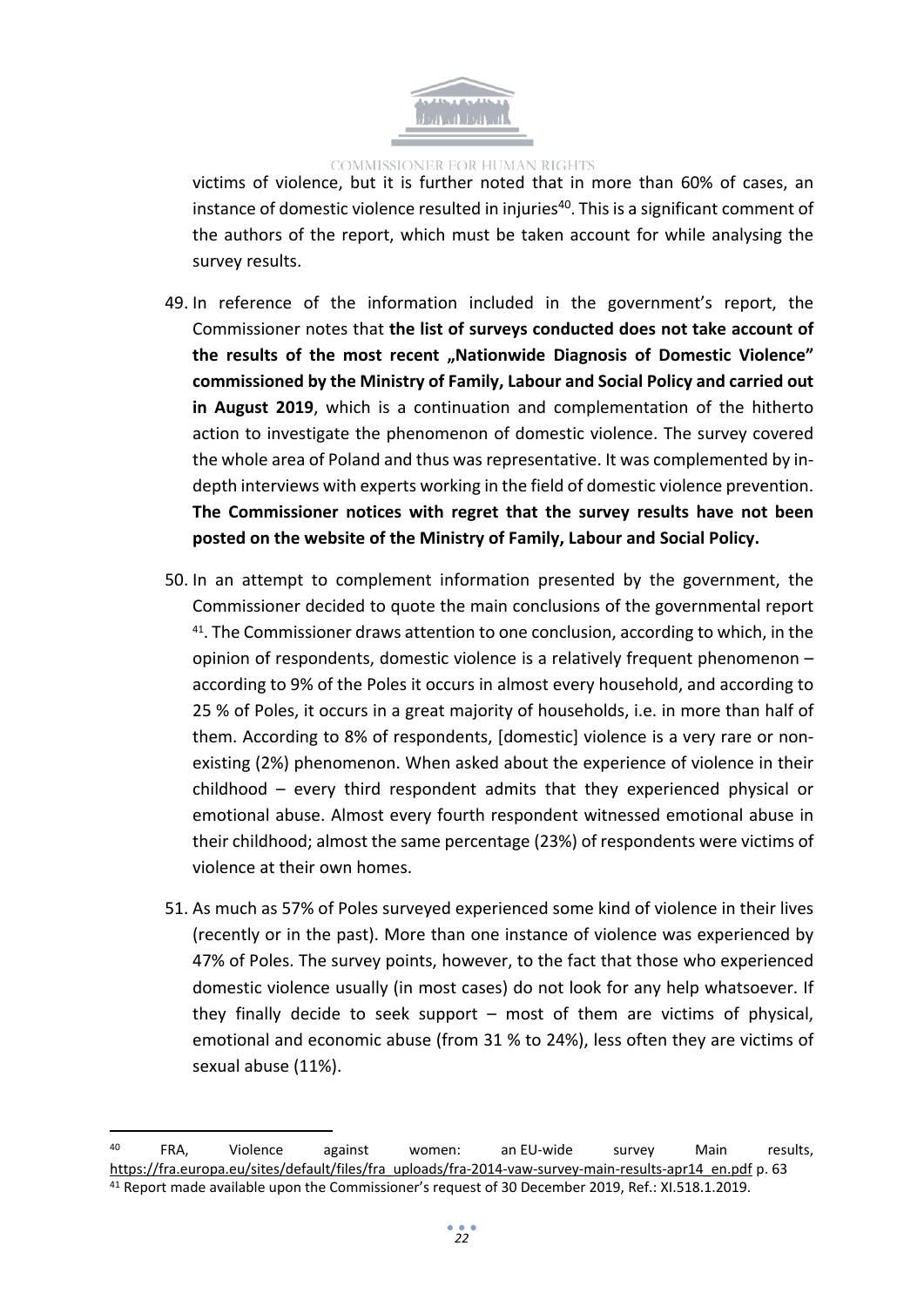victims of violence, but it is further noted that in more than 60% of cases, an instance of domestic violence resulted in injuries[40]. This is a significant comment of the authors of the report, which must be taken account for while analysing the survey results.

49. In reference of the information included in the government's report, the Commissioner notes that **the list of surveys conducted does not take account of the results of the most recent „Nationwide Diagnosis of Domestic Violence" commissioned by the Ministry of Family, Labour and Social Policy and carried out in August 2019**, which is a continuation and complementation of the hitherto action to investigate the phenomenon of domestic violence. The survey covered the whole area of Poland and thus was representative. It was complemented by in-depth interviews with experts working in the field of domestic violence prevention. **The Commissioner notices with regret that the survey results have not been posted on the website of the Ministry of Family, Labour and Social Policy.**

50. In an attempt to complement information presented by the government, the Commissioner decided to quote the main conclusions of the governmental report [41]. The Commissioner draws attention to one conclusion, according to which, in the opinion of respondents, domestic violence is a relatively frequent phenomenon – according to 9% of the Poles it occurs in almost every household, and according to 25 % of Poles, it occurs in a great majority of households, i.e. in more than half of them. According to 8% of respondents, [domestic] violence is a very rare or non-existing (2%) phenomenon. When asked about the experience of violence in their childhood – every third respondent admits that they experienced physical or emotional abuse. Almost every fourth respondent witnessed emotional abuse in their childhood; almost the same percentage (23%) of respondents were victims of violence at their own homes.

51. As much as 57% of Poles surveyed experienced some kind of violence in their lives (recently or in the past). More than one instance of violence was experienced by 47% of Poles. The survey points, however, to the fact that those who experienced domestic violence usually (in most cases) do not look for any help whatsoever. If they finally decide to seek support – most of them are victims of physical, emotional and economic abuse (from 31 % to 24%), less often they are victims of sexual abuse (11%).

---

[40] FRA, Violence against women: an EU-wide survey Main results, https://fra.europa.eu/sites/default/files/fra_uploads/fra-2014-vaw-survey-main-results-apr14_en.pdf p. 63

[41] Report made available upon the Commissioner's request of 30 December 2019, Ref.: XI.518.1.2019.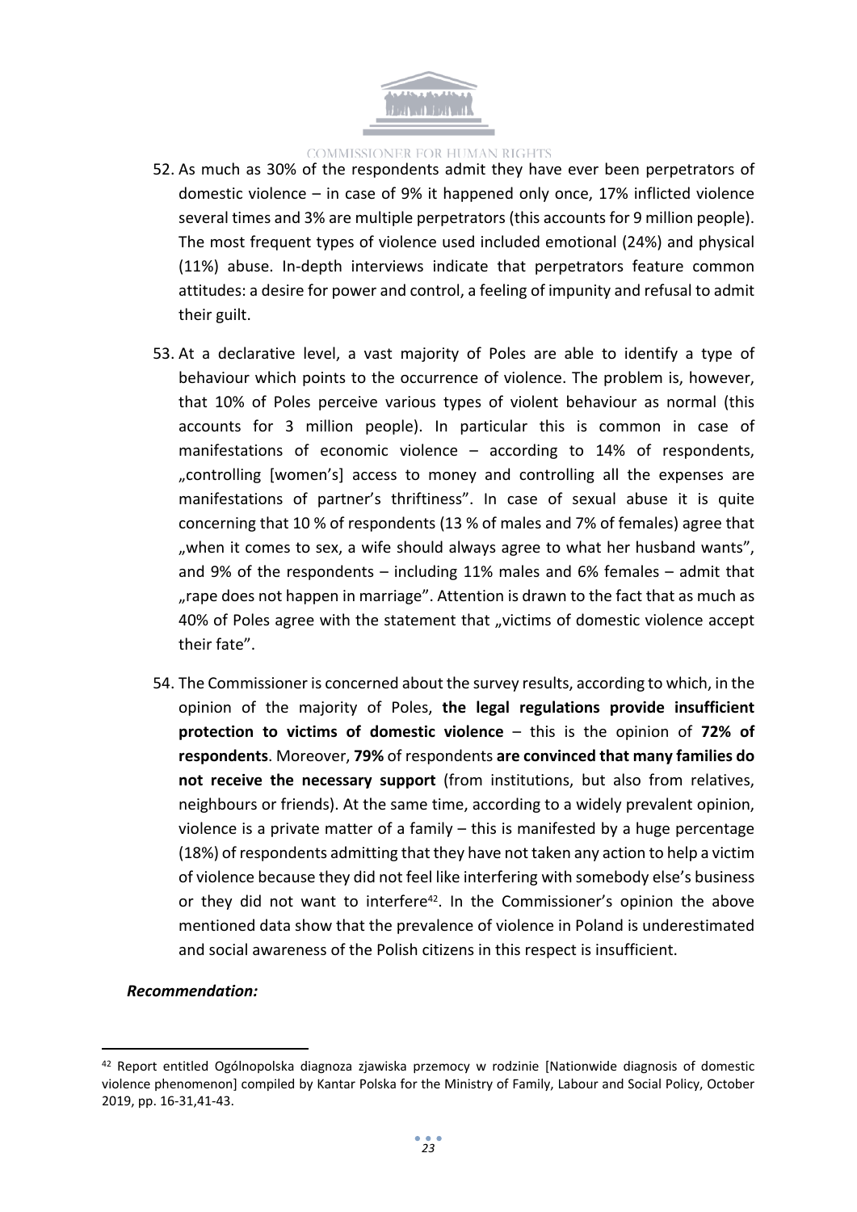52. As much as 30% of the respondents admit they have ever been perpetrators of domestic violence – in case of 9% it happened only once, 17% inflicted violence several times and 3% are multiple perpetrators (this accounts for 9 million people). The most frequent types of violence used included emotional (24%) and physical (11%) abuse. In-depth interviews indicate that perpetrators feature common attitudes: a desire for power and control, a feeling of impunity and refusal to admit their guilt.

53. At a declarative level, a vast majority of Poles are able to identify a type of behaviour which points to the occurrence of violence. The problem is, however, that 10% of Poles perceive various types of violent behaviour as normal (this accounts for 3 million people). In particular this is common in case of manifestations of economic violence – according to 14% of respondents, „controlling [women's] access to money and controlling all the expenses are manifestations of partner's thriftiness". In case of sexual abuse it is quite concerning that 10 % of respondents (13 % of males and 7% of females) agree that „when it comes to sex, a wife should always agree to what her husband wants", and 9% of the respondents – including 11% males and 6% females – admit that „rape does not happen in marriage". Attention is drawn to the fact that as much as 40% of Poles agree with the statement that „victims of domestic violence accept their fate".

54. The Commissioner is concerned about the survey results, according to which, in the opinion of the majority of Poles, **the legal regulations provide insufficient protection to victims of domestic violence** – this is the opinion of **72% of respondents**. Moreover, **79%** of respondents **are convinced that many families do not receive the necessary support** (from institutions, but also from relatives, neighbours or friends). At the same time, according to a widely prevalent opinion, violence is a private matter of a family – this is manifested by a huge percentage (18%) of respondents admitting that they have not taken any action to help a victim of violence because they did not feel like interfering with somebody else's business or they did not want to interfere[42]. In the Commissioner's opinion the above mentioned data show that the prevalence of violence in Poland is underestimated and social awareness of the Polish citizens in this respect is insufficient.

***Recommendation:***

[42] Report entitled Ogólnopolska diagnoza zjawiska przemocy w rodzinie [Nationwide diagnosis of domestic violence phenomenon] compiled by Kantar Polska for the Ministry of Family, Labour and Social Policy, October 2019, pp. 16-31,41-43.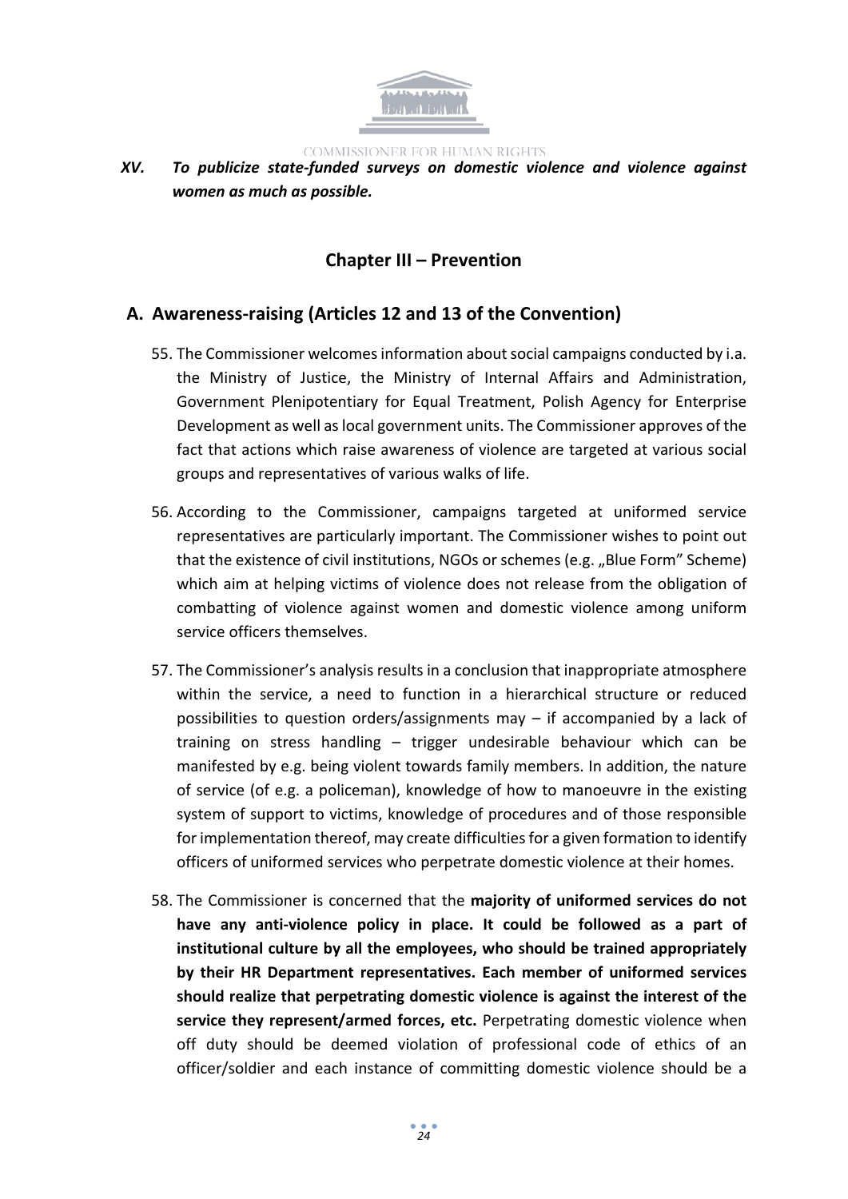***XV. To publicize state-funded surveys on domestic violence and violence against women as much as possible.***

## Chapter III – Prevention

### A. Awareness-raising (Articles 12 and 13 of the Convention)

55. The Commissioner welcomes information about social campaigns conducted by i.a. the Ministry of Justice, the Ministry of Internal Affairs and Administration, Government Plenipotentiary for Equal Treatment, Polish Agency for Enterprise Development as well as local government units. The Commissioner approves of the fact that actions which raise awareness of violence are targeted at various social groups and representatives of various walks of life.

56. According to the Commissioner, campaigns targeted at uniformed service representatives are particularly important. The Commissioner wishes to point out that the existence of civil institutions, NGOs or schemes (e.g. „Blue Form" Scheme) which aim at helping victims of violence does not release from the obligation of combatting of violence against women and domestic violence among uniform service officers themselves.

57. The Commissioner's analysis results in a conclusion that inappropriate atmosphere within the service, a need to function in a hierarchical structure or reduced possibilities to question orders/assignments may – if accompanied by a lack of training on stress handling – trigger undesirable behaviour which can be manifested by e.g. being violent towards family members. In addition, the nature of service (of e.g. a policeman), knowledge of how to manoeuvre in the existing system of support to victims, knowledge of procedures and of those responsible for implementation thereof, may create difficulties for a given formation to identify officers of uniformed services who perpetrate domestic violence at their homes.

58. The Commissioner is concerned that the **majority of uniformed services do not have any anti-violence policy in place. It could be followed as a part of institutional culture by all the employees, who should be trained appropriately by their HR Department representatives. Each member of uniformed services should realize that perpetrating domestic violence is against the interest of the service they represent/armed forces, etc.** Perpetrating domestic violence when off duty should be deemed violation of professional code of ethics of an officer/soldier and each instance of committing domestic violence should be a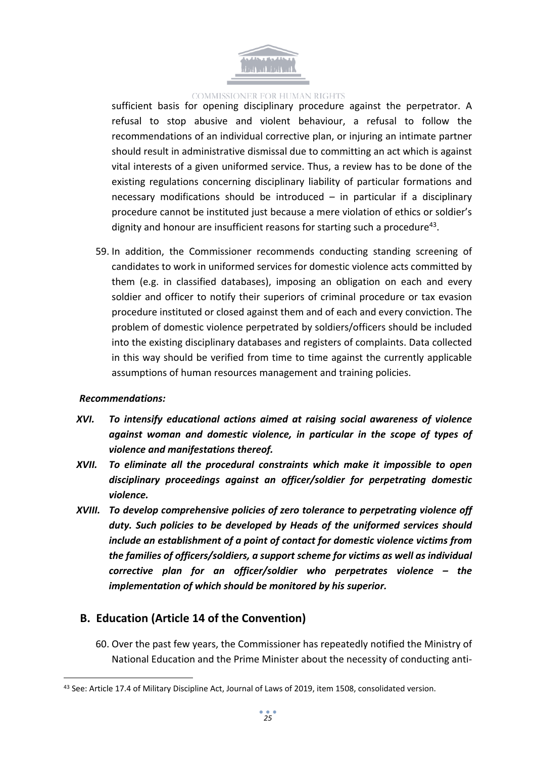sufficient basis for opening disciplinary procedure against the perpetrator. A refusal to stop abusive and violent behaviour, a refusal to follow the recommendations of an individual corrective plan, or injuring an intimate partner should result in administrative dismissal due to committing an act which is against vital interests of a given uniformed service. Thus, a review has to be done of the existing regulations concerning disciplinary liability of particular formations and necessary modifications should be introduced – in particular if a disciplinary procedure cannot be instituted just because a mere violation of ethics or soldier's dignity and honour are insufficient reasons for starting such a procedure[43].

59. In addition, the Commissioner recommends conducting standing screening of candidates to work in uniformed services for domestic violence acts committed by them (e.g. in classified databases), imposing an obligation on each and every soldier and officer to notify their superiors of criminal procedure or tax evasion procedure instituted or closed against them and of each and every conviction. The problem of domestic violence perpetrated by soldiers/officers should be included into the existing disciplinary databases and registers of complaints. Data collected in this way should be verified from time to time against the currently applicable assumptions of human resources management and training policies.

***Recommendations:***

- ***XVI. To intensify educational actions aimed at raising social awareness of violence against woman and domestic violence, in particular in the scope of types of violence and manifestations thereof.***
- ***XVII. To eliminate all the procedural constraints which make it impossible to open disciplinary proceedings against an officer/soldier for perpetrating domestic violence.***
- ***XVIII. To develop comprehensive policies of zero tolerance to perpetrating violence off duty. Such policies to be developed by Heads of the uniformed services should include an establishment of a point of contact for domestic violence victims from the families of officers/soldiers, a support scheme for victims as well as individual corrective plan for an officer/soldier who perpetrates violence – the implementation of which should be monitored by his superior.***

## B. Education (Article 14 of the Convention)

60. Over the past few years, the Commissioner has repeatedly notified the Ministry of National Education and the Prime Minister about the necessity of conducting anti-

[43] See: Article 17.4 of Military Discipline Act, Journal of Laws of 2019, item 1508, consolidated version.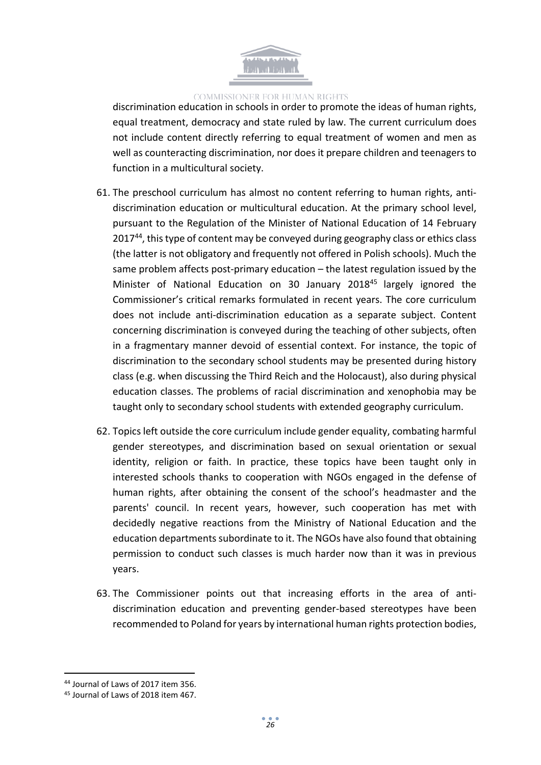discrimination education in schools in order to promote the ideas of human rights, equal treatment, democracy and state ruled by law. The current curriculum does not include content directly referring to equal treatment of women and men as well as counteracting discrimination, nor does it prepare children and teenagers to function in a multicultural society.

61. The preschool curriculum has almost no content referring to human rights, anti-discrimination education or multicultural education. At the primary school level, pursuant to the Regulation of the Minister of National Education of 14 February 2017[44], this type of content may be conveyed during geography class or ethics class (the latter is not obligatory and frequently not offered in Polish schools). Much the same problem affects post-primary education – the latest regulation issued by the Minister of National Education on 30 January 2018[45] largely ignored the Commissioner's critical remarks formulated in recent years. The core curriculum does not include anti-discrimination education as a separate subject. Content concerning discrimination is conveyed during the teaching of other subjects, often in a fragmentary manner devoid of essential context. For instance, the topic of discrimination to the secondary school students may be presented during history class (e.g. when discussing the Third Reich and the Holocaust), also during physical education classes. The problems of racial discrimination and xenophobia may be taught only to secondary school students with extended geography curriculum.

62. Topics left outside the core curriculum include gender equality, combating harmful gender stereotypes, and discrimination based on sexual orientation or sexual identity, religion or faith. In practice, these topics have been taught only in interested schools thanks to cooperation with NGOs engaged in the defense of human rights, after obtaining the consent of the school's headmaster and the parents' council. In recent years, however, such cooperation has met with decidedly negative reactions from the Ministry of National Education and the education departments subordinate to it. The NGOs have also found that obtaining permission to conduct such classes is much harder now than it was in previous years.

63. The Commissioner points out that increasing efforts in the area of anti-discrimination education and preventing gender-based stereotypes have been recommended to Poland for years by international human rights protection bodies,

---

[44] Journal of Laws of 2017 item 356.

[45] Journal of Laws of 2018 item 467.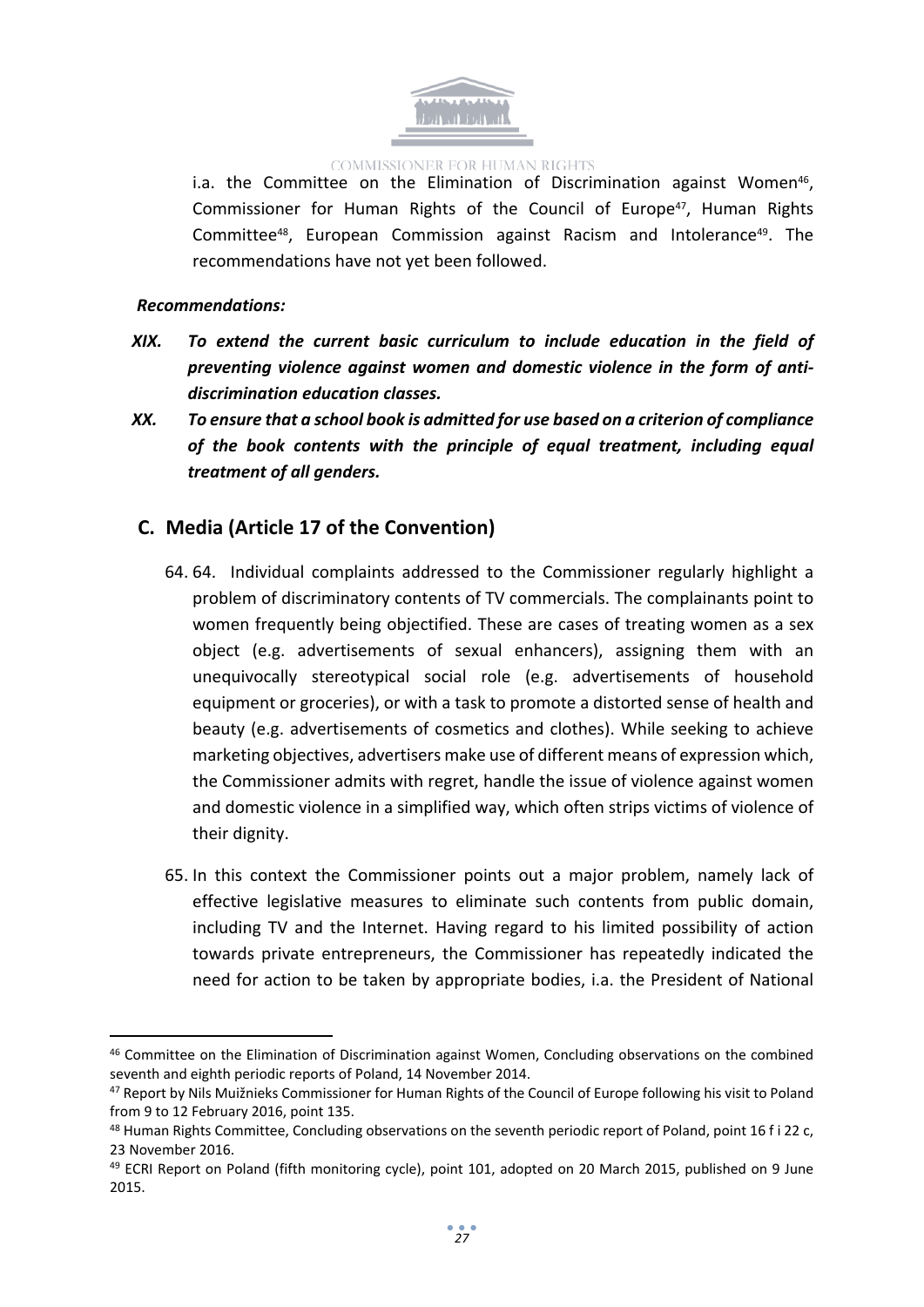i.a. the Committee on the Elimination of Discrimination against Women[46], Commissioner for Human Rights of the Council of Europe[47], Human Rights Committee[48], European Commission against Racism and Intolerance[49]. The recommendations have not yet been followed.

***Recommendations:***

*XIX.* ***To extend the current basic curriculum to include education in the field of preventing violence against women and domestic violence in the form of anti-discrimination education classes.***

*XX.* ***To ensure that a school book is admitted for use based on a criterion of compliance of the book contents with the principle of equal treatment, including equal treatment of all genders.***

## C. Media (Article 17 of the Convention)

64. 64. Individual complaints addressed to the Commissioner regularly highlight a problem of discriminatory contents of TV commercials. The complainants point to women frequently being objectified. These are cases of treating women as a sex object (e.g. advertisements of sexual enhancers), assigning them with an unequivocally stereotypical social role (e.g. advertisements of household equipment or groceries), or with a task to promote a distorted sense of health and beauty (e.g. advertisements of cosmetics and clothes). While seeking to achieve marketing objectives, advertisers make use of different means of expression which, the Commissioner admits with regret, handle the issue of violence against women and domestic violence in a simplified way, which often strips victims of violence of their dignity.

65. In this context the Commissioner points out a major problem, namely lack of effective legislative measures to eliminate such contents from public domain, including TV and the Internet. Having regard to his limited possibility of action towards private entrepreneurs, the Commissioner has repeatedly indicated the need for action to be taken by appropriate bodies, i.a. the President of National

---

[46] Committee on the Elimination of Discrimination against Women, Concluding observations on the combined seventh and eighth periodic reports of Poland, 14 November 2014.

[47] Report by Nils Muižnieks Commissioner for Human Rights of the Council of Europe following his visit to Poland from 9 to 12 February 2016, point 135.

[48] Human Rights Committee, Concluding observations on the seventh periodic report of Poland, point 16 f i 22 c, 23 November 2016.

[49] ECRI Report on Poland (fifth monitoring cycle), point 101, adopted on 20 March 2015, published on 9 June 2015.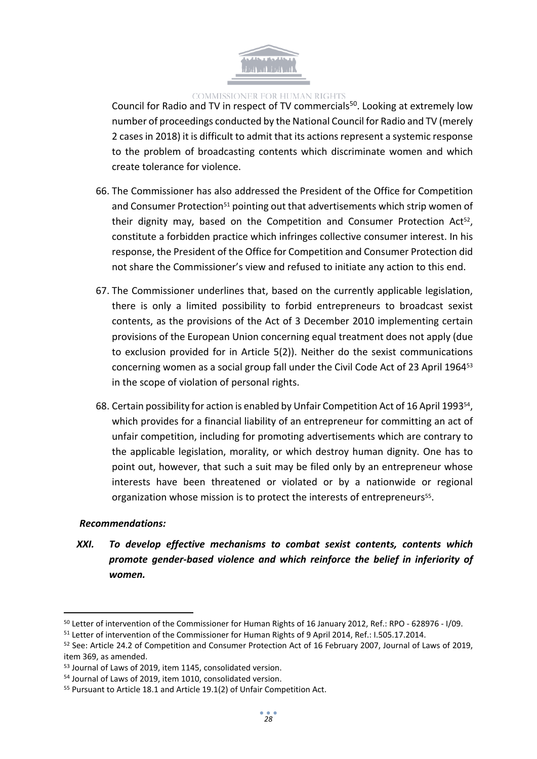Council for Radio and TV in respect of TV commercials[50]. Looking at extremely low number of proceedings conducted by the National Council for Radio and TV (merely 2 cases in 2018) it is difficult to admit that its actions represent a systemic response to the problem of broadcasting contents which discriminate women and which create tolerance for violence.

66. The Commissioner has also addressed the President of the Office for Competition and Consumer Protection[51] pointing out that advertisements which strip women of their dignity may, based on the Competition and Consumer Protection Act[52], constitute a forbidden practice which infringes collective consumer interest. In his response, the President of the Office for Competition and Consumer Protection did not share the Commissioner's view and refused to initiate any action to this end.

67. The Commissioner underlines that, based on the currently applicable legislation, there is only a limited possibility to forbid entrepreneurs to broadcast sexist contents, as the provisions of the Act of 3 December 2010 implementing certain provisions of the European Union concerning equal treatment does not apply (due to exclusion provided for in Article 5(2)). Neither do the sexist communications concerning women as a social group fall under the Civil Code Act of 23 April 1964[53] in the scope of violation of personal rights.

68. Certain possibility for action is enabled by Unfair Competition Act of 16 April 1993[54], which provides for a financial liability of an entrepreneur for committing an act of unfair competition, including for promoting advertisements which are contrary to the applicable legislation, morality, or which destroy human dignity. One has to point out, however, that such a suit may be filed only by an entrepreneur whose interests have been threatened or violated or by a nationwide or regional organization whose mission is to protect the interests of entrepreneurs[55].

***Recommendations:***

***XXI. To develop effective mechanisms to combat sexist contents, contents which promote gender-based violence and which reinforce the belief in inferiority of women.***

---

[50] Letter of intervention of the Commissioner for Human Rights of 16 January 2012, Ref.: RPO - 628976 - I/09.

[51] Letter of intervention of the Commissioner for Human Rights of 9 April 2014, Ref.: I.505.17.2014.

[52] See: Article 24.2 of Competition and Consumer Protection Act of 16 February 2007, Journal of Laws of 2019, item 369, as amended.

[53] Journal of Laws of 2019, item 1145, consolidated version.

[54] Journal of Laws of 2019, item 1010, consolidated version.

[55] Pursuant to Article 18.1 and Article 19.1(2) of Unfair Competition Act.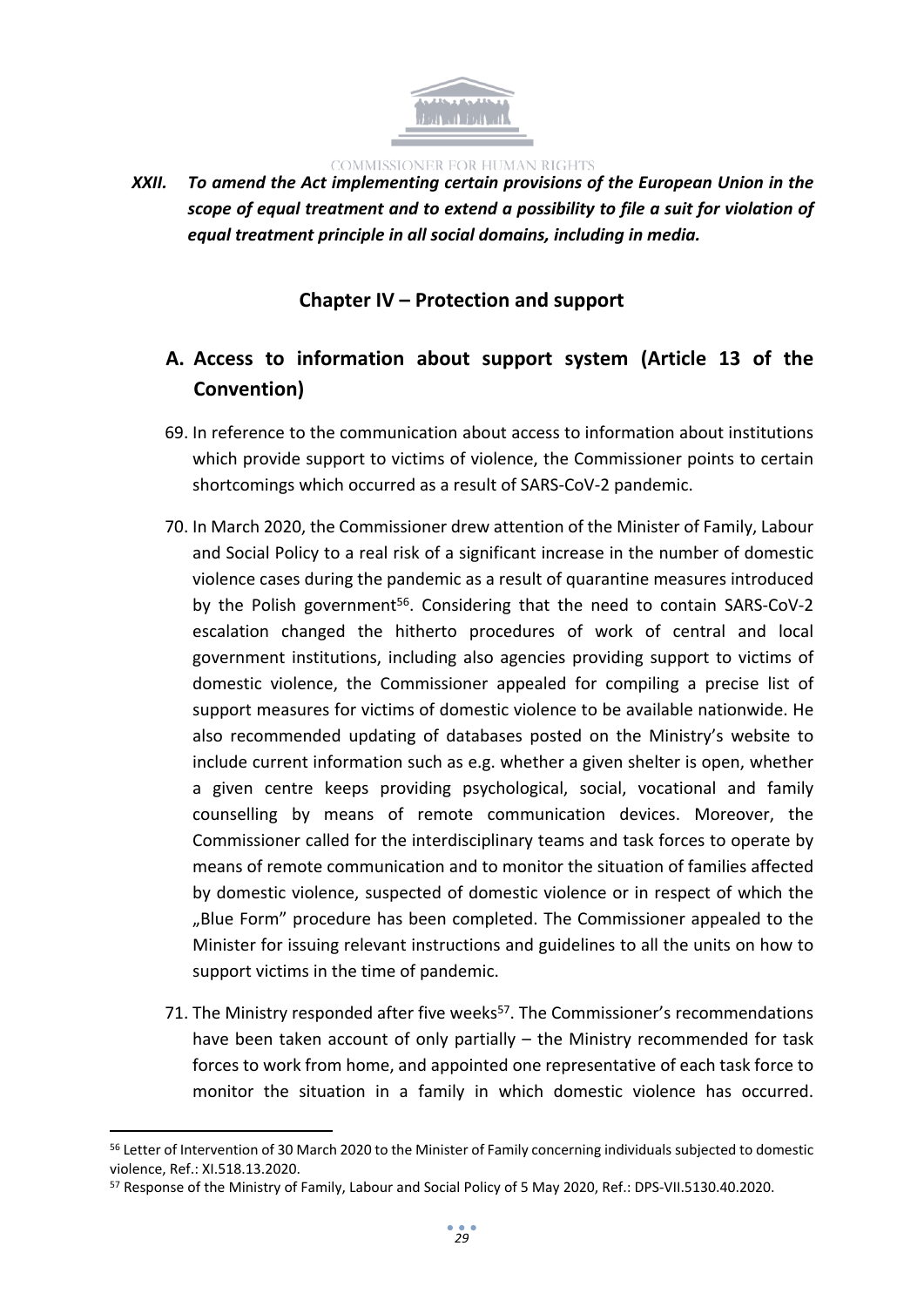***XXII. To amend the Act implementing certain provisions of the European Union in the scope of equal treatment and to extend a possibility to file a suit for violation of equal treatment principle in all social domains, including in media.***

## Chapter IV – Protection and support

### A. Access to information about support system (Article 13 of the Convention)

69. In reference to the communication about access to information about institutions which provide support to victims of violence, the Commissioner points to certain shortcomings which occurred as a result of SARS-CoV-2 pandemic.

70. In March 2020, the Commissioner drew attention of the Minister of Family, Labour and Social Policy to a real risk of a significant increase in the number of domestic violence cases during the pandemic as a result of quarantine measures introduced by the Polish government[56]. Considering that the need to contain SARS-CoV-2 escalation changed the hitherto procedures of work of central and local government institutions, including also agencies providing support to victims of domestic violence, the Commissioner appealed for compiling a precise list of support measures for victims of domestic violence to be available nationwide. He also recommended updating of databases posted on the Ministry's website to include current information such as e.g. whether a given shelter is open, whether a given centre keeps providing psychological, social, vocational and family counselling by means of remote communication devices. Moreover, the Commissioner called for the interdisciplinary teams and task forces to operate by means of remote communication and to monitor the situation of families affected by domestic violence, suspected of domestic violence or in respect of which the „Blue Form" procedure has been completed. The Commissioner appealed to the Minister for issuing relevant instructions and guidelines to all the units on how to support victims in the time of pandemic.

71. The Ministry responded after five weeks[57]. The Commissioner's recommendations have been taken account of only partially – the Ministry recommended for task forces to work from home, and appointed one representative of each task force to monitor the situation in a family in which domestic violence has occurred.

---

[56] Letter of Intervention of 30 March 2020 to the Minister of Family concerning individuals subjected to domestic violence, Ref.: XI.518.13.2020.

[57] Response of the Ministry of Family, Labour and Social Policy of 5 May 2020, Ref.: DPS-VII.5130.40.2020.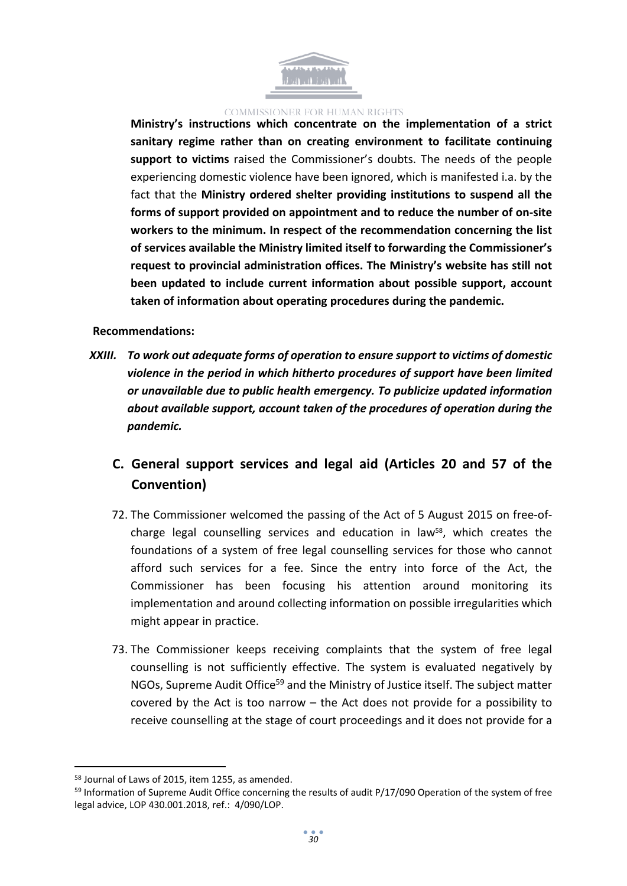**Ministry's instructions which concentrate on the implementation of a strict sanitary regime rather than on creating environment to facilitate continuing support to victims** raised the Commissioner's doubts. The needs of the people experiencing domestic violence have been ignored, which is manifested i.a. by the fact that the **Ministry ordered shelter providing institutions to suspend all the forms of support provided on appointment and to reduce the number of on-site workers to the minimum. In respect of the recommendation concerning the list of services available the Ministry limited itself to forwarding the Commissioner's request to provincial administration offices. The Ministry's website has still not been updated to include current information about possible support, account taken of information about operating procedures during the pandemic.**

**Recommendations:**

***XXIII. To work out adequate forms of operation to ensure support to victims of domestic violence in the period in which hitherto procedures of support have been limited or unavailable due to public health emergency. To publicize updated information about available support, account taken of the procedures of operation during the pandemic.***

## C. General support services and legal aid (Articles 20 and 57 of the Convention)

72. The Commissioner welcomed the passing of the Act of 5 August 2015 on free-of-charge legal counselling services and education in law[58], which creates the foundations of a system of free legal counselling services for those who cannot afford such services for a fee. Since the entry into force of the Act, the Commissioner has been focusing his attention around monitoring its implementation and around collecting information on possible irregularities which might appear in practice.

73. The Commissioner keeps receiving complaints that the system of free legal counselling is not sufficiently effective. The system is evaluated negatively by NGOs, Supreme Audit Office[59] and the Ministry of Justice itself. The subject matter covered by the Act is too narrow – the Act does not provide for a possibility to receive counselling at the stage of court proceedings and it does not provide for a

[58] Journal of Laws of 2015, item 1255, as amended.

[59] Information of Supreme Audit Office concerning the results of audit P/17/090 Operation of the system of free legal advice, LOP 430.001.2018, ref.: 4/090/LOP.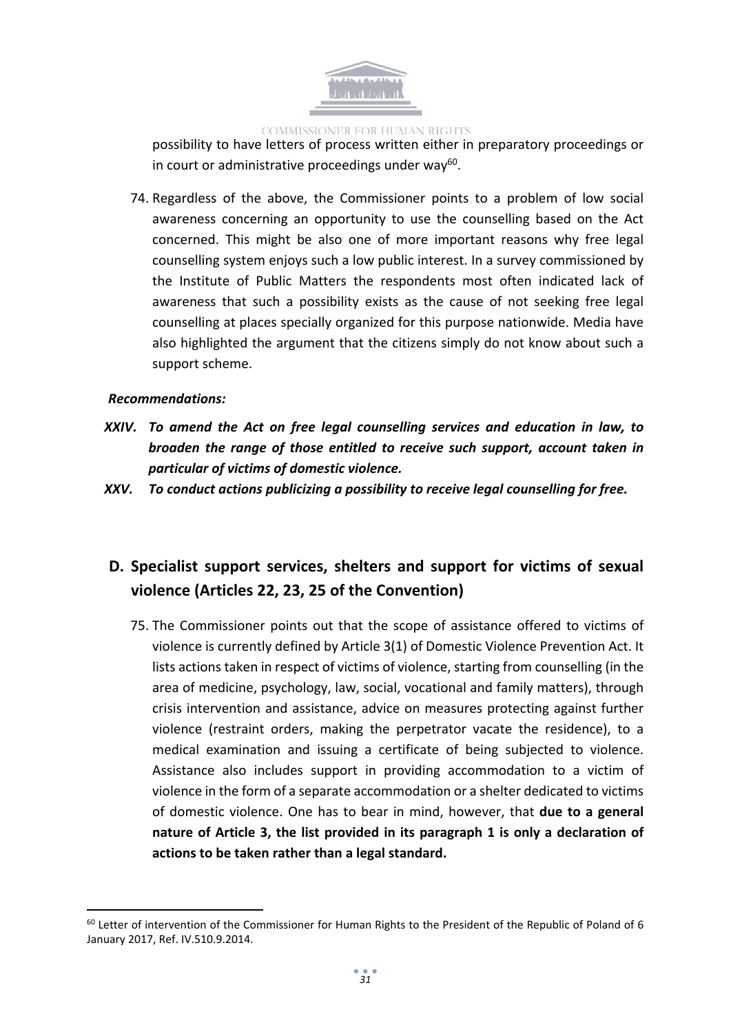possibility to have letters of process written either in preparatory proceedings or in court or administrative proceedings under way[60].

74. Regardless of the above, the Commissioner points to a problem of low social awareness concerning an opportunity to use the counselling based on the Act concerned. This might be also one of more important reasons why free legal counselling system enjoys such a low public interest. In a survey commissioned by the Institute of Public Matters the respondents most often indicated lack of awareness that such a possibility exists as the cause of not seeking free legal counselling at places specially organized for this purpose nationwide. Media have also highlighted the argument that the citizens simply do not know about such a support scheme.

***Recommendations:***

- ***XXIV. To amend the Act on free legal counselling services and education in law, to broaden the range of those entitled to receive such support, account taken in particular of victims of domestic violence.***
- ***XXV. To conduct actions publicizing a possibility to receive legal counselling for free.***

## D. Specialist support services, shelters and support for victims of sexual violence (Articles 22, 23, 25 of the Convention)

75. The Commissioner points out that the scope of assistance offered to victims of violence is currently defined by Article 3(1) of Domestic Violence Prevention Act. It lists actions taken in respect of victims of violence, starting from counselling (in the area of medicine, psychology, law, social, vocational and family matters), through crisis intervention and assistance, advice on measures protecting against further violence (restraint orders, making the perpetrator vacate the residence), to a medical examination and issuing a certificate of being subjected to violence. Assistance also includes support in providing accommodation to a victim of violence in the form of a separate accommodation or a shelter dedicated to victims of domestic violence. One has to bear in mind, however, that **due to a general nature of Article 3, the list provided in its paragraph 1 is only a declaration of actions to be taken rather than a legal standard.**

[60] Letter of intervention of the Commissioner for Human Rights to the President of the Republic of Poland of 6 January 2017, Ref. IV.510.9.2014.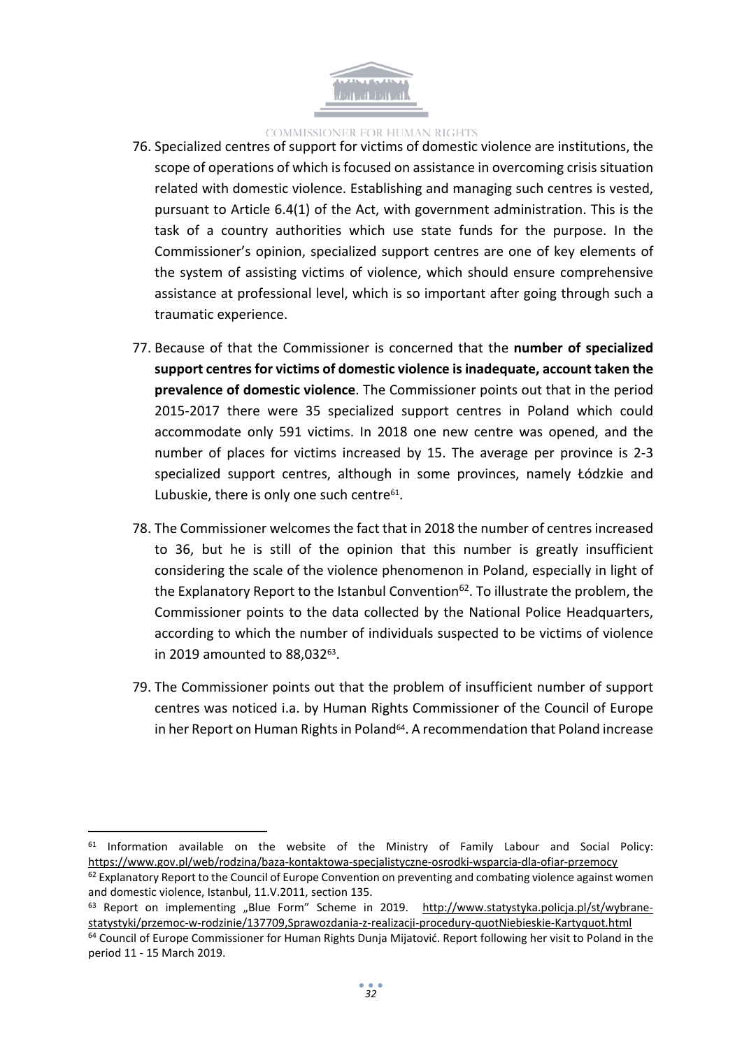76. Specialized centres of support for victims of domestic violence are institutions, the scope of operations of which is focused on assistance in overcoming crisis situation related with domestic violence. Establishing and managing such centres is vested, pursuant to Article 6.4(1) of the Act, with government administration. This is the task of a country authorities which use state funds for the purpose. In the Commissioner's opinion, specialized support centres are one of key elements of the system of assisting victims of violence, which should ensure comprehensive assistance at professional level, which is so important after going through such a traumatic experience.

77. Because of that the Commissioner is concerned that the **number of specialized support centres for victims of domestic violence is inadequate, account taken the prevalence of domestic violence**. The Commissioner points out that in the period 2015-2017 there were 35 specialized support centres in Poland which could accommodate only 591 victims. In 2018 one new centre was opened, and the number of places for victims increased by 15. The average per province is 2-3 specialized support centres, although in some provinces, namely Łódzkie and Lubuskie, there is only one such centre[61].

78. The Commissioner welcomes the fact that in 2018 the number of centres increased to 36, but he is still of the opinion that this number is greatly insufficient considering the scale of the violence phenomenon in Poland, especially in light of the Explanatory Report to the Istanbul Convention[62]. To illustrate the problem, the Commissioner points to the data collected by the National Police Headquarters, according to which the number of individuals suspected to be victims of violence in 2019 amounted to 88,032[63].

79. The Commissioner points out that the problem of insufficient number of support centres was noticed i.a. by Human Rights Commissioner of the Council of Europe in her Report on Human Rights in Poland[64]. A recommendation that Poland increase

---

[61] Information available on the website of the Ministry of Family Labour and Social Policy: https://www.gov.pl/web/rodzina/baza-kontaktowa-specjalistyczne-osrodki-wsparcia-dla-ofiar-przemocy

[62] Explanatory Report to the Council of Europe Convention on preventing and combating violence against women and domestic violence, Istanbul, 11.V.2011, section 135.

[63] Report on implementing „Blue Form" Scheme in 2019. http://www.statystyka.policja.pl/st/wybrane-statystyki/przemoc-w-rodzinie/137709,Sprawozdania-z-realizacji-procedury-quotNiebieskie-Kartyquot.html

[64] Council of Europe Commissioner for Human Rights Dunja Mijatović. Report following her visit to Poland in the period 11 - 15 March 2019.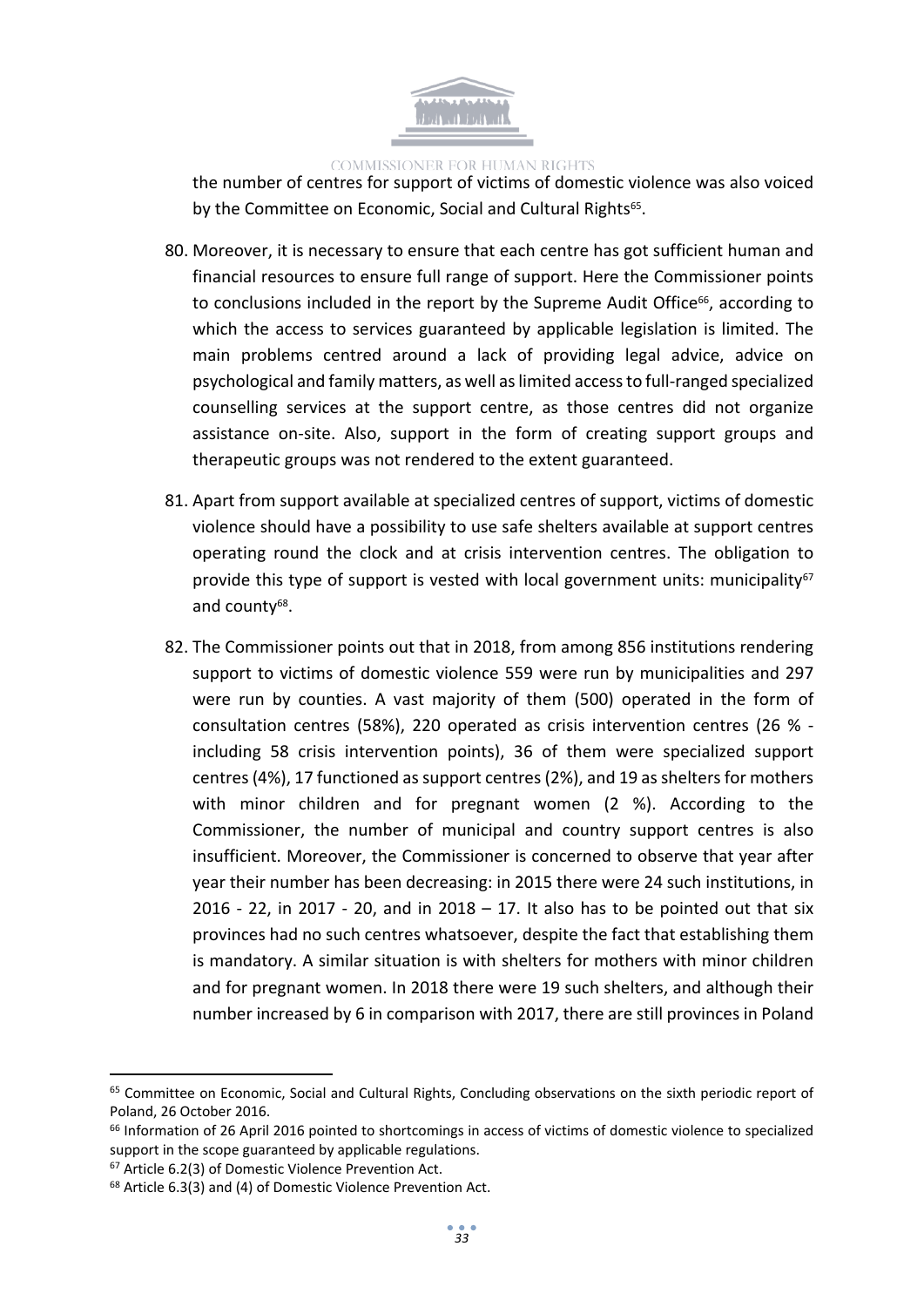the number of centres for support of victims of domestic violence was also voiced by the Committee on Economic, Social and Cultural Rights[65].

80. Moreover, it is necessary to ensure that each centre has got sufficient human and financial resources to ensure full range of support. Here the Commissioner points to conclusions included in the report by the Supreme Audit Office[66], according to which the access to services guaranteed by applicable legislation is limited. The main problems centred around a lack of providing legal advice, advice on psychological and family matters, as well as limited access to full-ranged specialized counselling services at the support centre, as those centres did not organize assistance on-site. Also, support in the form of creating support groups and therapeutic groups was not rendered to the extent guaranteed.

81. Apart from support available at specialized centres of support, victims of domestic violence should have a possibility to use safe shelters available at support centres operating round the clock and at crisis intervention centres. The obligation to provide this type of support is vested with local government units: municipality[67] and county[68].

82. The Commissioner points out that in 2018, from among 856 institutions rendering support to victims of domestic violence 559 were run by municipalities and 297 were run by counties. A vast majority of them (500) operated in the form of consultation centres (58%), 220 operated as crisis intervention centres (26 % - including 58 crisis intervention points), 36 of them were specialized support centres (4%), 17 functioned as support centres (2%), and 19 as shelters for mothers with minor children and for pregnant women (2 %). According to the Commissioner, the number of municipal and country support centres is also insufficient. Moreover, the Commissioner is concerned to observe that year after year their number has been decreasing: in 2015 there were 24 such institutions, in 2016 - 22, in 2017 - 20, and in 2018 – 17. It also has to be pointed out that six provinces had no such centres whatsoever, despite the fact that establishing them is mandatory. A similar situation is with shelters for mothers with minor children and for pregnant women. In 2018 there were 19 such shelters, and although their number increased by 6 in comparison with 2017, there are still provinces in Poland

---

[65] Committee on Economic, Social and Cultural Rights, Concluding observations on the sixth periodic report of Poland, 26 October 2016.

[66] Information of 26 April 2016 pointed to shortcomings in access of victims of domestic violence to specialized support in the scope guaranteed by applicable regulations.

[67] Article 6.2(3) of Domestic Violence Prevention Act.

[68] Article 6.3(3) and (4) of Domestic Violence Prevention Act.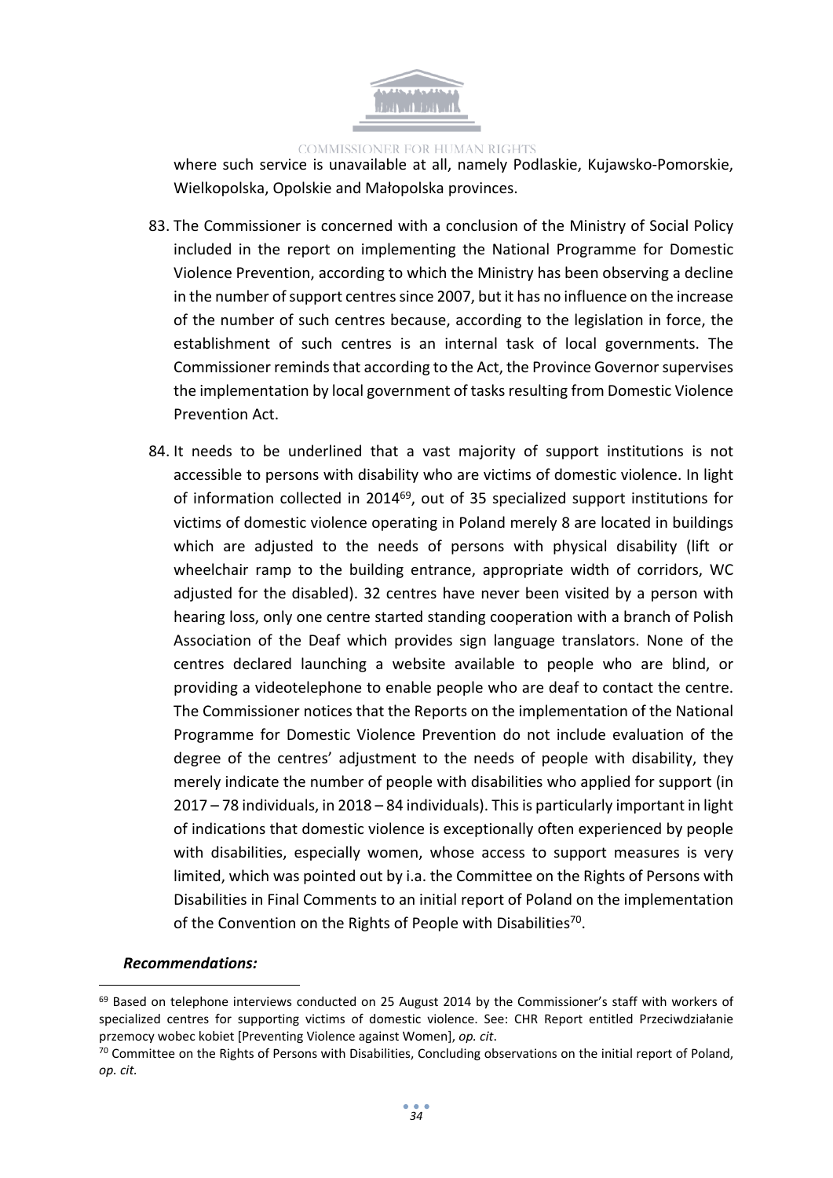where such service is unavailable at all, namely Podlaskie, Kujawsko-Pomorskie, Wielkopolska, Opolskie and Małopolska provinces.

83. The Commissioner is concerned with a conclusion of the Ministry of Social Policy included in the report on implementing the National Programme for Domestic Violence Prevention, according to which the Ministry has been observing a decline in the number of support centres since 2007, but it has no influence on the increase of the number of such centres because, according to the legislation in force, the establishment of such centres is an internal task of local governments. The Commissioner reminds that according to the Act, the Province Governor supervises the implementation by local government of tasks resulting from Domestic Violence Prevention Act.

84. It needs to be underlined that a vast majority of support institutions is not accessible to persons with disability who are victims of domestic violence. In light of information collected in 2014[69], out of 35 specialized support institutions for victims of domestic violence operating in Poland merely 8 are located in buildings which are adjusted to the needs of persons with physical disability (lift or wheelchair ramp to the building entrance, appropriate width of corridors, WC adjusted for the disabled). 32 centres have never been visited by a person with hearing loss, only one centre started standing cooperation with a branch of Polish Association of the Deaf which provides sign language translators. None of the centres declared launching a website available to people who are blind, or providing a videotelephone to enable people who are deaf to contact the centre. The Commissioner notices that the Reports on the implementation of the National Programme for Domestic Violence Prevention do not include evaluation of the degree of the centres' adjustment to the needs of people with disability, they merely indicate the number of people with disabilities who applied for support (in 2017 – 78 individuals, in 2018 – 84 individuals). This is particularly important in light of indications that domestic violence is exceptionally often experienced by people with disabilities, especially women, whose access to support measures is very limited, which was pointed out by i.a. the Committee on the Rights of Persons with Disabilities in Final Comments to an initial report of Poland on the implementation of the Convention on the Rights of People with Disabilities[70].

***Recommendations:***

---

[69] Based on telephone interviews conducted on 25 August 2014 by the Commissioner's staff with workers of specialized centres for supporting victims of domestic violence. See: CHR Report entitled Przeciwdziałanie przemocy wobec kobiet [Preventing Violence against Women], *op. cit*.

[70] Committee on the Rights of Persons with Disabilities, Concluding observations on the initial report of Poland, *op. cit.*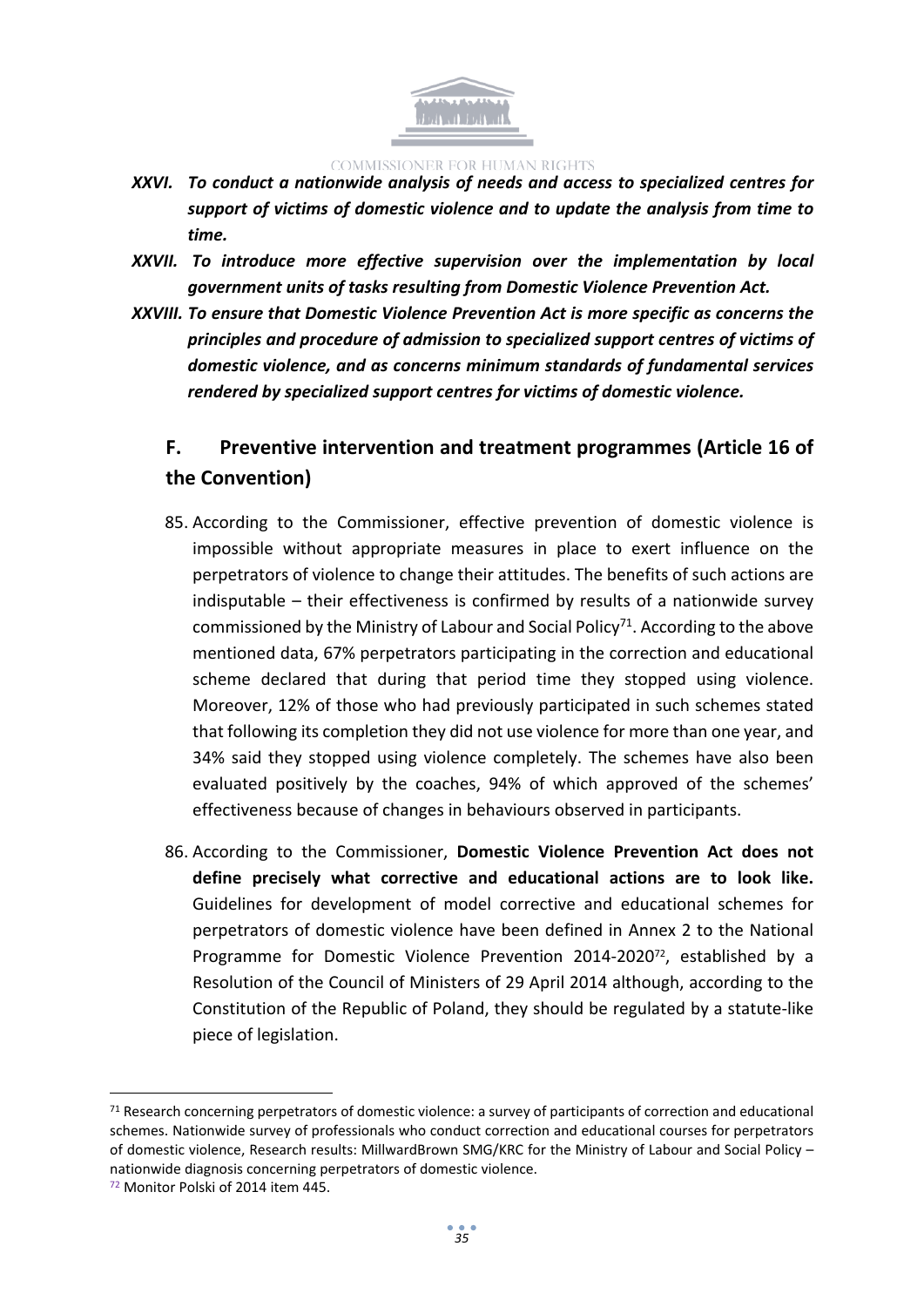***XXVI. To conduct a nationwide analysis of needs and access to specialized centres for support of victims of domestic violence and to update the analysis from time to time.***

***XXVII. To introduce more effective supervision over the implementation by local government units of tasks resulting from Domestic Violence Prevention Act.***

***XXVIII. To ensure that Domestic Violence Prevention Act is more specific as concerns the principles and procedure of admission to specialized support centres of victims of domestic violence, and as concerns minimum standards of fundamental services rendered by specialized support centres for victims of domestic violence.***

## F. Preventive intervention and treatment programmes (Article 16 of the Convention)

85. According to the Commissioner, effective prevention of domestic violence is impossible without appropriate measures in place to exert influence on the perpetrators of violence to change their attitudes. The benefits of such actions are indisputable – their effectiveness is confirmed by results of a nationwide survey commissioned by the Ministry of Labour and Social Policy[71]. According to the above mentioned data, 67% perpetrators participating in the correction and educational scheme declared that during that period time they stopped using violence. Moreover, 12% of those who had previously participated in such schemes stated that following its completion they did not use violence for more than one year, and 34% said they stopped using violence completely. The schemes have also been evaluated positively by the coaches, 94% of which approved of the schemes' effectiveness because of changes in behaviours observed in participants.

86. According to the Commissioner, **Domestic Violence Prevention Act does not define precisely what corrective and educational actions are to look like.** Guidelines for development of model corrective and educational schemes for perpetrators of domestic violence have been defined in Annex 2 to the National Programme for Domestic Violence Prevention 2014-2020[72], established by a Resolution of the Council of Ministers of 29 April 2014 although, according to the Constitution of the Republic of Poland, they should be regulated by a statute-like piece of legislation.

---

[71] Research concerning perpetrators of domestic violence: a survey of participants of correction and educational schemes. Nationwide survey of professionals who conduct correction and educational courses for perpetrators of domestic violence, Research results: MillwardBrown SMG/KRC for the Ministry of Labour and Social Policy – nationwide diagnosis concerning perpetrators of domestic violence.

[72] Monitor Polski of 2014 item 445.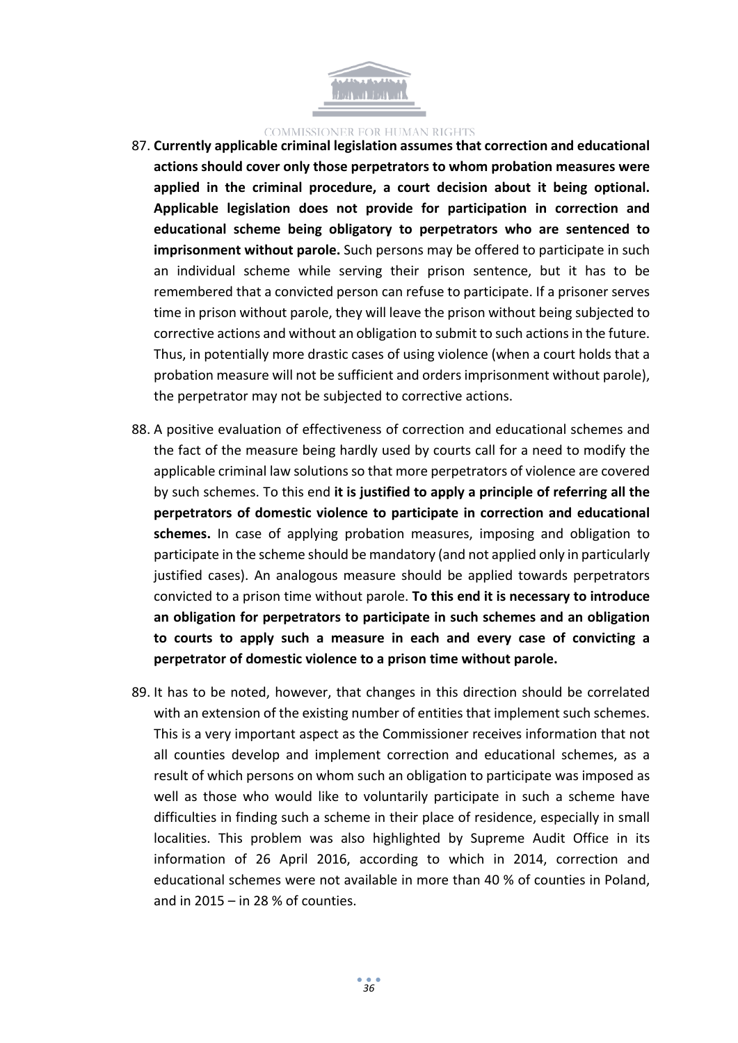87. **Currently applicable criminal legislation assumes that correction and educational actions should cover only those perpetrators to whom probation measures were applied in the criminal procedure, a court decision about it being optional. Applicable legislation does not provide for participation in correction and educational scheme being obligatory to perpetrators who are sentenced to imprisonment without parole.** Such persons may be offered to participate in such an individual scheme while serving their prison sentence, but it has to be remembered that a convicted person can refuse to participate. If a prisoner serves time in prison without parole, they will leave the prison without being subjected to corrective actions and without an obligation to submit to such actions in the future. Thus, in potentially more drastic cases of using violence (when a court holds that a probation measure will not be sufficient and orders imprisonment without parole), the perpetrator may not be subjected to corrective actions.

88. A positive evaluation of effectiveness of correction and educational schemes and the fact of the measure being hardly used by courts call for a need to modify the applicable criminal law solutions so that more perpetrators of violence are covered by such schemes. To this end **it is justified to apply a principle of referring all the perpetrators of domestic violence to participate in correction and educational schemes.** In case of applying probation measures, imposing and obligation to participate in the scheme should be mandatory (and not applied only in particularly justified cases). An analogous measure should be applied towards perpetrators convicted to a prison time without parole. **To this end it is necessary to introduce an obligation for perpetrators to participate in such schemes and an obligation to courts to apply such a measure in each and every case of convicting a perpetrator of domestic violence to a prison time without parole.**

89. It has to be noted, however, that changes in this direction should be correlated with an extension of the existing number of entities that implement such schemes. This is a very important aspect as the Commissioner receives information that not all counties develop and implement correction and educational schemes, as a result of which persons on whom such an obligation to participate was imposed as well as those who would like to voluntarily participate in such a scheme have difficulties in finding such a scheme in their place of residence, especially in small localities. This problem was also highlighted by Supreme Audit Office in its information of 26 April 2016, according to which in 2014, correction and educational schemes were not available in more than 40 % of counties in Poland, and in 2015 – in 28 % of counties.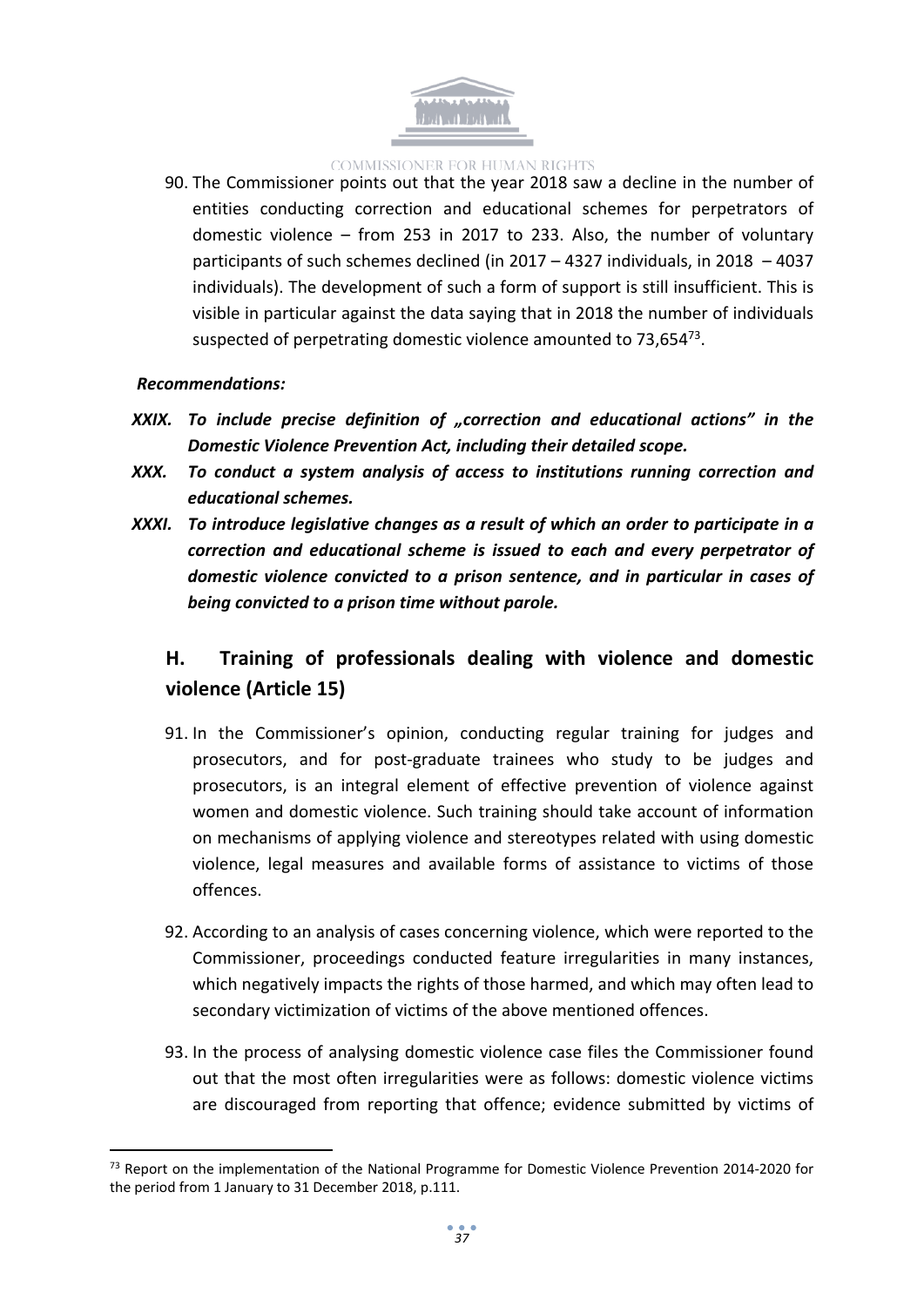90. The Commissioner points out that the year 2018 saw a decline in the number of entities conducting correction and educational schemes for perpetrators of domestic violence – from 253 in 2017 to 233. Also, the number of voluntary participants of such schemes declined (in 2017 – 4327 individuals, in 2018 – 4037 individuals). The development of such a form of support is still insufficient. This is visible in particular against the data saying that in 2018 the number of individuals suspected of perpetrating domestic violence amounted to 73,654[73].

***Recommendations:***

***XXIX. To include precise definition of „correction and educational actions" in the Domestic Violence Prevention Act, including their detailed scope.***

***XXX. To conduct a system analysis of access to institutions running correction and educational schemes.***

***XXXI. To introduce legislative changes as a result of which an order to participate in a correction and educational scheme is issued to each and every perpetrator of domestic violence convicted to a prison sentence, and in particular in cases of being convicted to a prison time without parole.***

## H. Training of professionals dealing with violence and domestic violence (Article 15)

91. In the Commissioner's opinion, conducting regular training for judges and prosecutors, and for post-graduate trainees who study to be judges and prosecutors, is an integral element of effective prevention of violence against women and domestic violence. Such training should take account of information on mechanisms of applying violence and stereotypes related with using domestic violence, legal measures and available forms of assistance to victims of those offences.

92. According to an analysis of cases concerning violence, which were reported to the Commissioner, proceedings conducted feature irregularities in many instances, which negatively impacts the rights of those harmed, and which may often lead to secondary victimization of victims of the above mentioned offences.

93. In the process of analysing domestic violence case files the Commissioner found out that the most often irregularities were as follows: domestic violence victims are discouraged from reporting that offence; evidence submitted by victims of

[73] Report on the implementation of the National Programme for Domestic Violence Prevention 2014-2020 for the period from 1 January to 31 December 2018, p.111.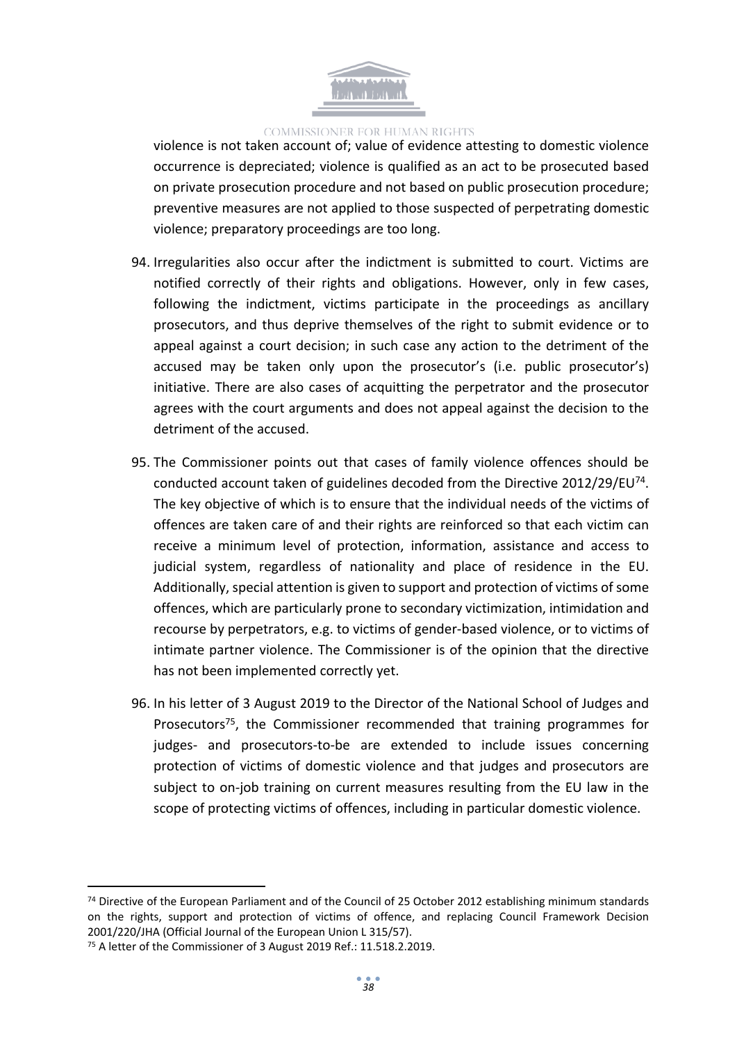violence is not taken account of; value of evidence attesting to domestic violence occurrence is depreciated; violence is qualified as an act to be prosecuted based on private prosecution procedure and not based on public prosecution procedure; preventive measures are not applied to those suspected of perpetrating domestic violence; preparatory proceedings are too long.

94. Irregularities also occur after the indictment is submitted to court. Victims are notified correctly of their rights and obligations. However, only in few cases, following the indictment, victims participate in the proceedings as ancillary prosecutors, and thus deprive themselves of the right to submit evidence or to appeal against a court decision; in such case any action to the detriment of the accused may be taken only upon the prosecutor's (i.e. public prosecutor's) initiative. There are also cases of acquitting the perpetrator and the prosecutor agrees with the court arguments and does not appeal against the decision to the detriment of the accused.

95. The Commissioner points out that cases of family violence offences should be conducted account taken of guidelines decoded from the Directive 2012/29/EU[74]. The key objective of which is to ensure that the individual needs of the victims of offences are taken care of and their rights are reinforced so that each victim can receive a minimum level of protection, information, assistance and access to judicial system, regardless of nationality and place of residence in the EU. Additionally, special attention is given to support and protection of victims of some offences, which are particularly prone to secondary victimization, intimidation and recourse by perpetrators, e.g. to victims of gender-based violence, or to victims of intimate partner violence. The Commissioner is of the opinion that the directive has not been implemented correctly yet.

96. In his letter of 3 August 2019 to the Director of the National School of Judges and Prosecutors[75], the Commissioner recommended that training programmes for judges- and prosecutors-to-be are extended to include issues concerning protection of victims of domestic violence and that judges and prosecutors are subject to on-job training on current measures resulting from the EU law in the scope of protecting victims of offences, including in particular domestic violence.

---

[74] Directive of the European Parliament and of the Council of 25 October 2012 establishing minimum standards on the rights, support and protection of victims of offence, and replacing Council Framework Decision 2001/220/JHA (Official Journal of the European Union L 315/57).

[75] A letter of the Commissioner of 3 August 2019 Ref.: 11.518.2.2019.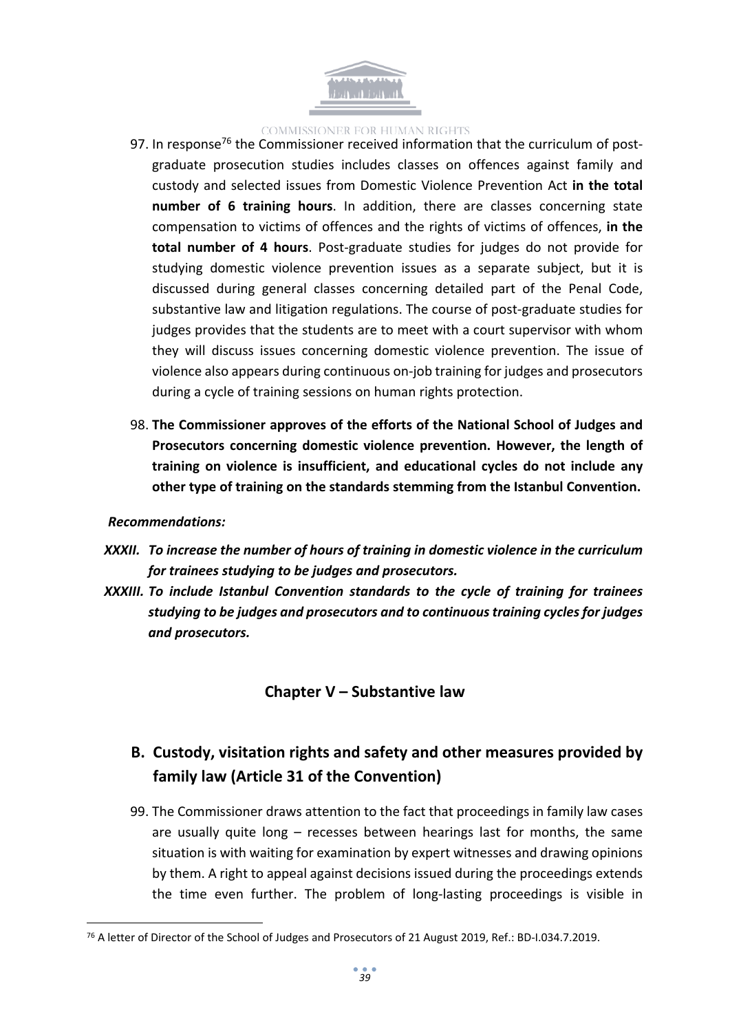97. In response[76] the Commissioner received information that the curriculum of post-graduate prosecution studies includes classes on offences against family and custody and selected issues from Domestic Violence Prevention Act **in the total number of 6 training hours**. In addition, there are classes concerning state compensation to victims of offences and the rights of victims of offences, **in the total number of 4 hours**. Post-graduate studies for judges do not provide for studying domestic violence prevention issues as a separate subject, but it is discussed during general classes concerning detailed part of the Penal Code, substantive law and litigation regulations. The course of post-graduate studies for judges provides that the students are to meet with a court supervisor with whom they will discuss issues concerning domestic violence prevention. The issue of violence also appears during continuous on-job training for judges and prosecutors during a cycle of training sessions on human rights protection.

98. **The Commissioner approves of the efforts of the National School of Judges and Prosecutors concerning domestic violence prevention. However, the length of training on violence is insufficient, and educational cycles do not include any other type of training on the standards stemming from the Istanbul Convention.**

***Recommendations:***

***XXXII. To increase the number of hours of training in domestic violence in the curriculum for trainees studying to be judges and prosecutors.***

***XXXIII. To include Istanbul Convention standards to the cycle of training for trainees studying to be judges and prosecutors and to continuous training cycles for judges and prosecutors.***

## Chapter V – Substantive law

### B. Custody, visitation rights and safety and other measures provided by family law (Article 31 of the Convention)

99. The Commissioner draws attention to the fact that proceedings in family law cases are usually quite long – recesses between hearings last for months, the same situation is with waiting for examination by expert witnesses and drawing opinions by them. A right to appeal against decisions issued during the proceedings extends the time even further. The problem of long-lasting proceedings is visible in

[76] A letter of Director of the School of Judges and Prosecutors of 21 August 2019, Ref.: BD-I.034.7.2019.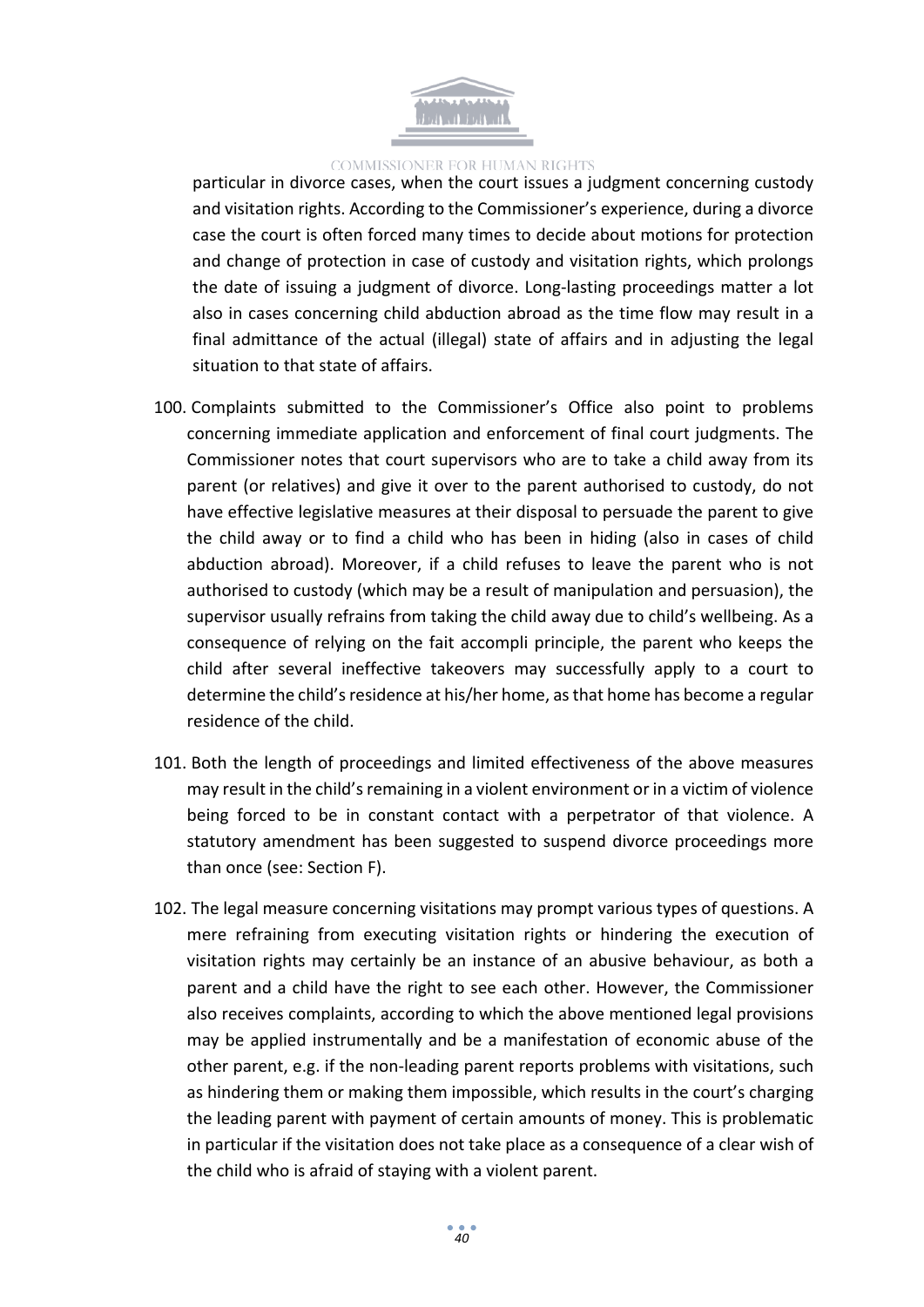particular in divorce cases, when the court issues a judgment concerning custody and visitation rights. According to the Commissioner's experience, during a divorce case the court is often forced many times to decide about motions for protection and change of protection in case of custody and visitation rights, which prolongs the date of issuing a judgment of divorce. Long-lasting proceedings matter a lot also in cases concerning child abduction abroad as the time flow may result in a final admittance of the actual (illegal) state of affairs and in adjusting the legal situation to that state of affairs.

100. Complaints submitted to the Commissioner's Office also point to problems concerning immediate application and enforcement of final court judgments. The Commissioner notes that court supervisors who are to take a child away from its parent (or relatives) and give it over to the parent authorised to custody, do not have effective legislative measures at their disposal to persuade the parent to give the child away or to find a child who has been in hiding (also in cases of child abduction abroad). Moreover, if a child refuses to leave the parent who is not authorised to custody (which may be a result of manipulation and persuasion), the supervisor usually refrains from taking the child away due to child's wellbeing. As a consequence of relying on the fait accompli principle, the parent who keeps the child after several ineffective takeovers may successfully apply to a court to determine the child's residence at his/her home, as that home has become a regular residence of the child.

101. Both the length of proceedings and limited effectiveness of the above measures may result in the child's remaining in a violent environment or in a victim of violence being forced to be in constant contact with a perpetrator of that violence. A statutory amendment has been suggested to suspend divorce proceedings more than once (see: Section F).

102. The legal measure concerning visitations may prompt various types of questions. A mere refraining from executing visitation rights or hindering the execution of visitation rights may certainly be an instance of an abusive behaviour, as both a parent and a child have the right to see each other. However, the Commissioner also receives complaints, according to which the above mentioned legal provisions may be applied instrumentally and be a manifestation of economic abuse of the other parent, e.g. if the non-leading parent reports problems with visitations, such as hindering them or making them impossible, which results in the court's charging the leading parent with payment of certain amounts of money. This is problematic in particular if the visitation does not take place as a consequence of a clear wish of the child who is afraid of staying with a violent parent.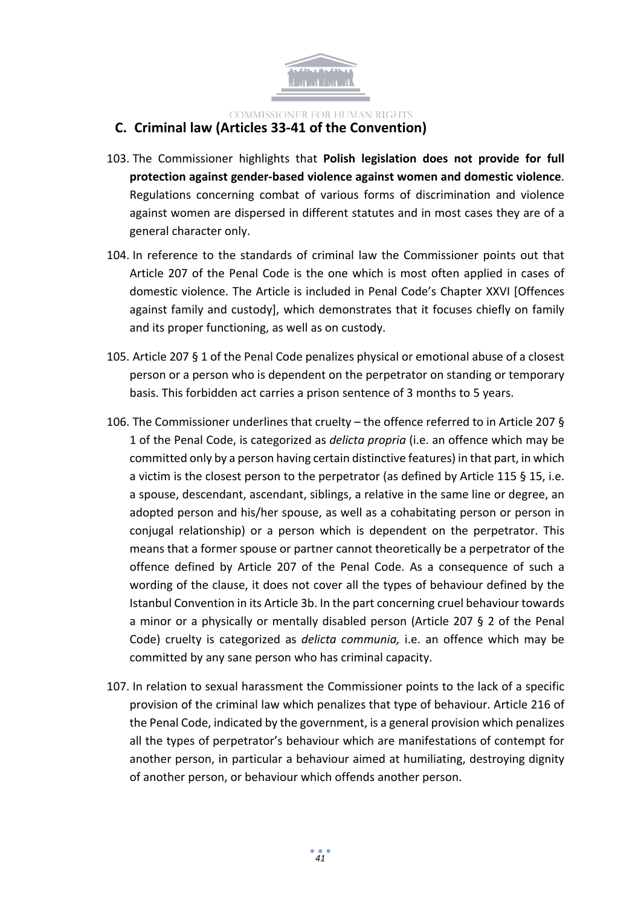## C. Criminal law (Articles 33-41 of the Convention)

103. The Commissioner highlights that **Polish legislation does not provide for full protection against gender-based violence against women and domestic violence**. Regulations concerning combat of various forms of discrimination and violence against women are dispersed in different statutes and in most cases they are of a general character only.

104. In reference to the standards of criminal law the Commissioner points out that Article 207 of the Penal Code is the one which is most often applied in cases of domestic violence. The Article is included in Penal Code's Chapter XXVI [Offences against family and custody], which demonstrates that it focuses chiefly on family and its proper functioning, as well as on custody.

105. Article 207 § 1 of the Penal Code penalizes physical or emotional abuse of a closest person or a person who is dependent on the perpetrator on standing or temporary basis. This forbidden act carries a prison sentence of 3 months to 5 years.

106. The Commissioner underlines that cruelty – the offence referred to in Article 207 § 1 of the Penal Code, is categorized as *delicta propria* (i.e. an offence which may be committed only by a person having certain distinctive features) in that part, in which a victim is the closest person to the perpetrator (as defined by Article 115 § 15, i.e. a spouse, descendant, ascendant, siblings, a relative in the same line or degree, an adopted person and his/her spouse, as well as a cohabitating person or person in conjugal relationship) or a person which is dependent on the perpetrator. This means that a former spouse or partner cannot theoretically be a perpetrator of the offence defined by Article 207 of the Penal Code. As a consequence of such a wording of the clause, it does not cover all the types of behaviour defined by the Istanbul Convention in its Article 3b. In the part concerning cruel behaviour towards a minor or a physically or mentally disabled person (Article 207 § 2 of the Penal Code) cruelty is categorized as *delicta communia,* i.e. an offence which may be committed by any sane person who has criminal capacity.

107. In relation to sexual harassment the Commissioner points to the lack of a specific provision of the criminal law which penalizes that type of behaviour. Article 216 of the Penal Code, indicated by the government, is a general provision which penalizes all the types of perpetrator's behaviour which are manifestations of contempt for another person, in particular a behaviour aimed at humiliating, destroying dignity of another person, or behaviour which offends another person.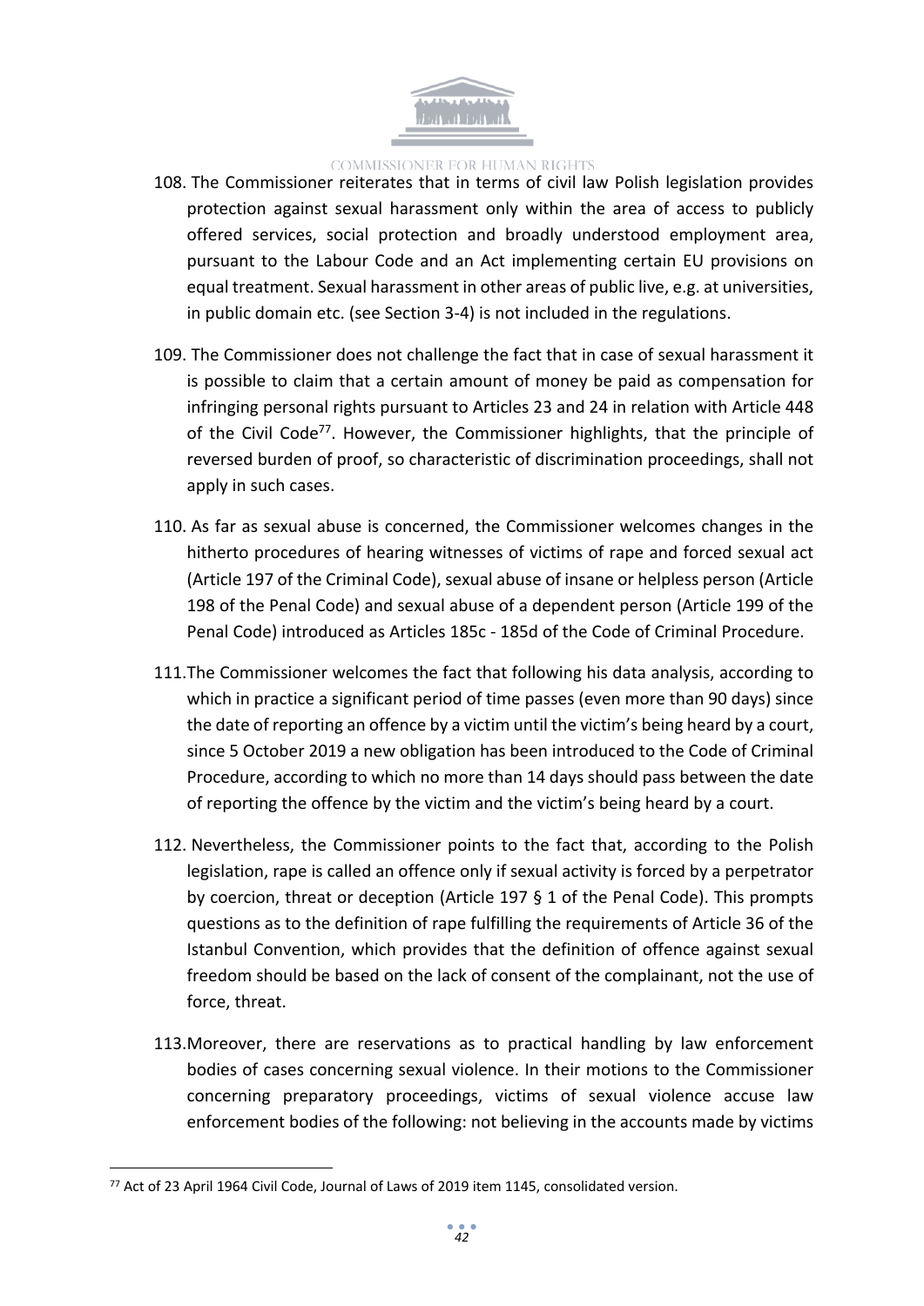108. The Commissioner reiterates that in terms of civil law Polish legislation provides protection against sexual harassment only within the area of access to publicly offered services, social protection and broadly understood employment area, pursuant to the Labour Code and an Act implementing certain EU provisions on equal treatment. Sexual harassment in other areas of public live, e.g. at universities, in public domain etc. (see Section 3-4) is not included in the regulations.

109. The Commissioner does not challenge the fact that in case of sexual harassment it is possible to claim that a certain amount of money be paid as compensation for infringing personal rights pursuant to Articles 23 and 24 in relation with Article 448 of the Civil Code[77]. However, the Commissioner highlights, that the principle of reversed burden of proof, so characteristic of discrimination proceedings, shall not apply in such cases.

110. As far as sexual abuse is concerned, the Commissioner welcomes changes in the hitherto procedures of hearing witnesses of victims of rape and forced sexual act (Article 197 of the Criminal Code), sexual abuse of insane or helpless person (Article 198 of the Penal Code) and sexual abuse of a dependent person (Article 199 of the Penal Code) introduced as Articles 185c - 185d of the Code of Criminal Procedure.

111. The Commissioner welcomes the fact that following his data analysis, according to which in practice a significant period of time passes (even more than 90 days) since the date of reporting an offence by a victim until the victim's being heard by a court, since 5 October 2019 a new obligation has been introduced to the Code of Criminal Procedure, according to which no more than 14 days should pass between the date of reporting the offence by the victim and the victim's being heard by a court.

112. Nevertheless, the Commissioner points to the fact that, according to the Polish legislation, rape is called an offence only if sexual activity is forced by a perpetrator by coercion, threat or deception (Article 197 § 1 of the Penal Code). This prompts questions as to the definition of rape fulfilling the requirements of Article 36 of the Istanbul Convention, which provides that the definition of offence against sexual freedom should be based on the lack of consent of the complainant, not the use of force, threat.

113. Moreover, there are reservations as to practical handling by law enforcement bodies of cases concerning sexual violence. In their motions to the Commissioner concerning preparatory proceedings, victims of sexual violence accuse law enforcement bodies of the following: not believing in the accounts made by victims

[77] Act of 23 April 1964 Civil Code, Journal of Laws of 2019 item 1145, consolidated version.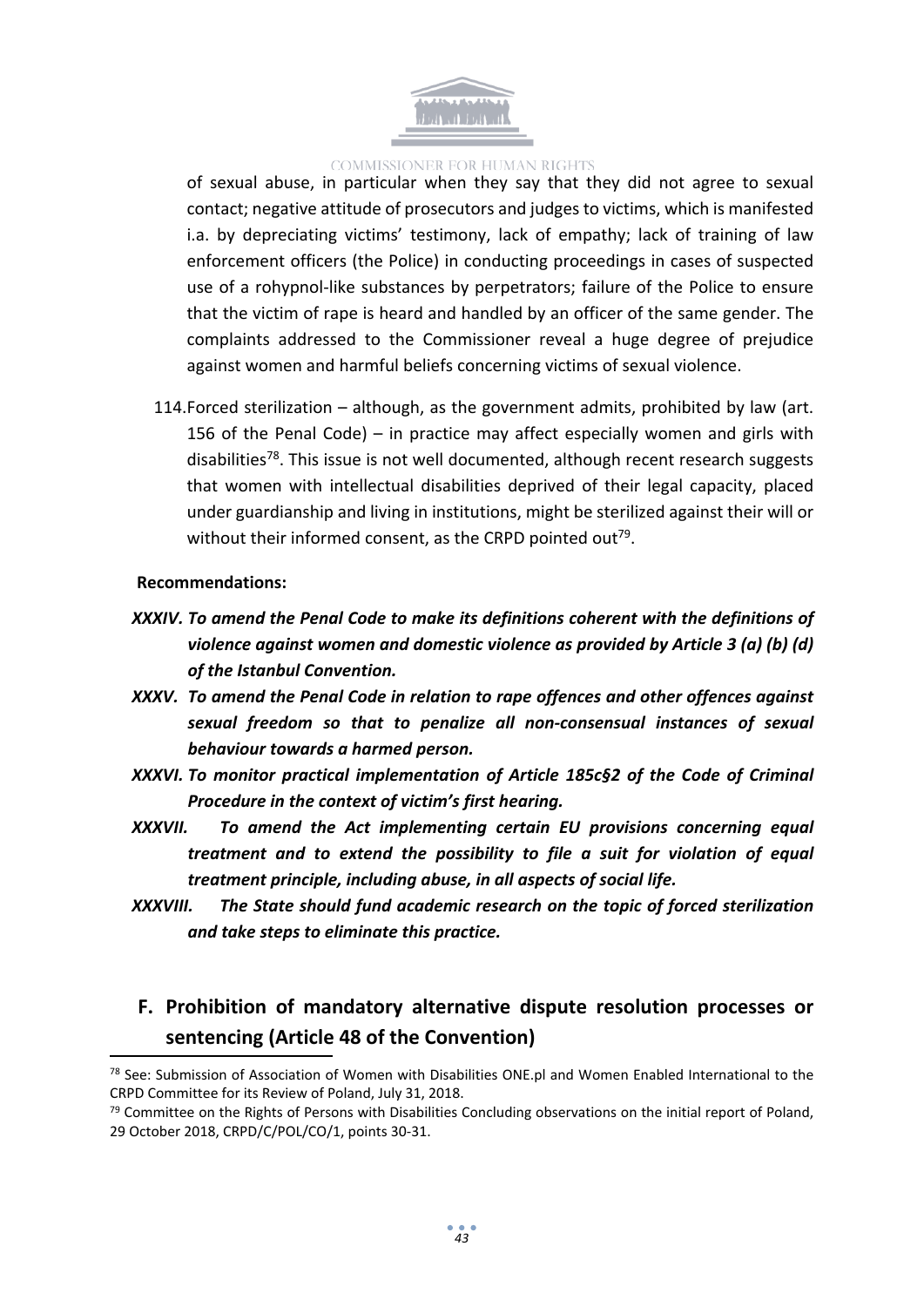of sexual abuse, in particular when they say that they did not agree to sexual contact; negative attitude of prosecutors and judges to victims, which is manifested i.a. by depreciating victims' testimony, lack of empathy; lack of training of law enforcement officers (the Police) in conducting proceedings in cases of suspected use of a rohypnol-like substances by perpetrators; failure of the Police to ensure that the victim of rape is heard and handled by an officer of the same gender. The complaints addressed to the Commissioner reveal a huge degree of prejudice against women and harmful beliefs concerning victims of sexual violence.

114. Forced sterilization – although, as the government admits, prohibited by law (art. 156 of the Penal Code) – in practice may affect especially women and girls with disabilities[78]. This issue is not well documented, although recent research suggests that women with intellectual disabilities deprived of their legal capacity, placed under guardianship and living in institutions, might be sterilized against their will or without their informed consent, as the CRPD pointed out[79].

**Recommendations:**

***XXXIV. To amend the Penal Code to make its definitions coherent with the definitions of violence against women and domestic violence as provided by Article 3 (a) (b) (d) of the Istanbul Convention.***

***XXXV. To amend the Penal Code in relation to rape offences and other offences against sexual freedom so that to penalize all non-consensual instances of sexual behaviour towards a harmed person.***

***XXXVI. To monitor practical implementation of Article 185c§2 of the Code of Criminal Procedure in the context of victim's first hearing.***

***XXXVII. To amend the Act implementing certain EU provisions concerning equal treatment and to extend the possibility to file a suit for violation of equal treatment principle, including abuse, in all aspects of social life.***

***XXXVIII. The State should fund academic research on the topic of forced sterilization and take steps to eliminate this practice.***

## F. Prohibition of mandatory alternative dispute resolution processes or sentencing (Article 48 of the Convention)

[78] See: Submission of Association of Women with Disabilities ONE.pl and Women Enabled International to the CRPD Committee for its Review of Poland, July 31, 2018.

[79] Committee on the Rights of Persons with Disabilities Concluding observations on the initial report of Poland, 29 October 2018, CRPD/C/POL/CO/1, points 30-31.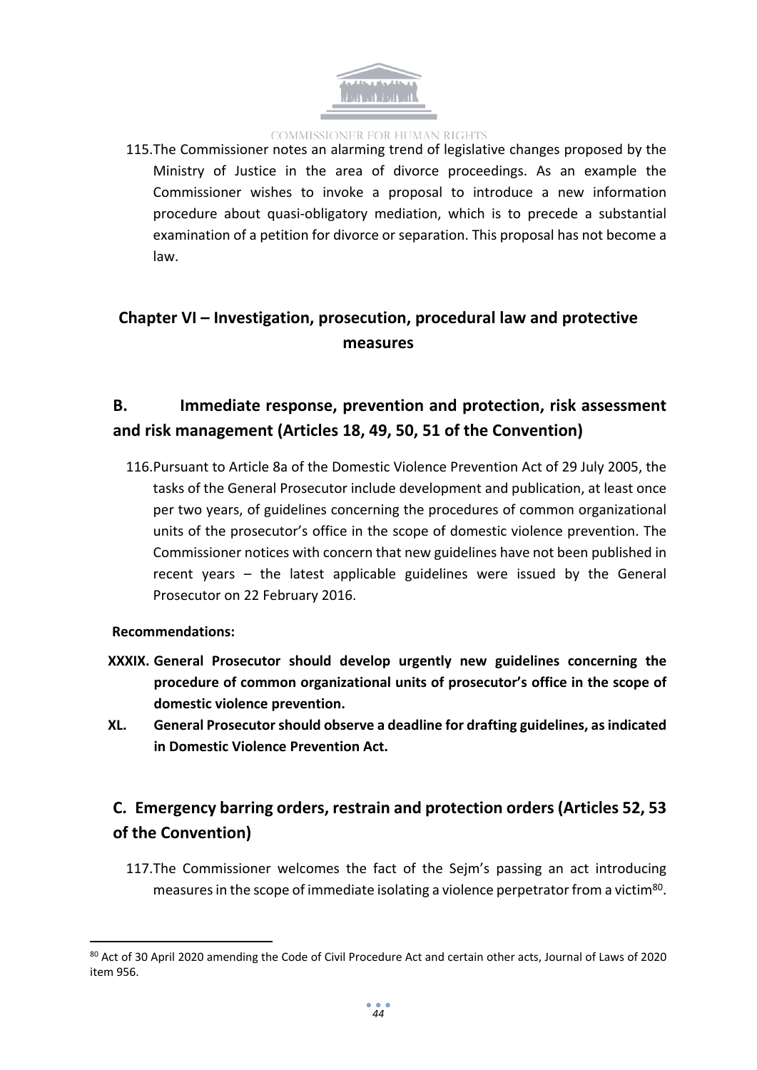115. The Commissioner notes an alarming trend of legislative changes proposed by the Ministry of Justice in the area of divorce proceedings. As an example the Commissioner wishes to invoke a proposal to introduce a new information procedure about quasi-obligatory mediation, which is to precede a substantial examination of a petition for divorce or separation. This proposal has not become a law.

## Chapter VI – Investigation, prosecution, procedural law and protective measures

### B. Immediate response, prevention and protection, risk assessment and risk management (Articles 18, 49, 50, 51 of the Convention)

116. Pursuant to Article 8a of the Domestic Violence Prevention Act of 29 July 2005, the tasks of the General Prosecutor include development and publication, at least once per two years, of guidelines concerning the procedures of common organizational units of the prosecutor's office in the scope of domestic violence prevention. The Commissioner notices with concern that new guidelines have not been published in recent years – the latest applicable guidelines were issued by the General Prosecutor on 22 February 2016.

**Recommendations:**

**XXXIX. General Prosecutor should develop urgently new guidelines concerning the procedure of common organizational units of prosecutor's office in the scope of domestic violence prevention.**

**XL. General Prosecutor should observe a deadline for drafting guidelines, as indicated in Domestic Violence Prevention Act.**

### C. Emergency barring orders, restrain and protection orders (Articles 52, 53 of the Convention)

117. The Commissioner welcomes the fact of the Sejm's passing an act introducing measures in the scope of immediate isolating a violence perpetrator from a victim[80].

[80] Act of 30 April 2020 amending the Code of Civil Procedure Act and certain other acts, Journal of Laws of 2020 item 956.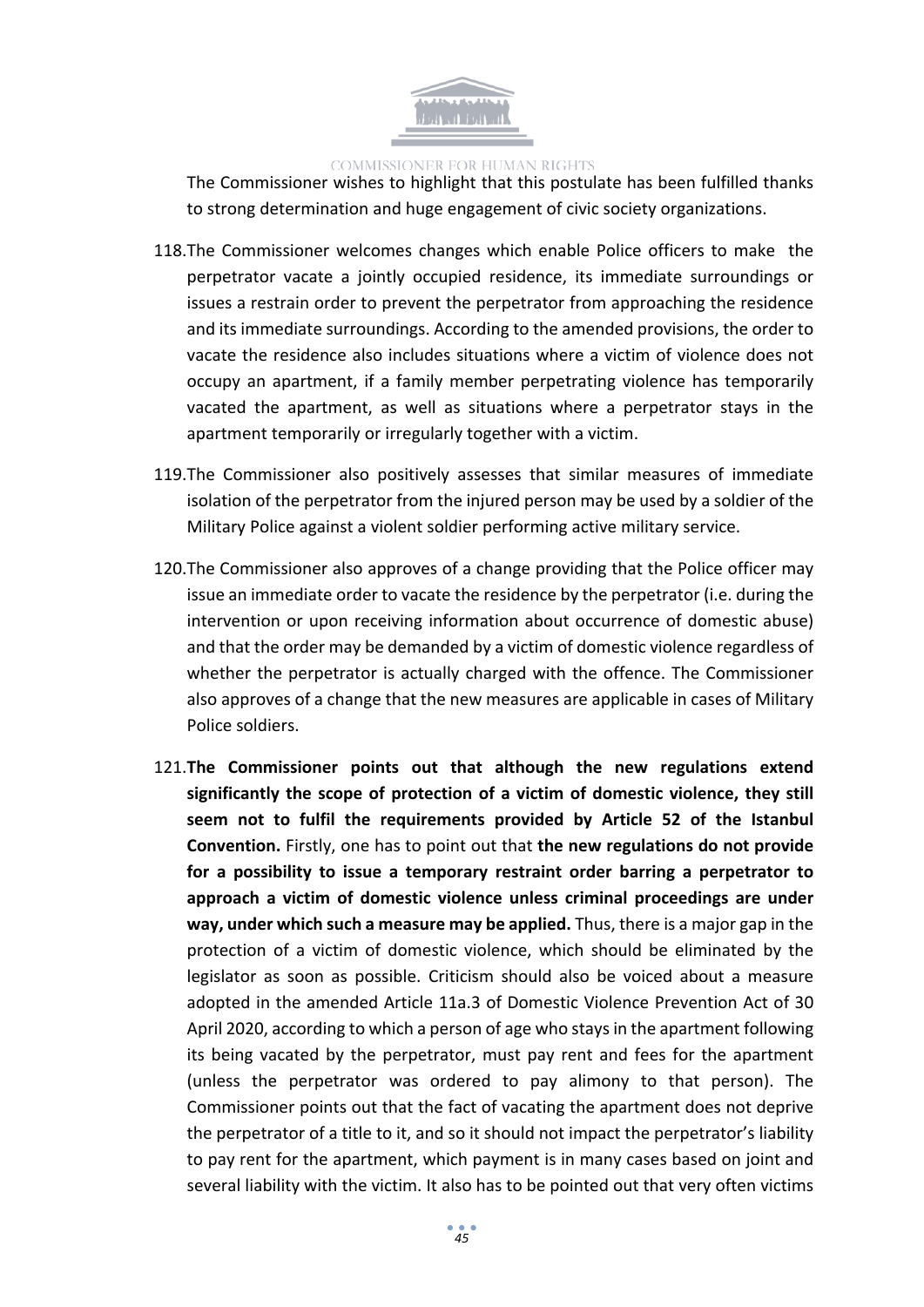The Commissioner wishes to highlight that this postulate has been fulfilled thanks to strong determination and huge engagement of civic society organizations.

118. The Commissioner welcomes changes which enable Police officers to make the perpetrator vacate a jointly occupied residence, its immediate surroundings or issues a restrain order to prevent the perpetrator from approaching the residence and its immediate surroundings. According to the amended provisions, the order to vacate the residence also includes situations where a victim of violence does not occupy an apartment, if a family member perpetrating violence has temporarily vacated the apartment, as well as situations where a perpetrator stays in the apartment temporarily or irregularly together with a victim.

119. The Commissioner also positively assesses that similar measures of immediate isolation of the perpetrator from the injured person may be used by a soldier of the Military Police against a violent soldier performing active military service.

120. The Commissioner also approves of a change providing that the Police officer may issue an immediate order to vacate the residence by the perpetrator (i.e. during the intervention or upon receiving information about occurrence of domestic abuse) and that the order may be demanded by a victim of domestic violence regardless of whether the perpetrator is actually charged with the offence. The Commissioner also approves of a change that the new measures are applicable in cases of Military Police soldiers.

121. **The Commissioner points out that although the new regulations extend significantly the scope of protection of a victim of domestic violence, they still seem not to fulfil the requirements provided by Article 52 of the Istanbul Convention.** Firstly, one has to point out that **the new regulations do not provide for a possibility to issue a temporary restraint order barring a perpetrator to approach a victim of domestic violence unless criminal proceedings are under way, under which such a measure may be applied.** Thus, there is a major gap in the protection of a victim of domestic violence, which should be eliminated by the legislator as soon as possible. Criticism should also be voiced about a measure adopted in the amended Article 11a.3 of Domestic Violence Prevention Act of 30 April 2020, according to which a person of age who stays in the apartment following its being vacated by the perpetrator, must pay rent and fees for the apartment (unless the perpetrator was ordered to pay alimony to that person). The Commissioner points out that the fact of vacating the apartment does not deprive the perpetrator of a title to it, and so it should not impact the perpetrator's liability to pay rent for the apartment, which payment is in many cases based on joint and several liability with the victim. It also has to be pointed out that very often victims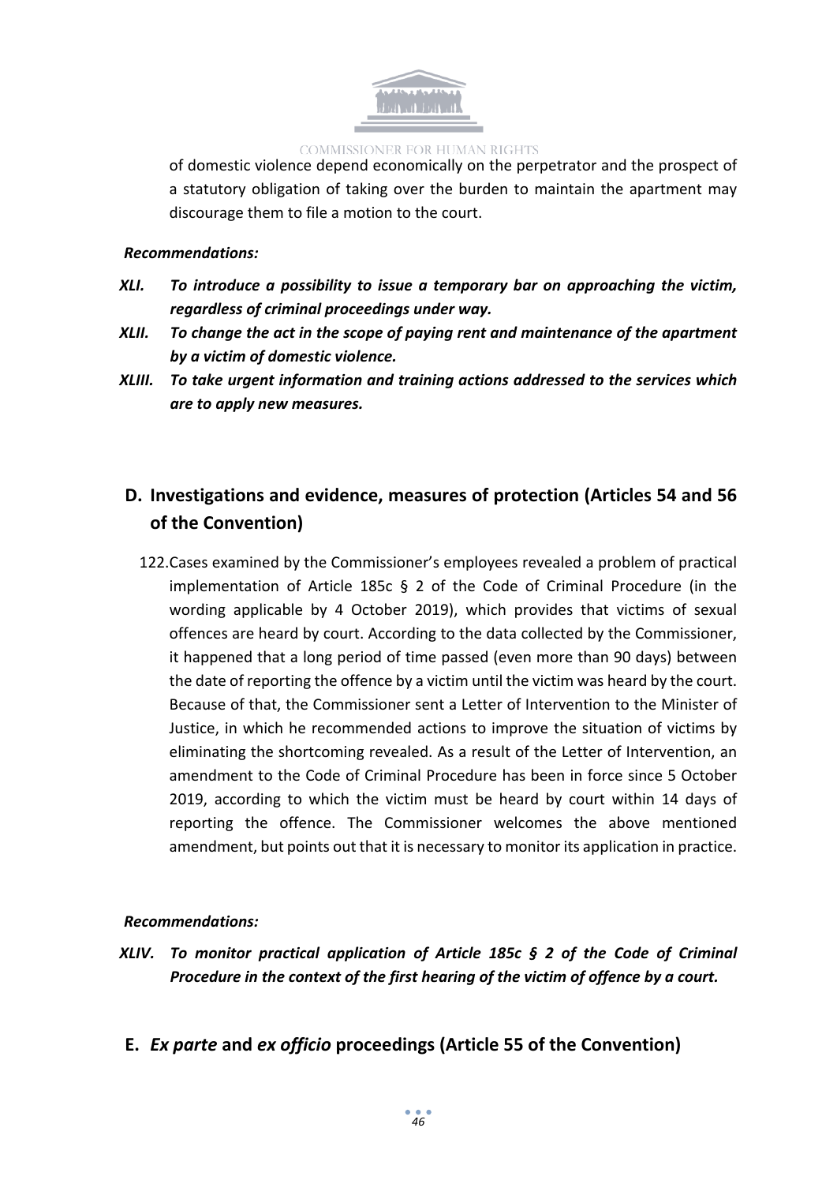of domestic violence depend economically on the perpetrator and the prospect of a statutory obligation of taking over the burden to maintain the apartment may discourage them to file a motion to the court.

***Recommendations:***

- ***XLI. To introduce a possibility to issue a temporary bar on approaching the victim, regardless of criminal proceedings under way.***
- ***XLII. To change the act in the scope of paying rent and maintenance of the apartment by a victim of domestic violence.***
- ***XLIII. To take urgent information and training actions addressed to the services which are to apply new measures.***

## D. Investigations and evidence, measures of protection (Articles 54 and 56 of the Convention)

122. Cases examined by the Commissioner's employees revealed a problem of practical implementation of Article 185c § 2 of the Code of Criminal Procedure (in the wording applicable by 4 October 2019), which provides that victims of sexual offences are heard by court. According to the data collected by the Commissioner, it happened that a long period of time passed (even more than 90 days) between the date of reporting the offence by a victim until the victim was heard by the court. Because of that, the Commissioner sent a Letter of Intervention to the Minister of Justice, in which he recommended actions to improve the situation of victims by eliminating the shortcoming revealed. As a result of the Letter of Intervention, an amendment to the Code of Criminal Procedure has been in force since 5 October 2019, according to which the victim must be heard by court within 14 days of reporting the offence. The Commissioner welcomes the above mentioned amendment, but points out that it is necessary to monitor its application in practice.

***Recommendations:***

- ***XLIV. To monitor practical application of Article 185c § 2 of the Code of Criminal Procedure in the context of the first hearing of the victim of offence by a court.***

## E. *Ex parte* and *ex officio* proceedings (Article 55 of the Convention)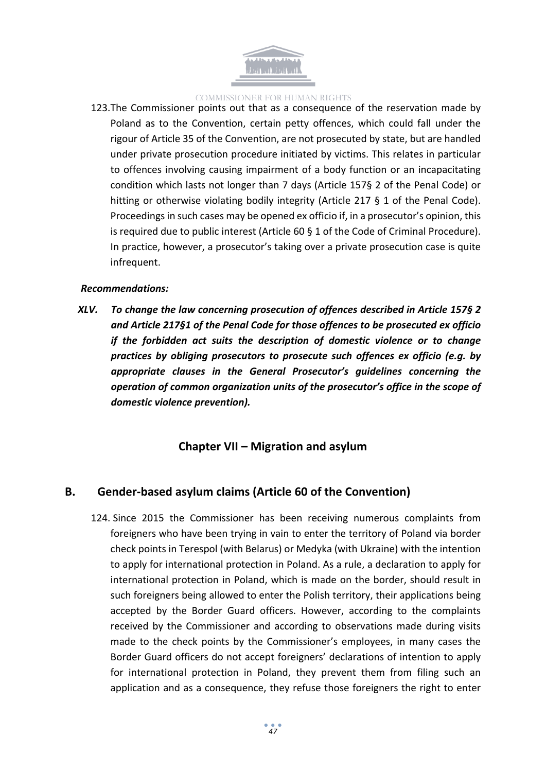123. The Commissioner points out that as a consequence of the reservation made by Poland as to the Convention, certain petty offences, which could fall under the rigour of Article 35 of the Convention, are not prosecuted by state, but are handled under private prosecution procedure initiated by victims. This relates in particular to offences involving causing impairment of a body function or an incapacitating condition which lasts not longer than 7 days (Article 157§ 2 of the Penal Code) or hitting or otherwise violating bodily integrity (Article 217 § 1 of the Penal Code). Proceedings in such cases may be opened ex officio if, in a prosecutor's opinion, this is required due to public interest (Article 60 § 1 of the Code of Criminal Procedure). In practice, however, a prosecutor's taking over a private prosecution case is quite infrequent.

***Recommendations:***

**XLV.** ***To change the law concerning prosecution of offences described in Article 157§ 2 and Article 217§1 of the Penal Code for those offences to be prosecuted ex officio if the forbidden act suits the description of domestic violence or to change practices by obliging prosecutors to prosecute such offences ex officio (e.g. by appropriate clauses in the General Prosecutor's guidelines concerning the operation of common organization units of the prosecutor's office in the scope of domestic violence prevention).***

## Chapter VII – Migration and asylum

### B. Gender-based asylum claims (Article 60 of the Convention)

124. Since 2015 the Commissioner has been receiving numerous complaints from foreigners who have been trying in vain to enter the territory of Poland via border check points in Terespol (with Belarus) or Medyka (with Ukraine) with the intention to apply for international protection in Poland. As a rule, a declaration to apply for international protection in Poland, which is made on the border, should result in such foreigners being allowed to enter the Polish territory, their applications being accepted by the Border Guard officers. However, according to the complaints received by the Commissioner and according to observations made during visits made to the check points by the Commissioner's employees, in many cases the Border Guard officers do not accept foreigners' declarations of intention to apply for international protection in Poland, they prevent them from filing such an application and as a consequence, they refuse those foreigners the right to enter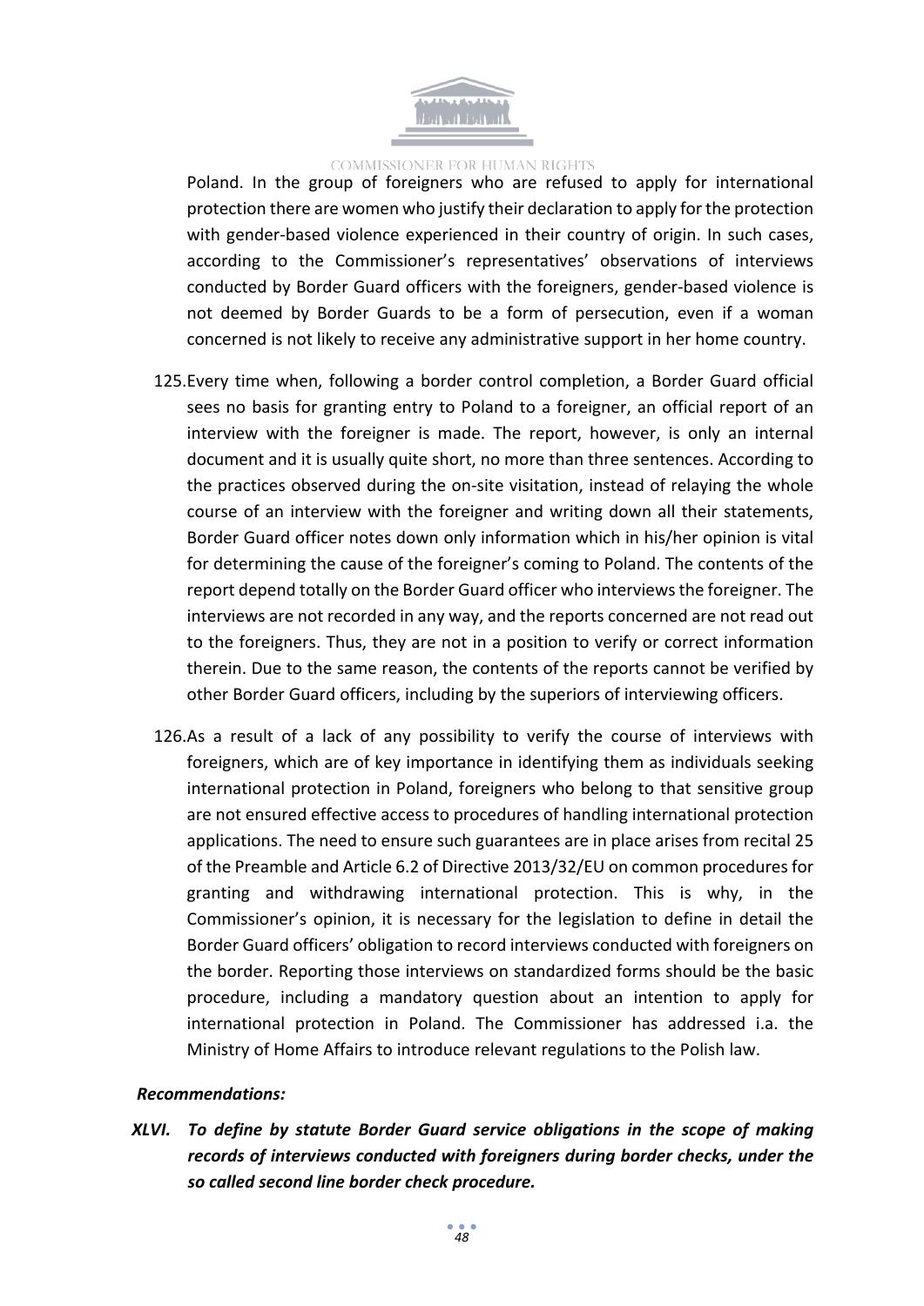Poland. In the group of foreigners who are refused to apply for international protection there are women who justify their declaration to apply for the protection with gender-based violence experienced in their country of origin. In such cases, according to the Commissioner's representatives' observations of interviews conducted by Border Guard officers with the foreigners, gender-based violence is not deemed by Border Guards to be a form of persecution, even if a woman concerned is not likely to receive any administrative support in her home country.

125. Every time when, following a border control completion, a Border Guard official sees no basis for granting entry to Poland to a foreigner, an official report of an interview with the foreigner is made. The report, however, is only an internal document and it is usually quite short, no more than three sentences. According to the practices observed during the on-site visitation, instead of relaying the whole course of an interview with the foreigner and writing down all their statements, Border Guard officer notes down only information which in his/her opinion is vital for determining the cause of the foreigner's coming to Poland. The contents of the report depend totally on the Border Guard officer who interviews the foreigner. The interviews are not recorded in any way, and the reports concerned are not read out to the foreigners. Thus, they are not in a position to verify or correct information therein. Due to the same reason, the contents of the reports cannot be verified by other Border Guard officers, including by the superiors of interviewing officers.

126. As a result of a lack of any possibility to verify the course of interviews with foreigners, which are of key importance in identifying them as individuals seeking international protection in Poland, foreigners who belong to that sensitive group are not ensured effective access to procedures of handling international protection applications. The need to ensure such guarantees are in place arises from recital 25 of the Preamble and Article 6.2 of Directive 2013/32/EU on common procedures for granting and withdrawing international protection. This is why, in the Commissioner's opinion, it is necessary for the legislation to define in detail the Border Guard officers' obligation to record interviews conducted with foreigners on the border. Reporting those interviews on standardized forms should be the basic procedure, including a mandatory question about an intention to apply for international protection in Poland. The Commissioner has addressed i.a. the Ministry of Home Affairs to introduce relevant regulations to the Polish law.

***Recommendations:***

***XLVI. To define by statute Border Guard service obligations in the scope of making records of interviews conducted with foreigners during border checks, under the so called second line border check procedure.***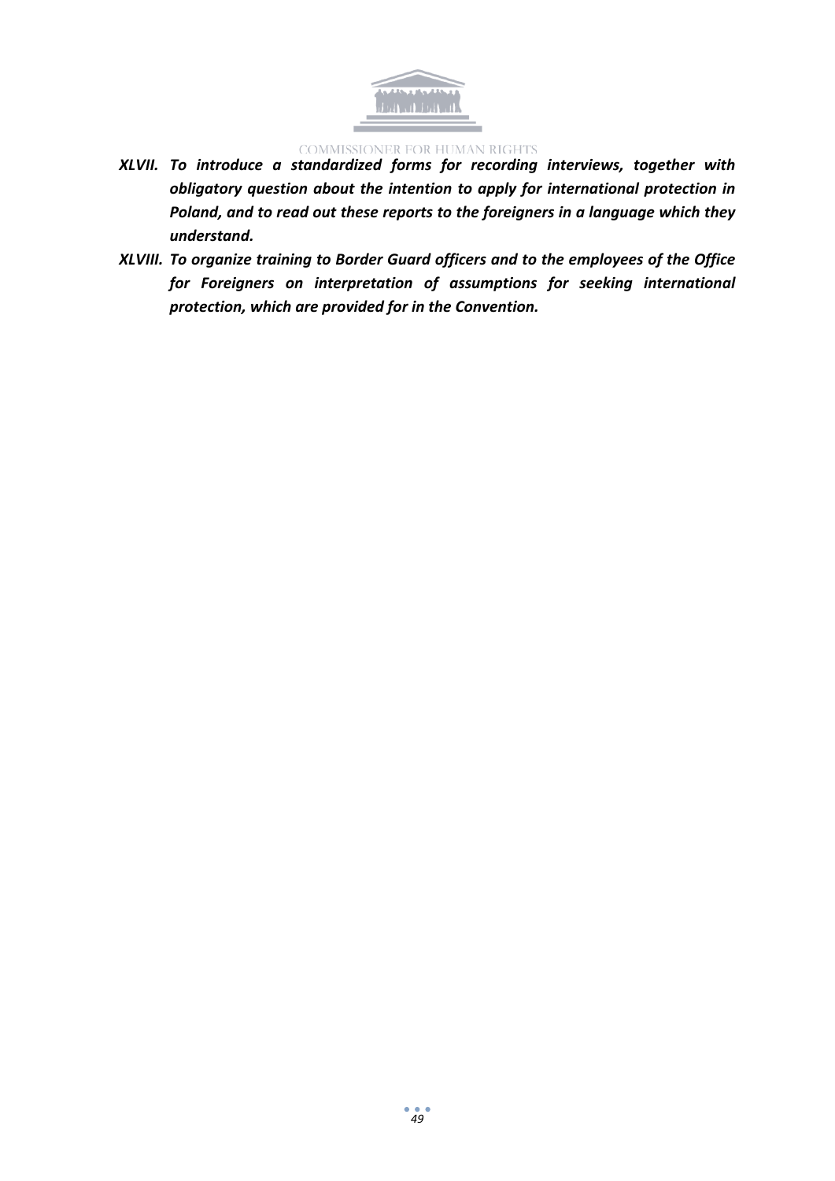XLVII. ***To introduce a standardized forms for recording interviews, together with obligatory question about the intention to apply for international protection in Poland, and to read out these reports to the foreigners in a language which they understand.***

XLVIII. ***To organize training to Border Guard officers and to the employees of the Office for Foreigners on interpretation of assumptions for seeking international protection, which are provided for in the Convention.***